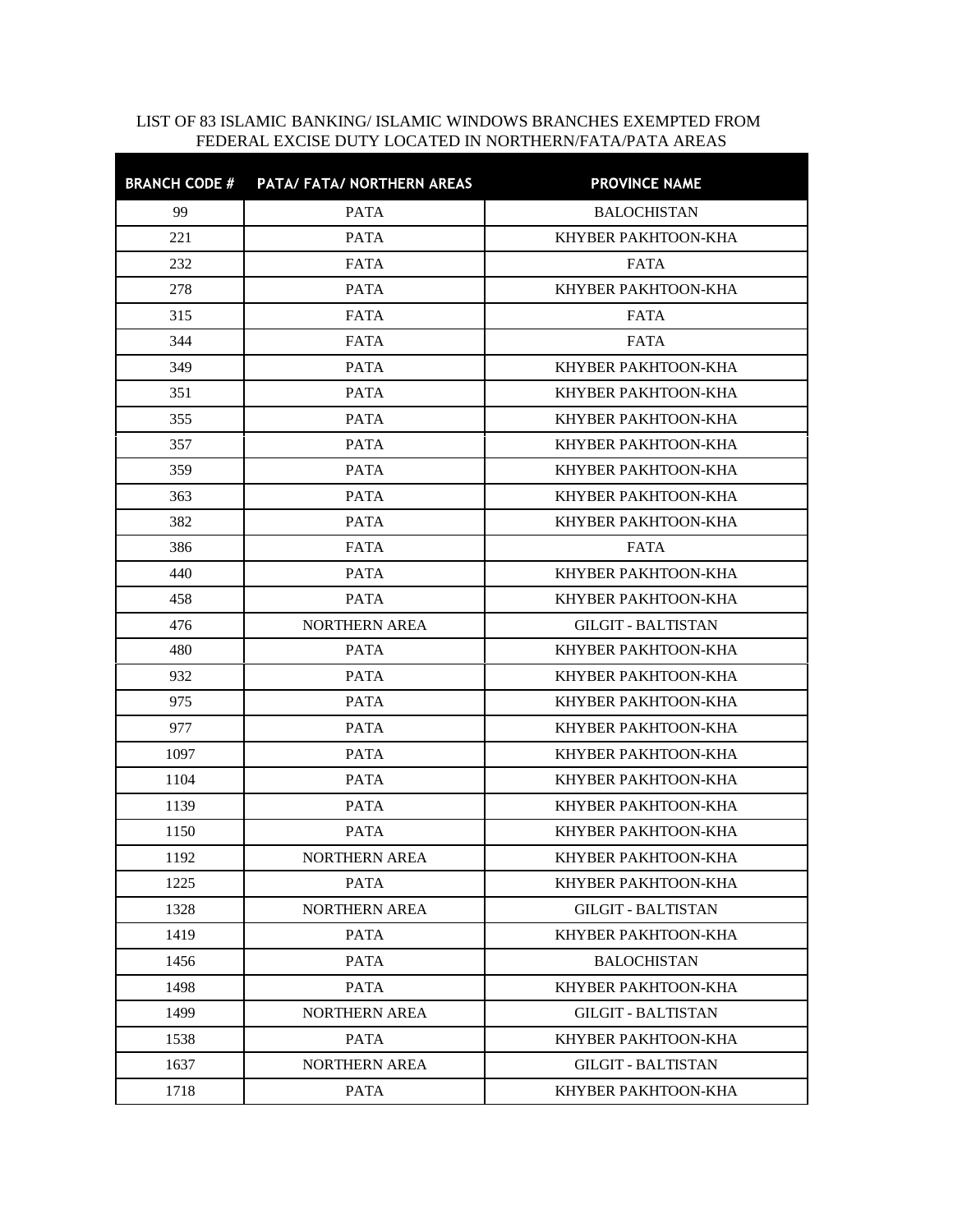LIST OF 83 ISLAMIC BANKING/ ISLAMIC WINDOWS BRANCHES EXEMPTED FROM FEDERAL EXCISE DUTY LOCATED IN NORTHERN/FATA/PATA AREAS

| BRANCH CODE # | PATA/ FATA/ NORTHERN AREAS | PROVINCE NAME |
|---|---|---|
| 99 | PATA | BALOCHISTAN |
| 221 | PATA | KHYBER PAKHTOON-KHA |
| 232 | FATA | FATA |
| 278 | PATA | KHYBER PAKHTOON-KHA |
| 315 | FATA | FATA |
| 344 | FATA | FATA |
| 349 | PATA | KHYBER PAKHTOON-KHA |
| 351 | PATA | KHYBER PAKHTOON-KHA |
| 355 | PATA | KHYBER PAKHTOON-KHA |
| 357 | PATA | KHYBER PAKHTOON-KHA |
| 359 | PATA | KHYBER PAKHTOON-KHA |
| 363 | PATA | KHYBER PAKHTOON-KHA |
| 382 | PATA | KHYBER PAKHTOON-KHA |
| 386 | FATA | FATA |
| 440 | PATA | KHYBER PAKHTOON-KHA |
| 458 | PATA | KHYBER PAKHTOON-KHA |
| 476 | NORTHERN AREA | GILGIT - BALTISTAN |
| 480 | PATA | KHYBER PAKHTOON-KHA |
| 932 | PATA | KHYBER PAKHTOON-KHA |
| 975 | PATA | KHYBER PAKHTOON-KHA |
| 977 | PATA | KHYBER PAKHTOON-KHA |
| 1097 | PATA | KHYBER PAKHTOON-KHA |
| 1104 | PATA | KHYBER PAKHTOON-KHA |
| 1139 | PATA | KHYBER PAKHTOON-KHA |
| 1150 | PATA | KHYBER PAKHTOON-KHA |
| 1192 | NORTHERN AREA | KHYBER PAKHTOON-KHA |
| 1225 | PATA | KHYBER PAKHTOON-KHA |
| 1328 | NORTHERN AREA | GILGIT - BALTISTAN |
| 1419 | PATA | KHYBER PAKHTOON-KHA |
| 1456 | PATA | BALOCHISTAN |
| 1498 | PATA | KHYBER PAKHTOON-KHA |
| 1499 | NORTHERN AREA | GILGIT - BALTISTAN |
| 1538 | PATA | KHYBER PAKHTOON-KHA |
| 1637 | NORTHERN AREA | GILGIT - BALTISTAN |
| 1718 | PATA | KHYBER PAKHTOON-KHA |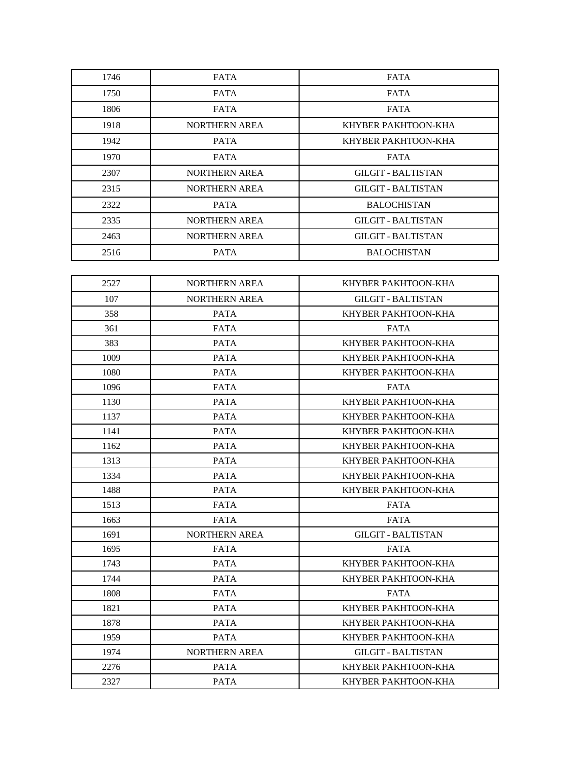| 1746 | FATA | FATA |
|---|---|---|
| 1750 | FATA | FATA |
| 1806 | FATA | FATA |
| 1918 | NORTHERN AREA | KHYBER PAKHTOON-KHA |
| 1942 | PATA | KHYBER PAKHTOON-KHA |
| 1970 | FATA | FATA |
| 2307 | NORTHERN AREA | GILGIT - BALTISTAN |
| 2315 | NORTHERN AREA | GILGIT - BALTISTAN |
| 2322 | PATA | BALOCHISTAN |
| 2335 | NORTHERN AREA | GILGIT - BALTISTAN |
| 2463 | NORTHERN AREA | GILGIT - BALTISTAN |
| 2516 | PATA | BALOCHISTAN |
| 2527 | NORTHERN AREA | KHYBER PAKHTOON-KHA |
| 107 | NORTHERN AREA | GILGIT - BALTISTAN |
| 358 | PATA | KHYBER PAKHTOON-KHA |
| 361 | FATA | FATA |
| 383 | PATA | KHYBER PAKHTOON-KHA |
| 1009 | PATA | KHYBER PAKHTOON-KHA |
| 1080 | PATA | KHYBER PAKHTOON-KHA |
| 1096 | FATA | FATA |
| 1130 | PATA | KHYBER PAKHTOON-KHA |
| 1137 | PATA | KHYBER PAKHTOON-KHA |
| 1141 | PATA | KHYBER PAKHTOON-KHA |
| 1162 | PATA | KHYBER PAKHTOON-KHA |
| 1313 | PATA | KHYBER PAKHTOON-KHA |
| 1334 | PATA | KHYBER PAKHTOON-KHA |
| 1488 | PATA | KHYBER PAKHTOON-KHA |
| 1513 | FATA | FATA |
| 1663 | FATA | FATA |
| 1691 | NORTHERN AREA | GILGIT - BALTISTAN |
| 1695 | FATA | FATA |
| 1743 | PATA | KHYBER PAKHTOON-KHA |
| 1744 | PATA | KHYBER PAKHTOON-KHA |
| 1808 | FATA | FATA |
| 1821 | PATA | KHYBER PAKHTOON-KHA |
| 1878 | PATA | KHYBER PAKHTOON-KHA |
| 1959 | PATA | KHYBER PAKHTOON-KHA |
| 1974 | NORTHERN AREA | GILGIT - BALTISTAN |
| 2276 | PATA | KHYBER PAKHTOON-KHA |
| 2327 | PATA | KHYBER PAKHTOON-KHA |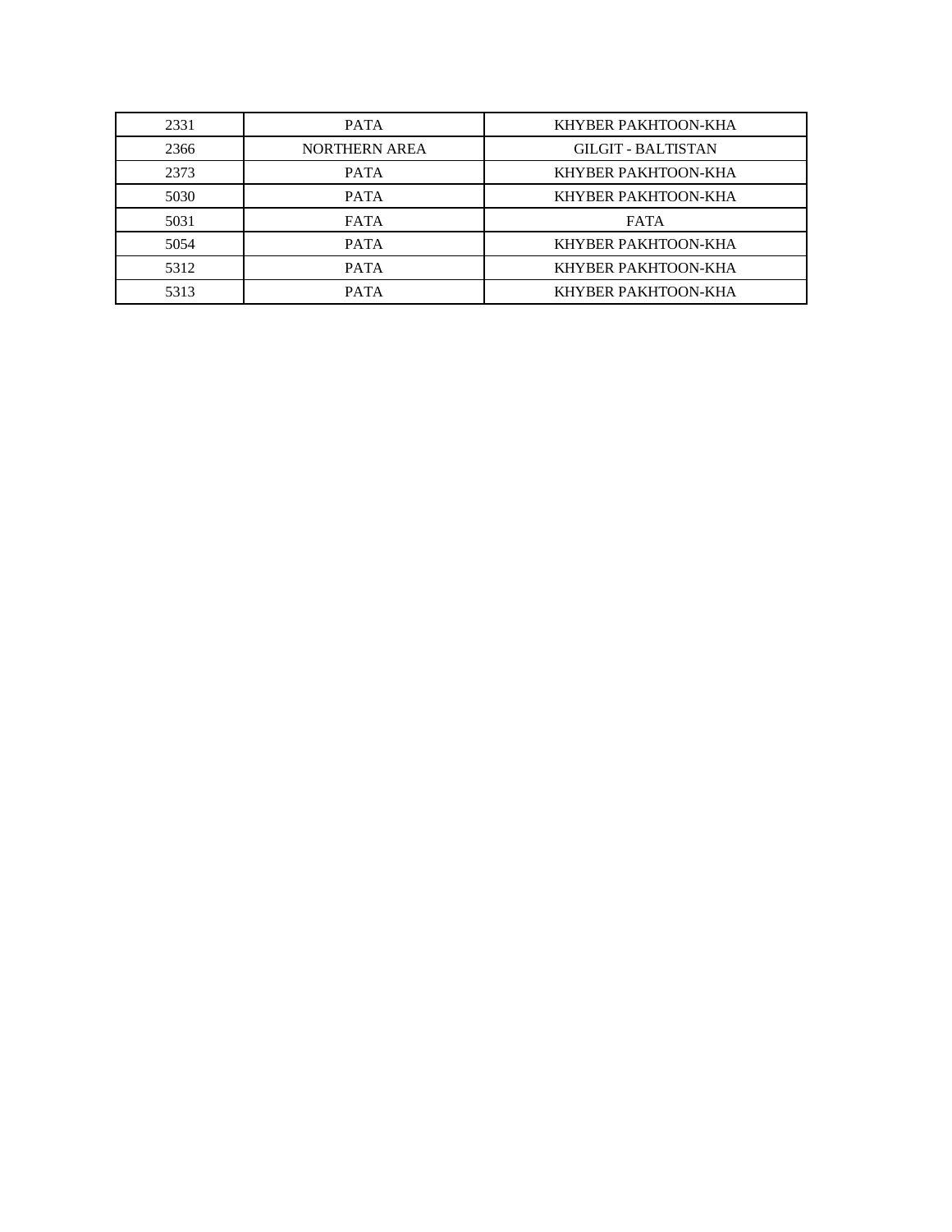| | | |
|---|---|---|
| 2331 | PATA | KHYBER PAKHTOON-KHA |
| 2366 | NORTHERN AREA | GILGIT - BALTISTAN |
| 2373 | PATA | KHYBER PAKHTOON-KHA |
| 5030 | PATA | KHYBER PAKHTOON-KHA |
| 5031 | FATA | FATA |
| 5054 | PATA | KHYBER PAKHTOON-KHA |
| 5312 | PATA | KHYBER PAKHTOON-KHA |
| 5313 | PATA | KHYBER PAKHTOON-KHA |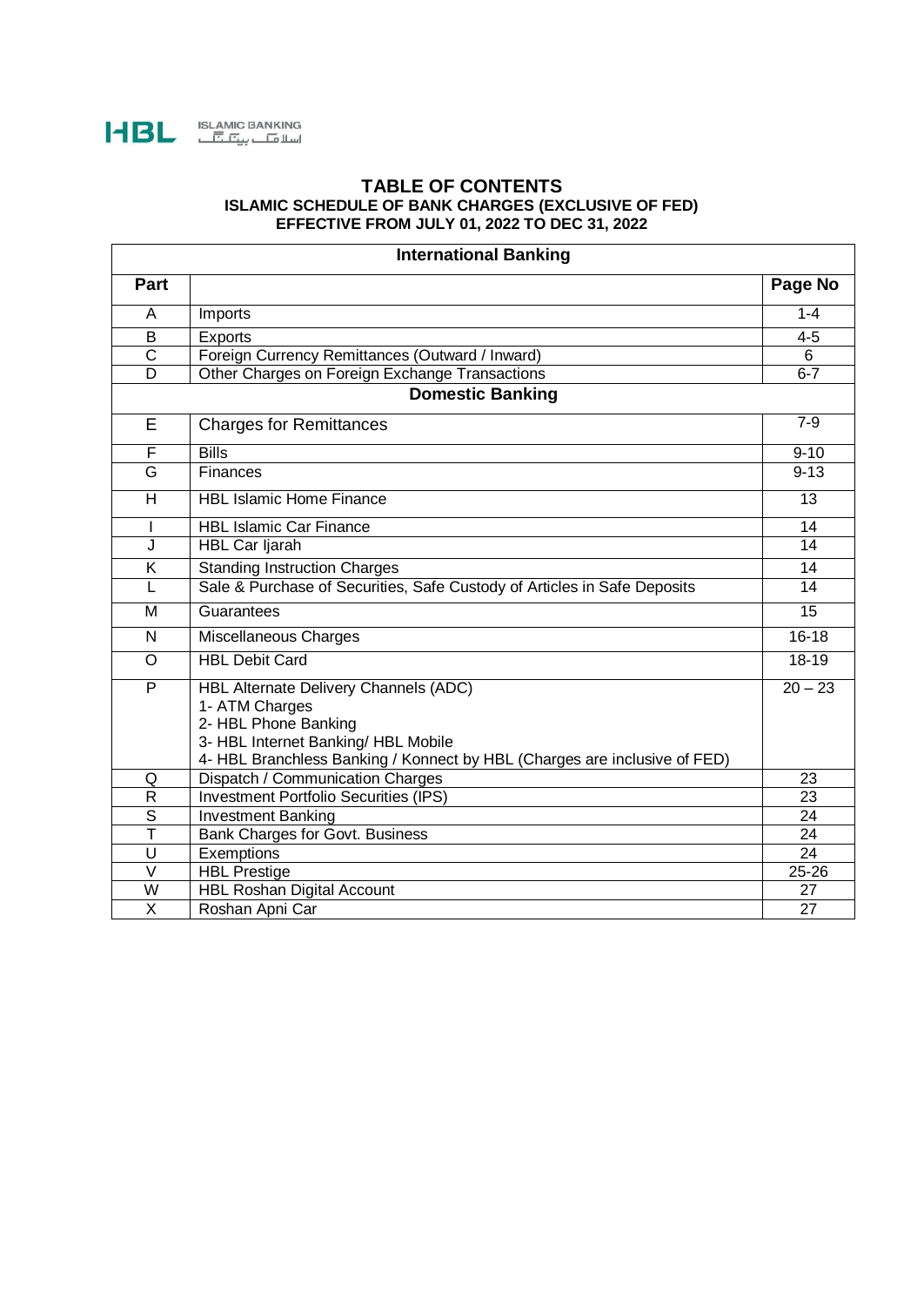HBL ISLAMIC BANKING اسلامک بینکنگ

# TABLE OF CONTENTS

## ISLAMIC SCHEDULE OF BANK CHARGES (EXCLUSIVE OF FED)

## EFFECTIVE FROM JULY 01, 2022 TO DEC 31, 2022

| **International Banking** | | |
|---|---|---|
| **Part** | | **Page No** |
| A | Imports | 1-4 |
| B | Exports | 4-5 |
| C | Foreign Currency Remittances (Outward / Inward) | 6 |
| D | Other Charges on Foreign Exchange Transactions | 6-7 |
| **Domestic Banking** | | |
| E | Charges for Remittances | 7-9 |
| F | Bills | 9-10 |
| G | Finances | 9-13 |
| H | HBL Islamic Home Finance | 13 |
| I | HBL Islamic Car Finance | 14 |
| J | HBL Car Ijarah | 14 |
| K | Standing Instruction Charges | 14 |
| L | Sale & Purchase of Securities, Safe Custody of Articles in Safe Deposits | 14 |
| M | Guarantees | 15 |
| N | Miscellaneous Charges | 16-18 |
| O | HBL Debit Card | 18-19 |
| P | HBL Alternate Delivery Channels (ADC)<br>1- ATM Charges<br>2- HBL Phone Banking<br>3- HBL Internet Banking/ HBL Mobile<br>4- HBL Branchless Banking / Konnect by HBL (Charges are inclusive of FED) | 20 – 23 |
| Q | Dispatch / Communication Charges | 23 |
| R | Investment Portfolio Securities (IPS) | 23 |
| S | Investment Banking | 24 |
| T | Bank Charges for Govt. Business | 24 |
| U | Exemptions | 24 |
| V | HBL Prestige | 25-26 |
| W | HBL Roshan Digital Account | 27 |
| X | Roshan Apni Car | 27 |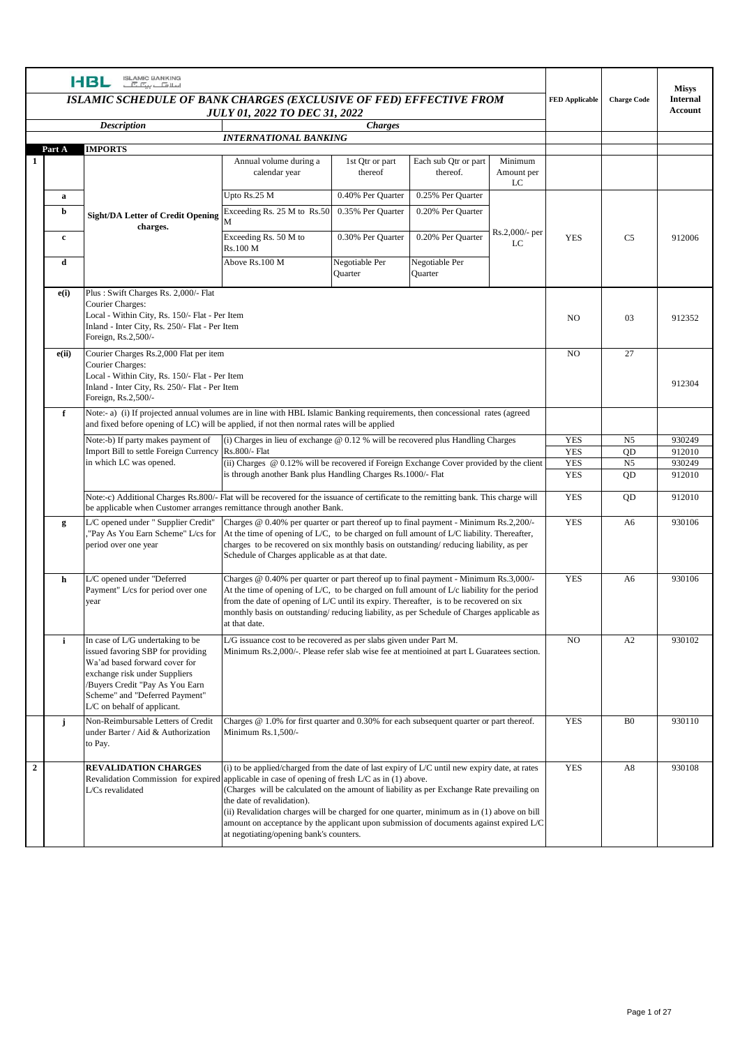HBL ISLAMIC BANKING

# ISLAMIC SCHEDULE OF BANK CHARGES (EXCLUSIVE OF FED) EFFECTIVE FROM JULY 01, 2022 TO DEC 31, 2022

| | | Description | Charges | | | | FED Applicable | Charge Code | Misys Internal Account |
|---|---|---|---|---|---|---|---|---|---|
| | | | INTERNATIONAL BANKING | | | | | | |
| Part A | | IMPORTS | | | | | | | |
| 1 | | Sight/DA Letter of Credit Opening charges. | Annual volume during a calendar year | 1st Qtr or part thereof | Each sub Qtr or part thereof. | Minimum Amount per LC | | | |
| | a | | Upto Rs.25 M | 0.40% Per Quarter | 0.25% Per Quarter | Rs.2,000/- per LC | YES | C5 | 912006 |
| | b | | Exceeding Rs. 25 M to Rs.50 M | 0.35% Per Quarter | 0.20% Per Quarter | | | | |
| | c | | Exceeding Rs. 50 M to Rs.100 M | 0.30% Per Quarter | 0.20% Per Quarter | | | | |
| | d | | Above Rs.100 M | Negotiable Per Quarter | Negotiable Per Quarter | | | | |
| | e(i) | Plus : Swift Charges Rs. 2,000/- Flat<br>Courier Charges:<br>Local - Within City, Rs. 150/- Flat - Per Item<br>Inland - Inter City, Rs. 250/- Flat - Per Item<br>Foreign, Rs.2,500/- | | | | | NO | 03 | 912352 |
| | e(ii) | Courier Charges Rs.2,000 Flat per item<br>Courier Charges:<br>Local - Within City, Rs. 150/- Flat - Per Item<br>Inland - Inter City, Rs. 250/- Flat - Per Item<br>Foreign, Rs.2,500/- | | | | | NO | 27 | 912304 |
| | f | Note:- a) (i) If projected annual volumes are in line with HBL Islamic Banking requirements, then concessional rates (agreed and fixed before opening of LC) will be applied, if not then normal rates will be applied | | | | | | | |
| | | Note:-b) If party makes payment of Import Bill to settle Foreign Currency in which LC was opened. | (i) Charges in lieu of exchange @ 0.12 % will be recovered plus Handling Charges Rs.800/- Flat | | | | YES<br>YES | N5<br>QD | 930249<br>912010 |
| | | | (ii) Charges @ 0.12% will be recovered if Foreign Exchange Cover provided by the client is through another Bank plus Handling Charges Rs.1000/- Flat | | | | YES<br>YES | N5<br>QD | 930249<br>912010 |
| | | Note:-c) Additional Charges Rs.800/- Flat will be recovered for the issuance of certificate to the remitting bank. This charge will be applicable when Customer arranges remittance through another Bank. | | | | | YES | QD | 912010 |
| | g | L/C opened under " Supplier Credit" ,"Pay As You Earn Scheme" L/cs for period over one year | Charges @ 0.40% per quarter or part thereof up to final payment - Minimum Rs.2,200/- At the time of opening of L/C, to be charged on full amount of L/C liability. Thereafter, charges to be recovered on six monthly basis on outstanding/ reducing liability, as per Schedule of Charges applicable as at that date. | | | | YES | A6 | 930106 |
| | h | L/C opened under "Deferred Payment" L/cs for period over one year | Charges @ 0.40% per quarter or part thereof up to final payment - Minimum Rs.3,000/- At the time of opening of L/C, to be charged on full amount of L/c liability for the period from the date of opening of L/C until its expiry. Thereafter, is to be recovered on six monthly basis on outstanding/ reducing liability, as per Schedule of Charges applicable as at that date. | | | | YES | A6 | 930106 |
| | i | In case of L/G undertaking to be issued favoring SBP for providing Wa'ad based forward cover for exchange risk under Suppliers /Buyers Credit "Pay As You Earn Scheme" and "Deferred Payment" L/C on behalf of applicant. | L/G issuance cost to be recovered as per slabs given under Part M. Minimum Rs.2,000/-. Please refer slab wise fee at mentioined at part L Guaratees section. | | | | NO | A2 | 930102 |
| | j | Non-Reimbursable Letters of Credit under Barter / Aid & Authorization to Pay. | Charges @ 1.0% for first quarter and 0.30% for each subsequent quarter or part thereof. Minimum Rs.1,500/- | | | | YES | B0 | 930110 |
| 2 | | **REVALIDATION CHARGES**<br>Revalidation Commission for expired L/Cs revalidated | (i) to be applied/charged from the date of last expiry of L/C until new expiry date, at rates applicable in case of opening of fresh L/C as in (1) above.<br>(Charges will be calculated on the amount of liability as per Exchange Rate prevailing on the date of revalidation).<br>(ii) Revalidation charges will be charged for one quarter, minimum as in (1) above on bill amount on acceptance by the applicant upon submission of documents against expired L/C at negotiating/opening bank's counters. | | | | YES | A8 | 930108 |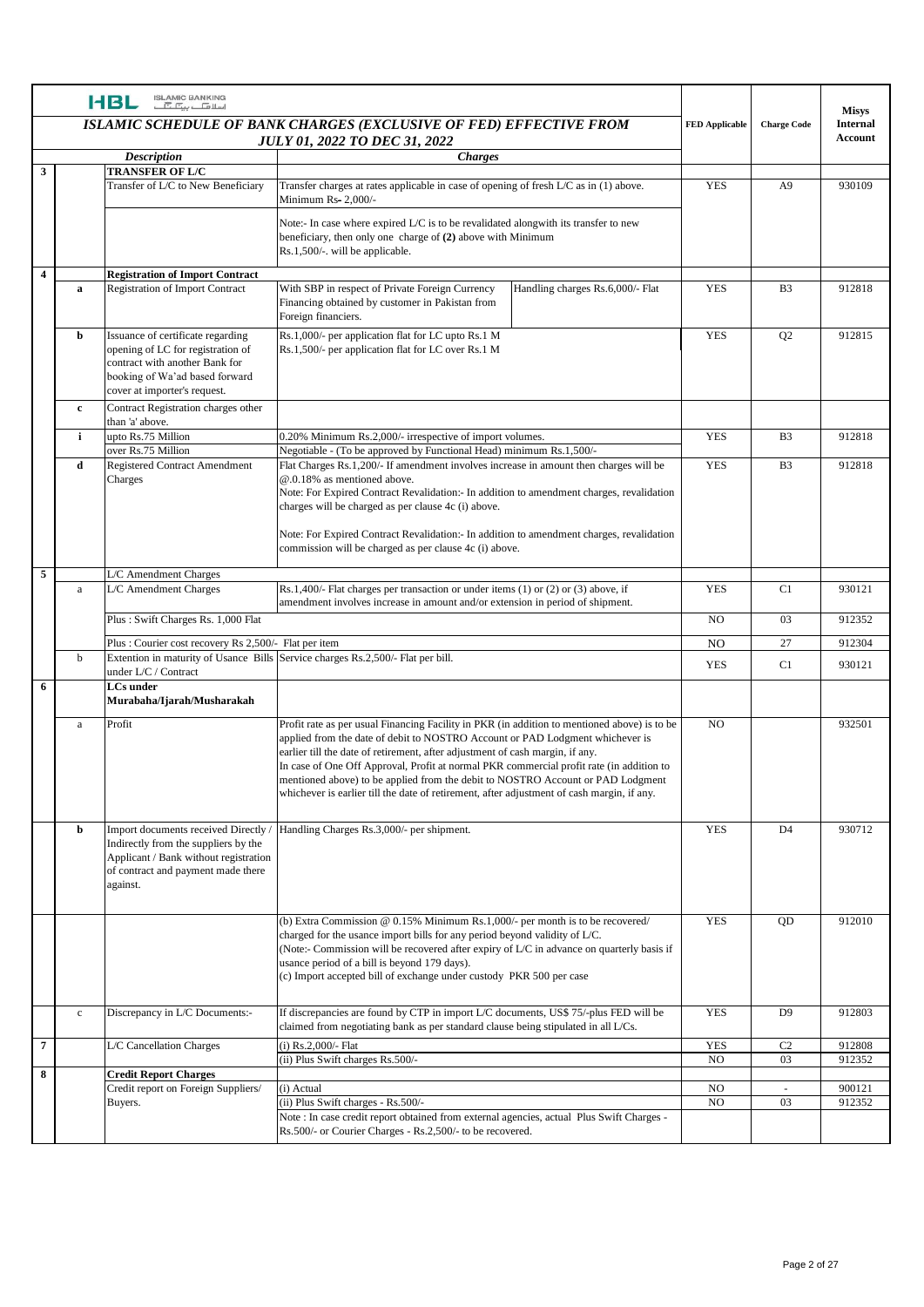| | | *Description* | *Charges* | | FED Applicable | Charge Code | Misys Internal Account |
|---|---|---|---|---|---|---|---|
| | | **ISLAMIC SCHEDULE OF BANK CHARGES (EXCLUSIVE OF FED) EFFECTIVE FROM JULY 01, 2022 TO DEC 31, 2022** | | | | | |
| **3** | | **TRANSFER OF L/C** | | | | | |
| | | Transfer of L/C to New Beneficiary | Transfer charges at rates applicable in case of opening of fresh L/C as in (1) above. Minimum Rs- 2,000/- | | YES | A9 | 930109 |
| | | | Note:- In case where expired L/C is to be revalidated alongwith its transfer to new beneficiary, then only one charge of **(2)** above with Minimum Rs.1,500/-. will be applicable. | | | | |
| **4** | | **Registration of Import Contract** | | | | | |
| | **a** | Registration of Import Contract | With SBP in respect of Private Foreign Currency Financing obtained by customer in Pakistan from Foreign financiers. | Handling charges Rs.6,000/- Flat | YES | B3 | 912818 |
| | **b** | Issuance of certificate regarding opening of LC for registration of contract with another Bank for booking of Wa'ad based forward cover at importer's request. | Rs.1,000/- per application flat for LC upto Rs.1 M<br>Rs.1,500/- per application flat for LC over Rs.1 M | | YES | Q2 | 912815 |
| | **c** | Contract Registration charges other than 'a' above. | | | | | |
| | **i** | upto Rs.75 Million | 0.20% Minimum Rs.2,000/- irrespective of import volumes. | | YES | B3 | 912818 |
| | | over Rs.75 Million | Negotiable - (To be approved by Functional Head) minimum Rs.1,500/- | | | | |
| | **d** | Registered Contract Amendment Charges | Flat Charges Rs.1,200/- If amendment involves increase in amount then charges will be @.0.18% as mentioned above.<br>Note: For Expired Contract Revalidation:- In addition to amendment charges, revalidation charges will be charged as per clause 4c (i) above.<br><br>Note: For Expired Contract Revalidation:- In addition to amendment charges, revalidation commission will be charged as per clause 4c (i) above. | | YES | B3 | 912818 |
| **5** | | L/C Amendment Charges | | | | | |
| | a | L/C Amendment Charges | Rs.1,400/- Flat charges per transaction or under items (1) or (2) or (3) above, if amendment involves increase in amount and/or extension in period of shipment. | | YES | C1 | 930121 |
| | | Plus : Swift Charges Rs. 1,000 Flat | | | NO | 03 | 912352 |
| | | Plus : Courier cost recovery Rs 2,500/- Flat per item | | | NO | 27 | 912304 |
| | b | Extention in maturity of Usance Bills under L/C / Contract | Service charges Rs.2,500/- Flat per bill. | | YES | C1 | 930121 |
| **6** | | **LCs under Murabaha/Ijarah/Musharakah** | | | | | |
| | a | Profit | Profit rate as per usual Financing Facility in PKR (in addition to mentioned above) is to be applied from the date of debit to NOSTRO Account or PAD Lodgment whichever is earlier till the date of retirement, after adjustment of cash margin, if any.<br>In case of One Off Approval, Profit at normal PKR commercial profit rate (in addition to mentioned above) to be applied from the debit to NOSTRO Account or PAD Lodgment whichever is earlier till the date of retirement, after adjustment of cash margin, if any. | | NO | | 932501 |
| | **b** | Import documents received Directly / Indirectly from the suppliers by the Applicant / Bank without registration of contract and payment made there against. | Handling Charges Rs.3,000/- per shipment. | | YES | D4 | 930712 |
| | | | (b) Extra Commission @ 0.15% Minimum Rs.1,000/- per month is to be recovered/ charged for the usance import bills for any period beyond validity of L/C.<br>(Note:- Commission will be recovered after expiry of L/C in advance on quarterly basis if usance period of a bill is beyond 179 days).<br>(c) Import accepted bill of exchange under custody PKR 500 per case | | YES | QD | 912010 |
| | c | Discrepancy in L/C Documents:- | If discrepancies are found by CTP in import L/C documents, US$ 75/-plus FED will be claimed from negotiating bank as per standard clause being stipulated in all L/Cs. | | YES | D9 | 912803 |
| **7** | | L/C Cancellation Charges | (i) Rs.2,000/- Flat | | YES | C2 | 912808 |
| | | | (ii) Plus Swift charges Rs.500/- | | NO | 03 | 912352 |
| **8** | | **Credit Report Charges** | | | | | |
| | | Credit report on Foreign Suppliers/ Buyers. | (i) Actual | | NO | - | 900121 |
| | | | (ii) Plus Swift charges - Rs.500/- | | NO | 03 | 912352 |
| | | | Note : In case credit report obtained from external agencies, actual Plus Swift Charges - Rs.500/- or Courier Charges - Rs.2,500/- to be recovered. | | | | |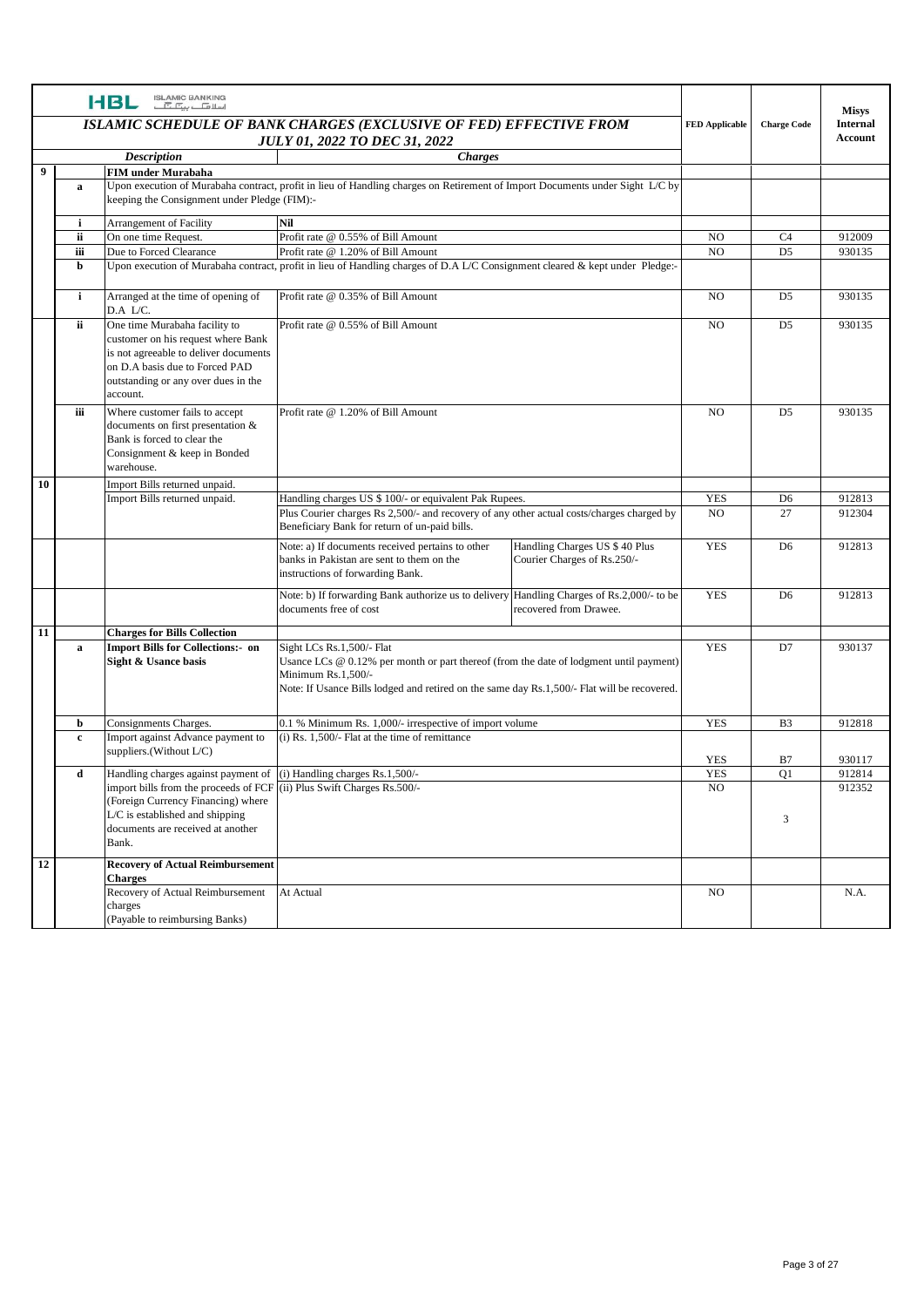**ISLAMIC SCHEDULE OF BANK CHARGES (EXCLUSIVE OF FED) EFFECTIVE FROM JULY 01, 2022 TO DEC 31, 2022**

| | | Description | Charges | | FED Applicable | Charge Code | Misys Internal Account |
|---|---|---|---|---|---|---|---|
| **9** | | **FIM under Murabaha** | | | | | |
| | **a** | Upon execution of Murabaha contract, profit in lieu of Handling charges on Retirement of Import Documents under Sight L/C by keeping the Consignment under Pledge (FIM):- | | | | | |
| | **i** | Arrangement of Facility | **Nil** | | | | |
| | **ii** | On one time Request. | Profit rate @ 0.55% of Bill Amount | | NO | C4 | 912009 |
| | **iii** | Due to Forced Clearance | Profit rate @ 1.20% of Bill Amount | | NO | D5 | 930135 |
| | **b** | Upon execution of Murabaha contract, profit in lieu of Handling charges of D.A L/C Consignment cleared & kept under Pledge:- | | | | | |
| | **i** | Arranged at the time of opening of D.A L/C. | Profit rate @ 0.35% of Bill Amount | | NO | D5 | 930135 |
| | **ii** | One time Murabaha facility to customer on his request where Bank is not agreeable to deliver documents on D.A basis due to Forced PAD outstanding or any over dues in the account. | Profit rate @ 0.55% of Bill Amount | | NO | D5 | 930135 |
| | **iii** | Where customer fails to accept documents on first presentation & Bank is forced to clear the Consignment & keep in Bonded warehouse. | Profit rate @ 1.20% of Bill Amount | | NO | D5 | 930135 |
| **10** | | Import Bills returned unpaid. | | | | | |
| | | Import Bills returned unpaid. | Handling charges US $ 100/- or equivalent Pak Rupees. | | YES | D6 | 912813 |
| | | | Plus Courier charges Rs 2,500/- and recovery of any other actual costs/charges charged by Beneficiary Bank for return of un-paid bills. | | NO | 27 | 912304 |
| | | | Note: a) If documents received pertains to other banks in Pakistan are sent to them on the instructions of forwarding Bank. | Handling Charges US $ 40 Plus Courier Charges of Rs.250/- | YES | D6 | 912813 |
| | | | Note: b) If forwarding Bank authorize us to delivery documents free of cost | Handling Charges of Rs.2,000/- to be recovered from Drawee. | YES | D6 | 912813 |
| **11** | | **Charges for Bills Collection** | | | | | |
| | **a** | **Import Bills for Collections:- on Sight & Usance basis** | Sight LCs Rs.1,500/- Flat<br>Usance LCs @ 0.12% per month or part thereof (from the date of lodgment until payment) Minimum Rs.1,500/-<br>Note: If Usance Bills lodged and retired on the same day Rs.1,500/- Flat will be recovered. | | YES | D7 | 930137 |
| | **b** | Consignments Charges. | 0.1 % Minimum Rs. 1,000/- irrespective of import volume | | YES | B3 | 912818 |
| | **c** | Import against Advance payment to suppliers.(Without L/C) | (i) Rs. 1,500/- Flat at the time of remittance | | YES | B7 | 930117 |
| | **d** | Handling charges against payment of import bills from the proceeds of FCF (Foreign Currency Financing) where L/C is established and shipping documents are received at another Bank. | (i) Handling charges Rs.1,500/- | | YES | Q1 | 912814 |
| | | | (ii) Plus Swift Charges Rs.500/- | | NO | 3 | 912352 |
| **12** | | **Recovery of Actual Reimbursement Charges** | | | | | |
| | | Recovery of Actual Reimbursement charges (Payable to reimbursing Banks) | At Actual | | NO | | N.A. |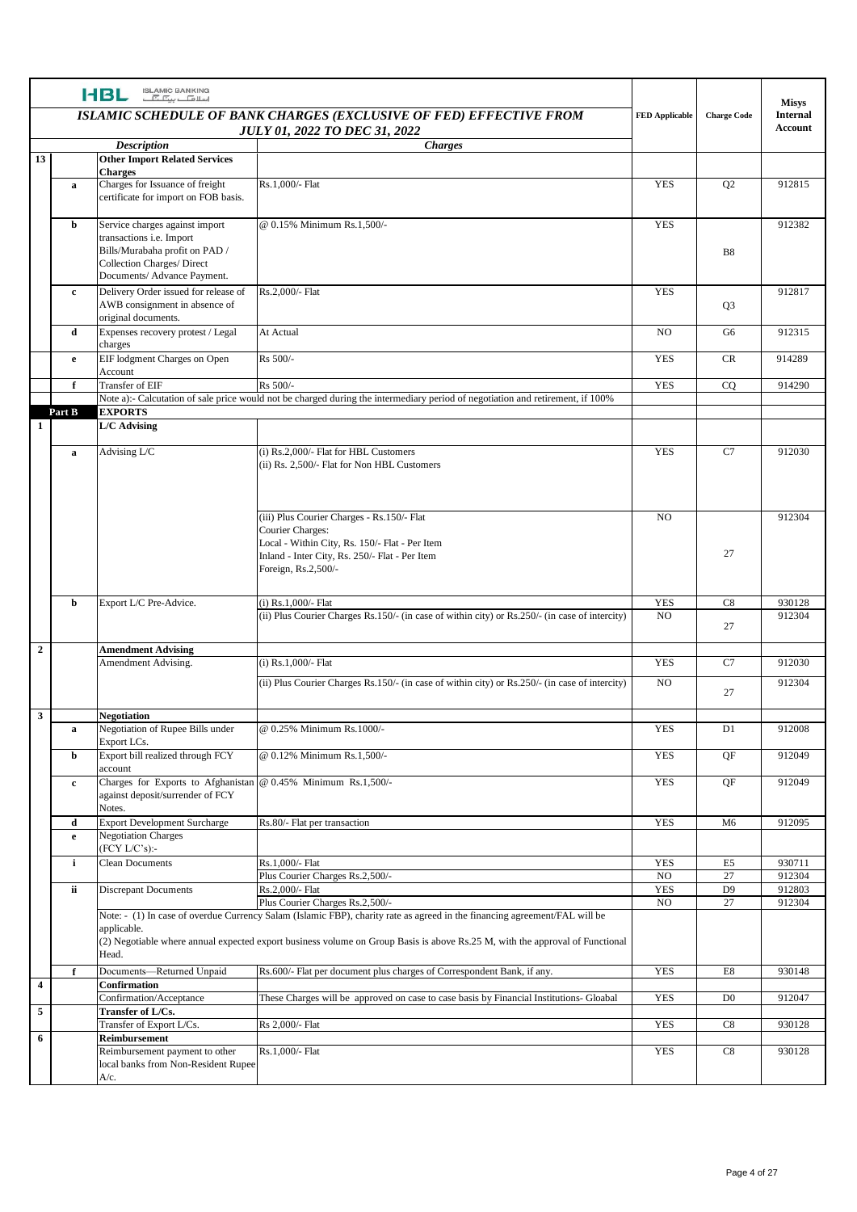| | | HBL ISLAMIC BANKING | | | | Misys Internal Account |
|---|---|---|---|---|---|---|
| | | ***ISLAMIC SCHEDULE OF BANK CHARGES (EXCLUSIVE OF FED) EFFECTIVE FROM JULY 01, 2022 TO DEC 31, 2022*** | | **FED Applicable** | **Charge Code** | |
| | | ***Description*** | ***Charges*** | | | |
| **13** | | **Other Import Related Services Charges** | | | | |
| | **a** | Charges for Issuance of freight certificate for import on FOB basis. | Rs.1,000/- Flat | YES | Q2 | 912815 |
| | **b** | Service charges against import transactions i.e. Import Bills/Murabaha profit on PAD / Collection Charges/ Direct Documents/ Advance Payment. | @ 0.15% Minimum Rs.1,500/- | YES | B8 | 912382 |
| | **c** | Delivery Order issued for release of AWB consignment in absence of original documents. | Rs.2,000/- Flat | YES | Q3 | 912817 |
| | **d** | Expenses recovery protest / Legal charges | At Actual | NO | G6 | 912315 |
| | **e** | EIF lodgment Charges on Open Account | Rs 500/- | YES | CR | 914289 |
| | **f** | Transfer of EIF | Rs 500/- | YES | CQ | 914290 |
| | | | Note a):- Calcutation of sale price would not be charged during the intermediary period of negotiation and retirement, if 100% | | | |
| | **Part B** | **EXPORTS** | | | | |
| **1** | | **L/C Advising** | | | | |
| | **a** | Advising L/C | (i) Rs.2,000/- Flat for HBL Customers<br>(ii) Rs. 2,500/- Flat for Non HBL Customers | YES | C7 | 912030 |
| | | | (iii) Plus Courier Charges - Rs.150/- Flat<br>Courier Charges:<br>Local - Within City, Rs. 150/- Flat - Per Item<br>Inland - Inter City, Rs. 250/- Flat - Per Item<br>Foreign, Rs.2,500/- | NO | 27 | 912304 |
| | **b** | Export L/C Pre-Advice. | (i) Rs.1,000/- Flat | YES | C8 | 930128 |
| | | | (ii) Plus Courier Charges Rs.150/- (in case of within city) or Rs.250/- (in case of intercity) | NO | 27 | 912304 |
| **2** | | **Amendment Advising** | | | | |
| | | Amendment Advising. | (i) Rs.1,000/- Flat | YES | C7 | 912030 |
| | | | (ii) Plus Courier Charges Rs.150/- (in case of within city) or Rs.250/- (in case of intercity) | NO | 27 | 912304 |
| **3** | | **Negotiation** | | | | |
| | **a** | Negotiation of Rupee Bills under Export LCs. | @ 0.25% Minimum Rs.1000/- | YES | D1 | 912008 |
| | **b** | Export bill realized through FCY account | @ 0.12% Minimum Rs.1,500/- | YES | QF | 912049 |
| | **c** | Charges for Exports to Afghanistan against deposit/surrender of FCY Notes. | @ 0.45% Minimum Rs.1,500/- | YES | QF | 912049 |
| | **d** | Export Development Surcharge | Rs.80/- Flat per transaction | YES | M6 | 912095 |
| | **e** | Negotiation Charges (FCY L/C's):- | | | | |
| | **i** | Clean Documents | Rs.1,000/- Flat | YES | E5 | 930711 |
| | | | Plus Courier Charges Rs.2,500/- | NO | 27 | 912304 |
| | **ii** | Discrepant Documents | Rs.2,000/- Flat | YES | D9 | 912803 |
| | | | Plus Courier Charges Rs.2,500/- | NO | 27 | 912304 |
| | | Note: - (1) In case of overdue Currency Salam (Islamic FBP), charity rate as agreed in the financing agreement/FAL will be applicable.<br>(2) Negotiable where annual expected export business volume on Group Basis is above Rs.25 M, with the approval of Functional Head. | | | | |
| | **f** | Documents—Returned Unpaid | Rs.600/- Flat per document plus charges of Correspondent Bank, if any. | YES | E8 | 930148 |
| **4** | | **Confirmation** | | | | |
| | | Confirmation/Acceptance | These Charges will be approved on case to case basis by Financial Institutions- Gloabal | YES | D0 | 912047 |
| **5** | | **Transfer of L/Cs.** | | | | |
| | | Transfer of Export L/Cs. | Rs 2,000/- Flat | YES | C8 | 930128 |
| **6** | | **Reimbursement** | | | | |
| | | Reimbursement payment to other local banks from Non-Resident Rupee A/c. | Rs.1,000/- Flat | YES | C8 | 930128 |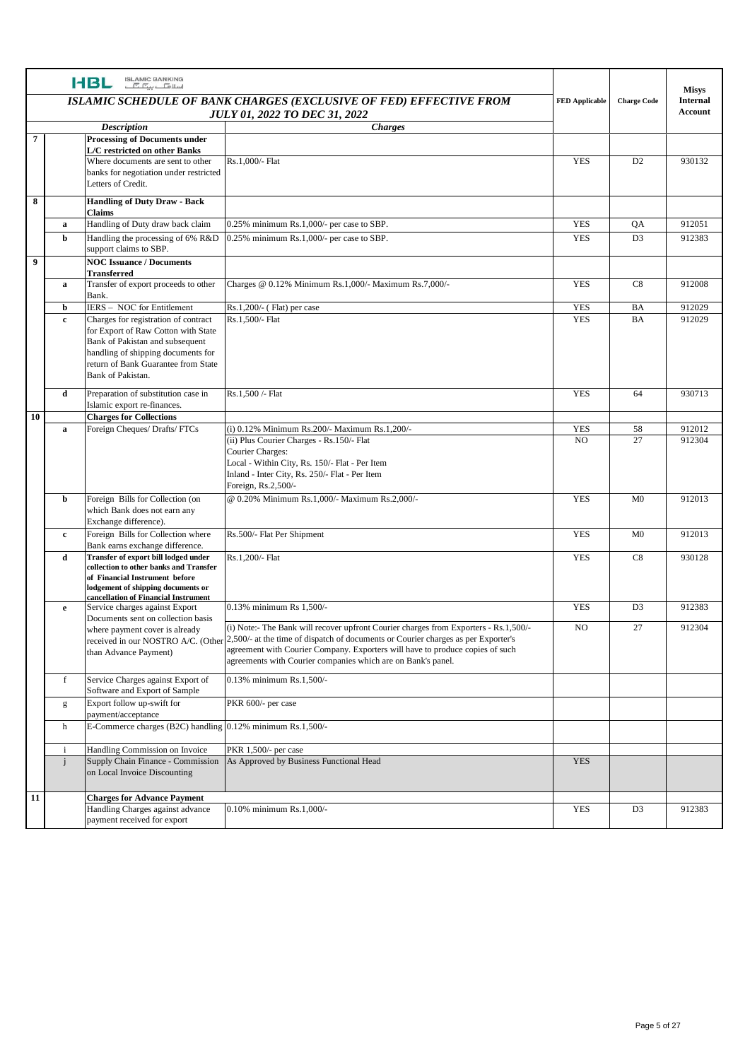| | | ISLAMIC SCHEDULE OF BANK CHARGES (EXCLUSIVE OF FED) EFFECTIVE FROM JULY 01, 2022 TO DEC 31, 2022 | | FED Applicable | Charge Code | Misys Internal Account |
|---|---|---|---|---|---|---|
| | | ***Description*** | ***Charges*** | | | |
| **7** | | **Processing of Documents under L/C restricted on other Banks** | | | | |
| | | Where documents are sent to other banks for negotiation under restricted Letters of Credit. | Rs.1,000/- Flat | YES | D2 | 930132 |
| **8** | | **Handling of Duty Draw - Back Claims** | | | | |
| | **a** | Handling of Duty draw back claim | 0.25% minimum Rs.1,000/- per case to SBP. | YES | QA | 912051 |
| | **b** | Handling the processing of 6% R&D support claims to SBP. | 0.25% minimum Rs.1,000/- per case to SBP. | YES | D3 | 912383 |
| **9** | | **NOC Issuance / Documents Transferred** | | | | |
| | **a** | Transfer of export proceeds to other Bank. | Charges @ 0.12% Minimum Rs.1,000/- Maximum Rs.7,000/- | YES | C8 | 912008 |
| | **b** | IERS – NOC for Entitlement | Rs.1,200/- ( Flat) per case | YES | BA | 912029 |
| | **c** | Charges for registration of contract for Export of Raw Cotton with State Bank of Pakistan and subsequent handling of shipping documents for return of Bank Guarantee from State Bank of Pakistan. | Rs.1,500/- Flat | YES | BA | 912029 |
| | **d** | Preparation of substitution case in Islamic export re-finances. | Rs.1,500 /- Flat | YES | 64 | 930713 |
| **10** | | **Charges for Collections** | | | | |
| | **a** | Foreign Cheques/ Drafts/ FTCs | (i) 0.12% Minimum Rs.200/- Maximum Rs.1,200/- | YES | 58 | 912012 |
| | | | (ii) Plus Courier Charges - Rs.150/- Flat<br>Courier Charges:<br>Local - Within City, Rs. 150/- Flat - Per Item<br>Inland - Inter City, Rs. 250/- Flat - Per Item<br>Foreign, Rs.2,500/- | NO | 27 | 912304 |
| | **b** | Foreign Bills for Collection (on which Bank does not earn any Exchange difference). | @ 0.20% Minimum Rs.1,000/- Maximum Rs.2,000/- | YES | M0 | 912013 |
| | **c** | Foreign Bills for Collection where Bank earns exchange difference. | Rs.500/- Flat Per Shipment | YES | M0 | 912013 |
| | **d** | **Transfer of export bill lodged under collection to other banks and Transfer of Financial Instrument before lodgement of shipping documents or cancellation of Financial Instrument** | Rs.1,200/- Flat | YES | C8 | 930128 |
| | **e** | Service charges against Export Documents sent on collection basis where payment cover is already received in our NOSTRO A/C. (Other than Advance Payment) | 0.13% minimum Rs 1,500/- | YES | D3 | 912383 |
| | | | (i) Note:- The Bank will recover upfront Courier charges from Exporters - Rs.1,500/- 2,500/- at the time of dispatch of documents or Courier charges as per Exporter's agreement with Courier Company. Exporters will have to produce copies of such agreements with Courier companies which are on Bank's panel. | NO | 27 | 912304 |
| | f | Service Charges against Export of Software and Export of Sample | 0.13% minimum Rs.1,500/- | | | |
| | g | Export follow up-swift for payment/acceptance | PKR 600/- per case | | | |
| | h | E-Commerce charges (B2C) handling | 0.12% minimum Rs.1,500/- | | | |
| | i | Handling Commission on Invoice | PKR 1,500/- per case | | | |
| | j | Supply Chain Finance - Commission on Local Invoice Discounting | As Approved by Business Functional Head | YES | | |
| **11** | | **Charges for Advance Payment** | | | | |
| | | Handling Charges against advance payment received for export | 0.10% minimum Rs.1,000/- | YES | D3 | 912383 |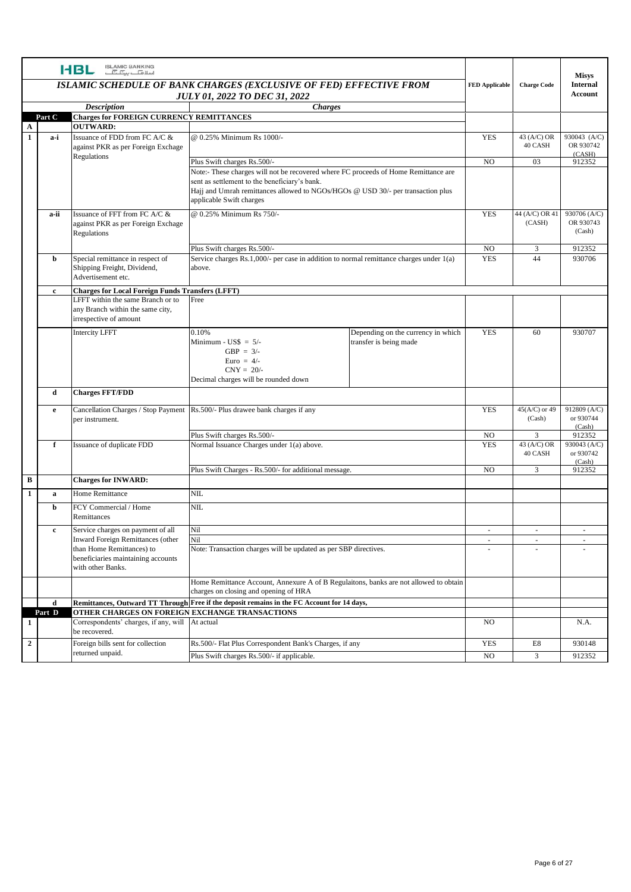HBL ISLAMIC BANKING

| | | Description | Charges | | FED Applicable | Charge Code | Misys Internal Account |
|---|---|---|---|---|---|---|---|
| | | ***ISLAMIC SCHEDULE OF BANK CHARGES (EXCLUSIVE OF FED) EFFECTIVE FROM JULY 01, 2022 TO DEC 31, 2022*** | | | | | |
| | **Part C** | **Charges for FOREIGN CURRENCY REMITTANCES** | | | | | |
| **A** | | **OUTWARD:** | | | | | |
| **1** | **a-i** | Issuance of FDD from FC A/C & against PKR as per Foreign Exchage Regulations | @ 0.25% Minimum Rs 1000/- | | YES | 43 (A/C) OR 40 CASH | 930043 (A/C) OR 930742 (CASH) |
| | | | Plus Swift charges Rs.500/- | | NO | 03 | 912352 |
| | | | Note:- These charges will not be recovered where FC proceeds of Home Remittance are sent as settlement to the beneficiary's bank. Hajj and Umrah remittances allowed to NGOs/HGOs @ USD 30/- per transaction plus applicable Swift charges | | | | |
| | **a-ii** | Issuance of FFT from FC A/C & against PKR as per Foreign Exchage Regulations | @ 0.25% Minimum Rs 750/- | | YES | 44 (A/C) OR 41 (CASH) | 930706 (A/C) OR 930743 (Cash) |
| | | | Plus Swift charges Rs.500/- | | NO | 3 | 912352 |
| | **b** | Special remittance in respect of Shipping Freight, Dividend, Advertisement etc. | Service charges Rs.1,000/- per case in addition to normal remittance charges under 1(a) above. | | YES | 44 | 930706 |
| | **c** | **Charges for Local Foreign Funds Transfers (LFFT)** | | | | | |
| | | LFFT within the same Branch or to any Branch within the same city, irrespective of amount | Free | | | | |
| | | Intercity LFFT | 0.10%<br>Minimum - US$ = 5/-<br>GBP = 3/-<br>Euro = 4/-<br>CNY = 20/-<br>Decimal charges will be rounded down | Depending on the currency in which transfer is being made | YES | 60 | 930707 |
| | **d** | **Charges FFT/FDD** | | | | | |
| | **e** | Cancellation Charges / Stop Payment per instrument. | Rs.500/- Plus drawee bank charges if any | | YES | 45(A/C) or 49 (Cash) | 912809 (A/C) or 930744 (Cash) |
| | | | Plus Swift charges Rs.500/- | | NO | 3 | 912352 |
| | **f** | Issuance of duplicate FDD | Normal Issuance Charges under 1(a) above. | | YES | 43 (A/C) OR 40 CASH | 930043 (A/C) or 930742 (Cash) |
| | | | Plus Swift Charges - Rs.500/- for additional message. | | NO | 3 | 912352 |
| **B** | | **Charges for INWARD:** | | | | | |
| **1** | **a** | Home Remittance | NIL | | | | |
| | **b** | FCY Commercial / Home Remittances | NIL | | | | |
| | **c** | Service charges on payment of all Inward Foreign Remittances (other than Home Remittances) to beneficiaries maintaining accounts with other Banks. | Nil | | - | - | - |
| | | | Nil | | - | - | - |
| | | | Note: Transaction charges will be updated as per SBP directives. | | - | - | - |
| | | | Home Remittance Account, Annexure A of B Regulaitons, banks are not allowed to obtain charges on closing and opening of HRA | | | | |
| | **d** | **Remittances, Outward TT Through** | **Free if the deposit remains in the FC Account for 14 days,** | | | | |
| | **Part D** | **OTHER CHARGES ON FOREIGN EXCHANGE TRANSACTIONS** | | | | | |
| **1** | | Correspondents' charges, if any, will be recovered. | At actual | | NO | | N.A. |
| **2** | | Foreign bills sent for collection returned unpaid. | Rs.500/- Flat Plus Correspondent Bank's Charges, if any | | YES | E8 | 930148 |
| | | | Plus Swift charges Rs.500/- if applicable. | | NO | 3 | 912352 |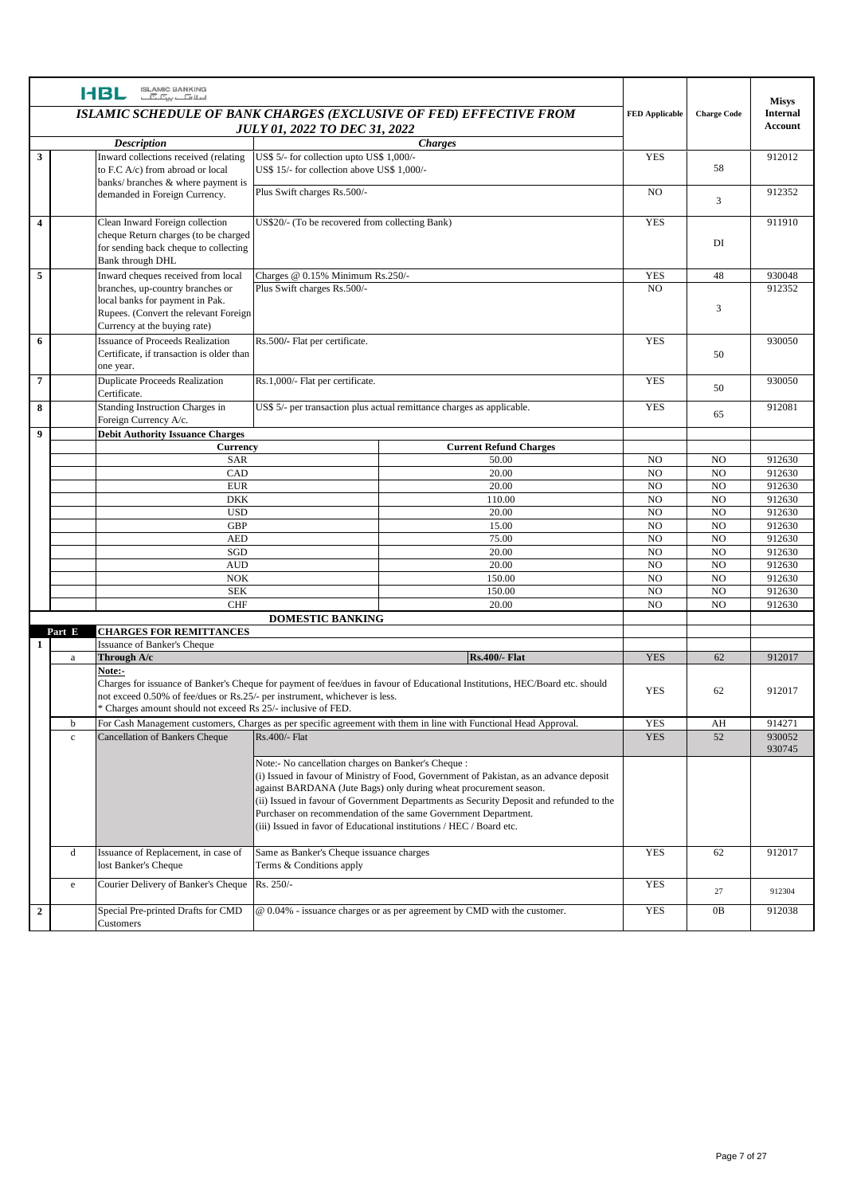HBL ISLAMIC BANKING

| | | *ISLAMIC SCHEDULE OF BANK CHARGES (EXCLUSIVE OF FED) EFFECTIVE FROM JULY 01, 2022 TO DEC 31, 2022* | | | FED Applicable | Charge Code | Misys Internal Account |
|---|---|---|---|---|---|---|---|
| | | *Description* | *Charges* | | | | |
| **3** | | Inward collections received (relating to F.C A/c) from abroad or local banks/ branches & where payment is demanded in Foreign Currency. | US$ 5/- for collection upto US$ 1,000/- US$ 15/- for collection above US$ 1,000/- | | YES | 58 | 912012 |
| | | | Plus Swift charges Rs.500/- | | NO | 3 | 912352 |
| **4** | | Clean Inward Foreign collection cheque Return charges (to be charged for sending back cheque to collecting Bank through DHL | US$20/- (To be recovered from collecting Bank) | | YES | DI | 911910 |
| **5** | | Inward cheques received from local branches, up-country branches or local banks for payment in Pak. Rupees. (Convert the relevant Foreign Currency at the buying rate) | Charges @ 0.15% Minimum Rs.250/- | | YES | 48 | 930048 |
| | | | Plus Swift charges Rs.500/- | | NO | 3 | 912352 |
| **6** | | Issuance of Proceeds Realization Certificate, if transaction is older than one year. | Rs.500/- Flat per certificate. | | YES | 50 | 930050 |
| **7** | | Duplicate Proceeds Realization Certificate. | Rs.1,000/- Flat per certificate. | | YES | 50 | 930050 |
| **8** | | Standing Instruction Charges in Foreign Currency A/c. | US$ 5/- per transaction plus actual remittance charges as applicable. | | YES | 65 | 912081 |
| **9** | | **Debit Authority Issuance Charges** | | | | | |
| | | **Currency** | | **Current Refund Charges** | | | |
| | | SAR | | 50.00 | NO | NO | 912630 |
| | | CAD | | 20.00 | NO | NO | 912630 |
| | | EUR | | 20.00 | NO | NO | 912630 |
| | | DKK | | 110.00 | NO | NO | 912630 |
| | | USD | | 20.00 | NO | NO | 912630 |
| | | GBP | | 15.00 | NO | NO | 912630 |
| | | AED | | 75.00 | NO | NO | 912630 |
| | | SGD | | 20.00 | NO | NO | 912630 |
| | | AUD | | 20.00 | NO | NO | 912630 |
| | | NOK | | 150.00 | NO | NO | 912630 |
| | | SEK | | 150.00 | NO | NO | 912630 |
| | | CHF | | 20.00 | NO | NO | 912630 |
| | | | **DOMESTIC BANKING** | | | | |
| | **Part E** | **CHARGES FOR REMITTANCES** | | | | | |
| **1** | | Issuance of Banker's Cheque | | | | | |
| | a | **Through A/c** | | **Rs.400/- Flat** | YES | 62 | 912017 |
| | | **Note:-** Charges for issuance of Banker's Cheque for payment of fee/dues in favour of Educational Institutions, HEC/Board etc. should not exceed 0.50% of fee/dues or Rs.25/- per instrument, whichever is less. * Charges amount should not exceed Rs 25/- inclusive of FED. | | | YES | 62 | 912017 |
| | b | For Cash Management customers, Charges as per specific agreement with them in line with Functional Head Approval. | | | YES | AH | 914271 |
| | c | Cancellation of Bankers Cheque | Rs.400/- Flat | | YES | 52 | 930052 930745 |
| | | | Note:- No cancellation charges on Banker's Cheque : (i) Issued in favour of Ministry of Food, Government of Pakistan, as an advance deposit against BARDANA (Jute Bags) only during wheat procurement season. (ii) Issued in favour of Government Departments as Security Deposit and refunded to the Purchaser on recommendation of the same Government Department. (iii) Issued in favor of Educational institutions / HEC / Board etc. | | | | |
| | d | Issuance of Replacement, in case of lost Banker's Cheque | Same as Banker's Cheque issuance charges Terms & Conditions apply | | YES | 62 | 912017 |
| | e | Courier Delivery of Banker's Cheque | Rs. 250/- | | YES | 27 | 912304 |
| **2** | | Special Pre-printed Drafts for CMD Customers | @ 0.04% - issuance charges or as per agreement by CMD with the customer. | | YES | 0B | 912038 |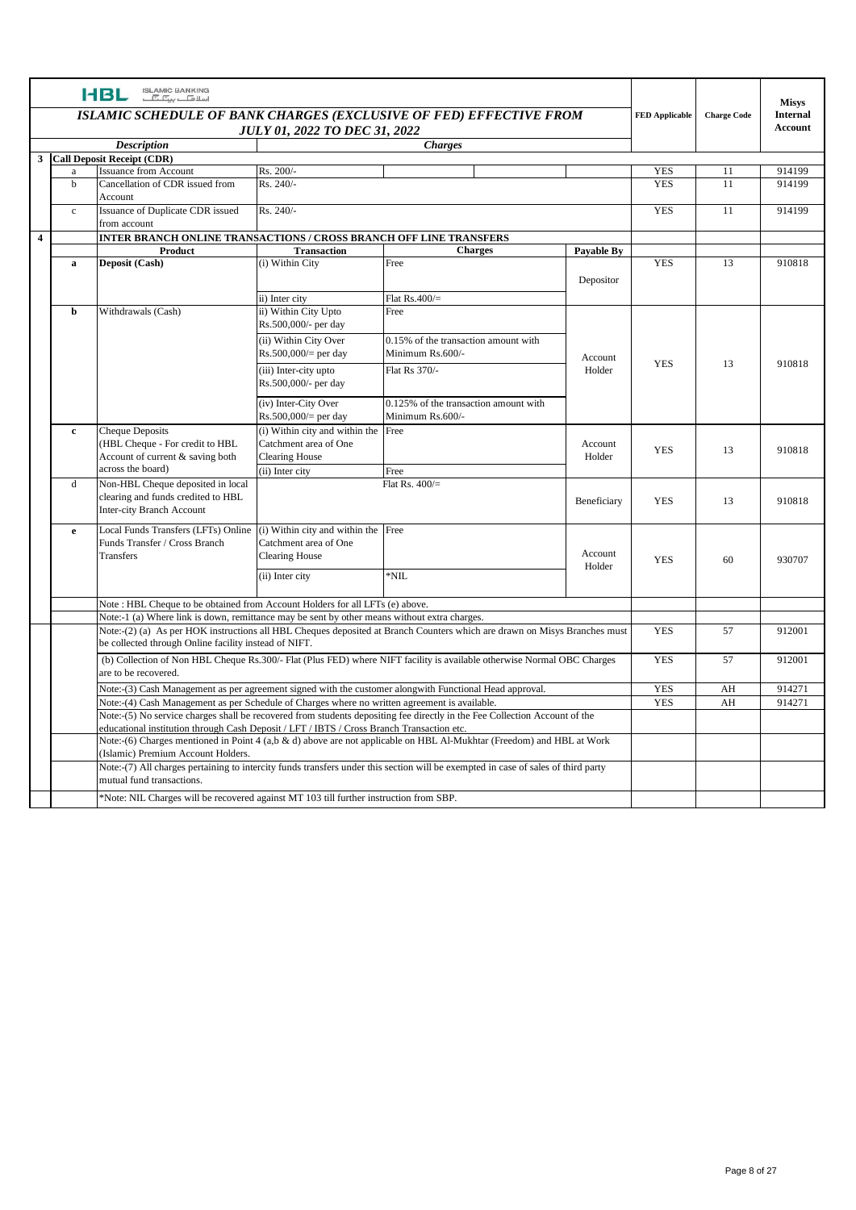| | | HBL ISLAMIC BANKING | | | | FED Applicable | Charge Code | Misys Internal Account |
|---|---|---|---|---|---|---|---|---|
| | | ***ISLAMIC SCHEDULE OF BANK CHARGES (EXCLUSIVE OF FED) EFFECTIVE FROM JULY 01, 2022 TO DEC 31, 2022*** | | | | | | |
| | | ***Description*** | ***Charges*** | | | | | |
| **3** | **Call Deposit Receipt (CDR)** | | | | | | | |
| | a | Issuance from Account | Rs. 200/- | | | YES | 11 | 914199 |
| | b | Cancellation of CDR issued from Account | Rs. 240/- | | | YES | 11 | 914199 |
| | c | Issuance of Duplicate CDR issued from account | Rs. 240/- | | | YES | 11 | 914199 |
| **4** | | **INTER BRANCH ONLINE TRANSACTIONS / CROSS BRANCH OFF LINE TRANSFERS** | | | | | | |
| | | **Product** | **Transaction** | **Charges** | **Payable By** | | | |
| | **a** | **Deposit (Cash)** | (i) Within City | Free | Depositor | YES | 13 | 910818 |
| | | | ii) Inter city | Flat Rs.400/= | | | | |
| | **b** | Withdrawals (Cash) | ii) Within City Upto Rs.500,000/- per day | Free | Account Holder | YES | 13 | 910818 |
| | | | (ii) Within City Over Rs.500,000/= per day | 0.15% of the transaction amount with Minimum Rs.600/- | | | | |
| | | | (iii) Inter-city upto Rs.500,000/- per day | Flat Rs 370/- | | | | |
| | | | (iv) Inter-City Over Rs.500,000/= per day | 0.125% of the transaction amount with Minimum Rs.600/- | | | | |
| | **c** | Cheque Deposits (HBL Cheque - For credit to HBL Account of current & saving both across the board) | (i) Within city and within the Catchment area of One Clearing House | Free | Account Holder | YES | 13 | 910818 |
| | | | (ii) Inter city | Free | | | | |
| | d | Non-HBL Cheque deposited in local clearing and funds credited to HBL Inter-city Branch Account | | Flat Rs. 400/= | Beneficiary | YES | 13 | 910818 |
| | **e** | Local Funds Transfers (LFTs) Online Funds Transfer / Cross Branch Transfers | (i) Within city and within the Catchment area of One Clearing House | Free | Account Holder | YES | 60 | 930707 |
| | | | (ii) Inter city | *NIL | | | | |
| | | Note : HBL Cheque to be obtained from Account Holders for all LFTs (e) above. | | | | | | |
| | | Note:-1 (a) Where link is down, remittance may be sent by other means without extra charges. | | | | | | |
| | | Note:-(2) (a) As per HOK instructions all HBL Cheques deposited at Branch Counters which are drawn on Misys Branches must be collected through Online facility instead of NIFT. | | | | YES | 57 | 912001 |
| | | (b) Collection of Non HBL Cheque Rs.300/- Flat (Plus FED) where NIFT facility is available otherwise Normal OBC Charges are to be recovered. | | | | YES | 57 | 912001 |
| | | Note:-(3) Cash Management as per agreement signed with the customer alongwith Functional Head approval. | | | | YES | AH | 914271 |
| | | Note:-(4) Cash Management as per Schedule of Charges where no written agreement is available. | | | | YES | AH | 914271 |
| | | Note:-(5) No service charges shall be recovered from students depositing fee directly in the Fee Collection Account of the educational institution through Cash Deposit / LFT / IBTS / Cross Branch Transaction etc. | | | | | | |
| | | Note:-(6) Charges mentioned in Point 4 (a,b & d) above are not applicable on HBL Al-Mukhtar (Freedom) and HBL at Work (Islamic) Premium Account Holders. | | | | | | |
| | | Note:-(7) All charges pertaining to intercity funds transfers under this section will be exempted in case of sales of third party mutual fund transactions. | | | | | | |
| | | *Note: NIL Charges will be recovered against MT 103 till further instruction from SBP. | | | | | | |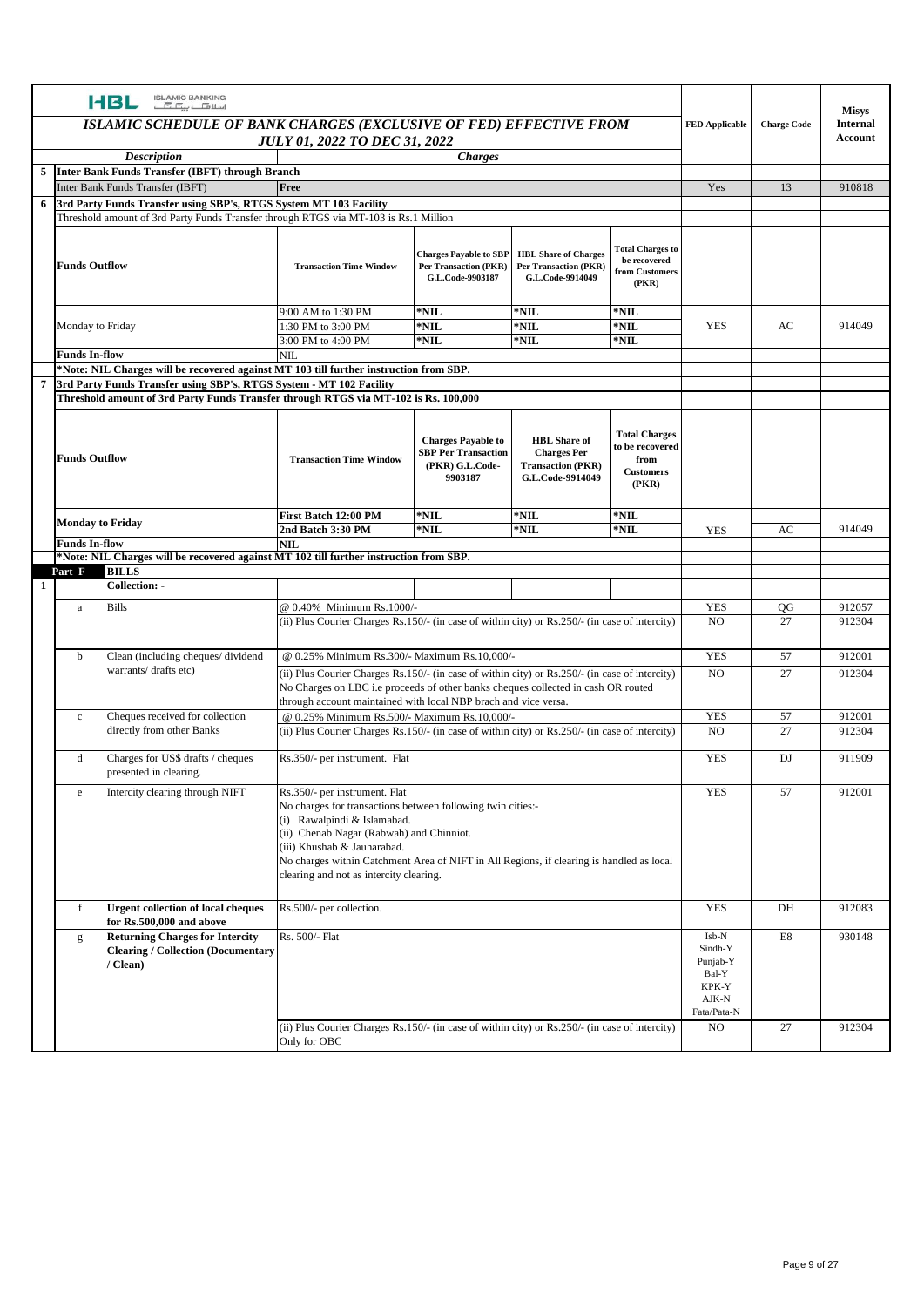**HBL ISLAMIC BANKING**

## ISLAMIC SCHEDULE OF BANK CHARGES (EXCLUSIVE OF FED) EFFECTIVE FROM JULY 01, 2022 TO DEC 31, 2022

| | | Description | Charges | | | | FED Applicable | Charge Code | Misys Internal Account |
|---|---|---|---|---|---|---|---|---|---|
| **5** | **Inter Bank Funds Transfer (IBFT) through Branch** | | | | | | | | |
| | Inter Bank Funds Transfer (IBFT) | | **Free** | | | | Yes | 13 | 910818 |
| **6** | **3rd Party Funds Transfer using SBP's, RTGS System MT 103 Facility** | | | | | | | | |
| | Threshold amount of 3rd Party Funds Transfer through RTGS via MT-103 is Rs.1 Million | | | | | | | | |
| | **Funds Outflow** | | **Transaction Time Window** | **Charges Payable to SBP Per Transaction (PKR) G.L.Code-9903187** | **HBL Share of Charges Per Transaction (PKR) G.L.Code-9914049** | **Total Charges to be recovered from Customers (PKR)** | | | |
| | Monday to Friday | | 9:00 AM to 1:30 PM | *NIL | *NIL | *NIL | YES | AC | 914049 |
| | | | 1:30 PM to 3:00 PM | *NIL | *NIL | *NIL | | | |
| | | | 3:00 PM to 4:00 PM | *NIL | *NIL | *NIL | | | |
| | **Funds In-flow** | | NIL | | | | | | |
| | **\*Note: NIL Charges will be recovered against MT 103 till further instruction from SBP.** | | | | | | | | |
| **7** | **3rd Party Funds Transfer using SBP's, RTGS System - MT 102 Facility** | | | | | | | | |
| | **Threshold amount of 3rd Party Funds Transfer through RTGS via MT-102 is Rs. 100,000** | | | | | | | | |
| | **Funds Outflow** | | **Transaction Time Window** | **Charges Payable to SBP Per Transaction (PKR) G.L.Code-9903187** | **HBL Share of Charges Per Transaction (PKR) G.L.Code-9914049** | **Total Charges to be recovered from Customers (PKR)** | | | |
| | **Monday to Friday** | | **First Batch 12:00 PM** | *NIL | *NIL | *NIL | YES | AC | 914049 |
| | | | **2nd Batch 3:30 PM** | *NIL | *NIL | *NIL | | | |
| | **Funds In-flow** | | **NIL** | | | | | | |
| | **\*Note: NIL Charges will be recovered against MT 102 till further instruction from SBP.** | | | | | | | | |
| | **Part F** | **BILLS** | | | | | | | |
| **1** | | **Collection: -** | | | | | | | |
| | a | Bills | @ 0.40% Minimum Rs.1000/- | | | | YES | QG | 912057 |
| | | | (ii) Plus Courier Charges Rs.150/- (in case of within city) or Rs.250/- (in case of intercity) | | | | NO | 27 | 912304 |
| | b | Clean (including cheques/ dividend warrants/ drafts etc) | @ 0.25% Minimum Rs.300/- Maximum Rs.10,000/- | | | | YES | 57 | 912001 |
| | | | (ii) Plus Courier Charges Rs.150/- (in case of within city) or Rs.250/- (in case of intercity) No Charges on LBC i.e proceeds of other banks cheques collected in cash OR routed through account maintained with local NBP brach and vice versa. | | | | NO | 27 | 912304 |
| | c | Cheques received for collection directly from other Banks | @ 0.25% Minimum Rs.500/- Maximum Rs.10,000/- | | | | YES | 57 | 912001 |
| | | | (ii) Plus Courier Charges Rs.150/- (in case of within city) or Rs.250/- (in case of intercity) | | | | NO | 27 | 912304 |
| | d | Charges for US$ drafts / cheques presented in clearing. | Rs.350/- per instrument. Flat | | | | YES | DJ | 911909 |
| | e | Intercity clearing through NIFT | Rs.350/- per instrument. Flat<br>No charges for transactions between following twin cities:-<br>(i) Rawalpindi & Islamabad.<br>(ii) Chenab Nagar (Rabwah) and Chinniot.<br>(iii) Khushab & Jauharabad.<br>No charges within Catchment Area of NIFT in All Regions, if clearing is handled as local clearing and not as intercity clearing. | | | | YES | 57 | 912001 |
| | f | **Urgent collection of local cheques for Rs.500,000 and above** | Rs.500/- per collection. | | | | YES | DH | 912083 |
| | g | **Returning Charges for Intercity Clearing / Collection (Documentary / Clean)** | Rs. 500/- Flat | | | | Isb-N<br>Sindh-Y<br>Punjab-Y<br>Bal-Y<br>KPK-Y<br>AJK-N<br>Fata/Pata-N | E8 | 930148 |
| | | | (ii) Plus Courier Charges Rs.150/- (in case of within city) or Rs.250/- (in case of intercity) Only for OBC | | | | NO | 27 | 912304 |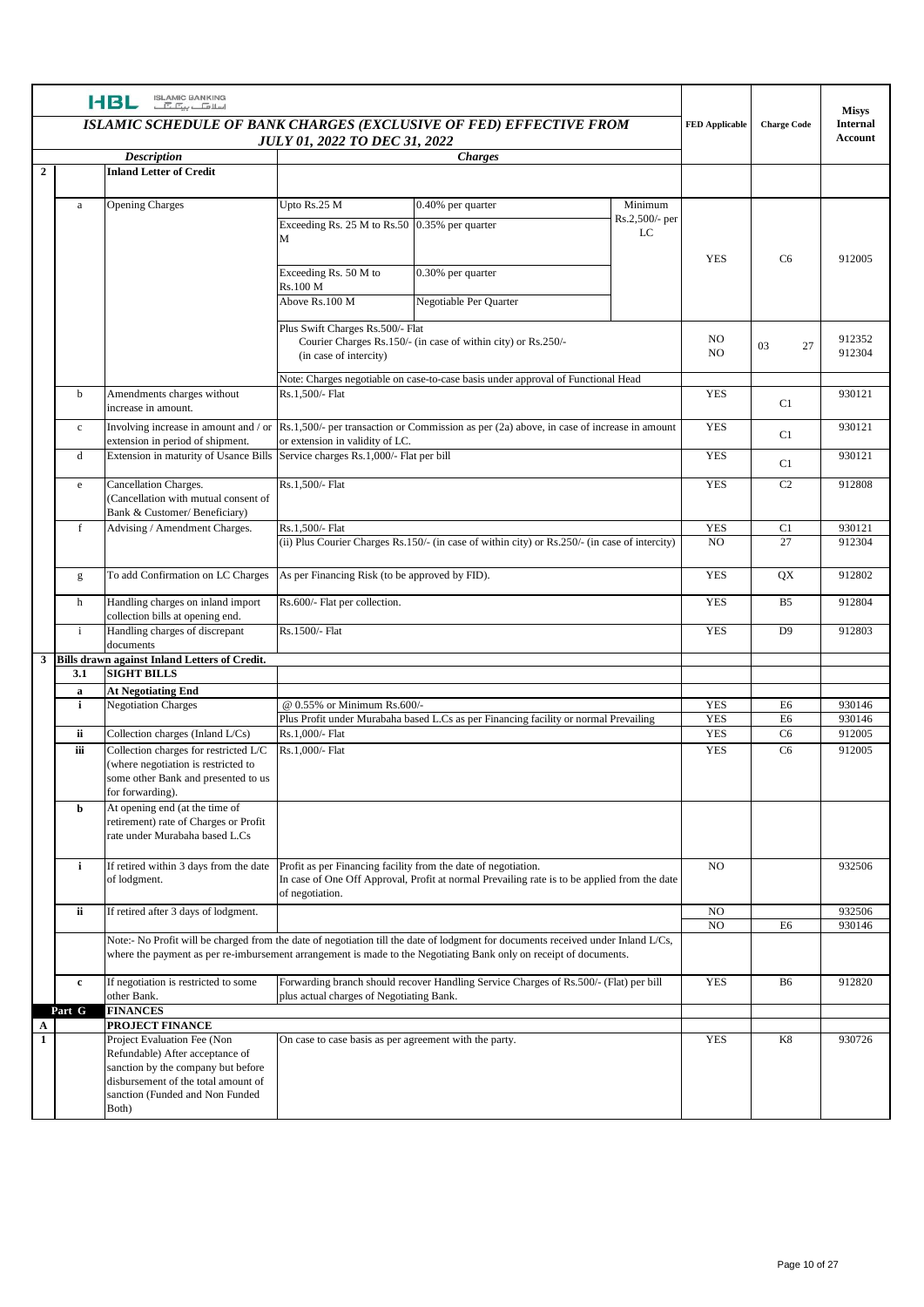**HBL ISLAMIC BANKING**

## ISLAMIC SCHEDULE OF BANK CHARGES (EXCLUSIVE OF FED) EFFECTIVE FROM JULY 01, 2022 TO DEC 31, 2022

| | | Description | Charges | | | FED Applicable | Charge Code | Misys Internal Account |
|---|---|---|---|---|---|---|---|---|
| **2** | | **Inland Letter of Credit** | | | | | | |
| | a | Opening Charges | Upto Rs.25 M | 0.40% per quarter | Minimum Rs.2,500/- per LC | YES | C6 | 912005 |
| | | | Exceeding Rs. 25 M to Rs.50 M | 0.35% per quarter | | | | |
| | | | Exceeding Rs. 50 M to Rs.100 M | 0.30% per quarter | | | | |
| | | | Above Rs.100 M | Negotiable Per Quarter | | | | |
| | | | Plus Swift Charges Rs.500/- Flat<br>Courier Charges Rs.150/- (in case of within city) or Rs.250/- (in case of intercity) | | | NO<br>NO | 03<br>27 | 912352<br>912304 |
| | | | Note: Charges negotiable on case-to-case basis under approval of Functional Head | | | | | |
| | b | Amendments charges without increase in amount. | Rs.1,500/- Flat | | | YES | C1 | 930121 |
| | c | Involving increase in amount and / or extension in period of shipment. | Rs.1,500/- per transaction or Commission as per (2a) above, in case of increase in amount or extension in validity of LC. | | | YES | C1 | 930121 |
| | d | Extension in maturity of Usance Bills | Service charges Rs.1,000/- Flat per bill | | | YES | C1 | 930121 |
| | e | Cancellation Charges. (Cancellation with mutual consent of Bank & Customer/ Beneficiary) | Rs.1,500/- Flat | | | YES | C2 | 912808 |
| | f | Advising / Amendment Charges. | Rs.1,500/- Flat | | | YES | C1 | 930121 |
| | | | (ii) Plus Courier Charges Rs.150/- (in case of within city) or Rs.250/- (in case of intercity) | | | NO | 27 | 912304 |
| | g | To add Confirmation on LC Charges | As per Financing Risk (to be approved by FID). | | | YES | QX | 912802 |
| | h | Handling charges on inland import collection bills at opening end. | Rs.600/- Flat per collection. | | | YES | B5 | 912804 |
| | i | Handling charges of discrepant documents | Rs.1500/- Flat | | | YES | D9 | 912803 |
| **3** | | **Bills drawn against Inland Letters of Credit.** | | | | | | |
| | **3.1** | **SIGHT BILLS** | | | | | | |
| | **a** | **At Negotiating End** | | | | | | |
| | **i** | Negotiation Charges | @ 0.55% or Minimum Rs.600/- | | | YES | E6 | 930146 |
| | | | Plus Profit under Murabaha based L.Cs as per Financing facility or normal Prevailing | | | YES | E6 | 930146 |
| | **ii** | Collection charges (Inland L/Cs) | Rs.1,000/- Flat | | | YES | C6 | 912005 |
| | **iii** | Collection charges for restricted L/C (where negotiation is restricted to some other Bank and presented to us for forwarding). | Rs.1,000/- Flat | | | YES | C6 | 912005 |
| | **b** | At opening end (at the time of retirement) rate of Charges or Profit rate under Murabaha based L.Cs | | | | | | |
| | **i** | If retired within 3 days from the date of lodgment. | Profit as per Financing facility from the date of negotiation. In case of One Off Approval, Profit at normal Prevailing rate is to be applied from the date of negotiation. | | | NO | | 932506 |
| | **ii** | If retired after 3 days of lodgment. | | | | NO | | 932506 |
| | | | | | | NO | E6 | 930146 |
| | | | Note:- No Profit will be charged from the date of negotiation till the date of lodgment for documents received under Inland L/Cs, where the payment as per re-imbursement arrangement is made to the Negotiating Bank only on receipt of documents. | | | | | |
| | **c** | If negotiation is restricted to some other Bank. | Forwarding branch should recover Handling Service Charges of Rs.500/- (Flat) per bill plus actual charges of Negotiating Bank. | | | YES | B6 | 912820 |
| | **Part G** | **FINANCES** | | | | | | |
| **A** | | **PROJECT FINANCE** | | | | | | |
| **1** | | Project Evaluation Fee (Non Refundable) After acceptance of sanction by the company but before disbursement of the total amount of sanction (Funded and Non Funded Both) | On case to case basis as per agreement with the party. | | | YES | K8 | 930726 |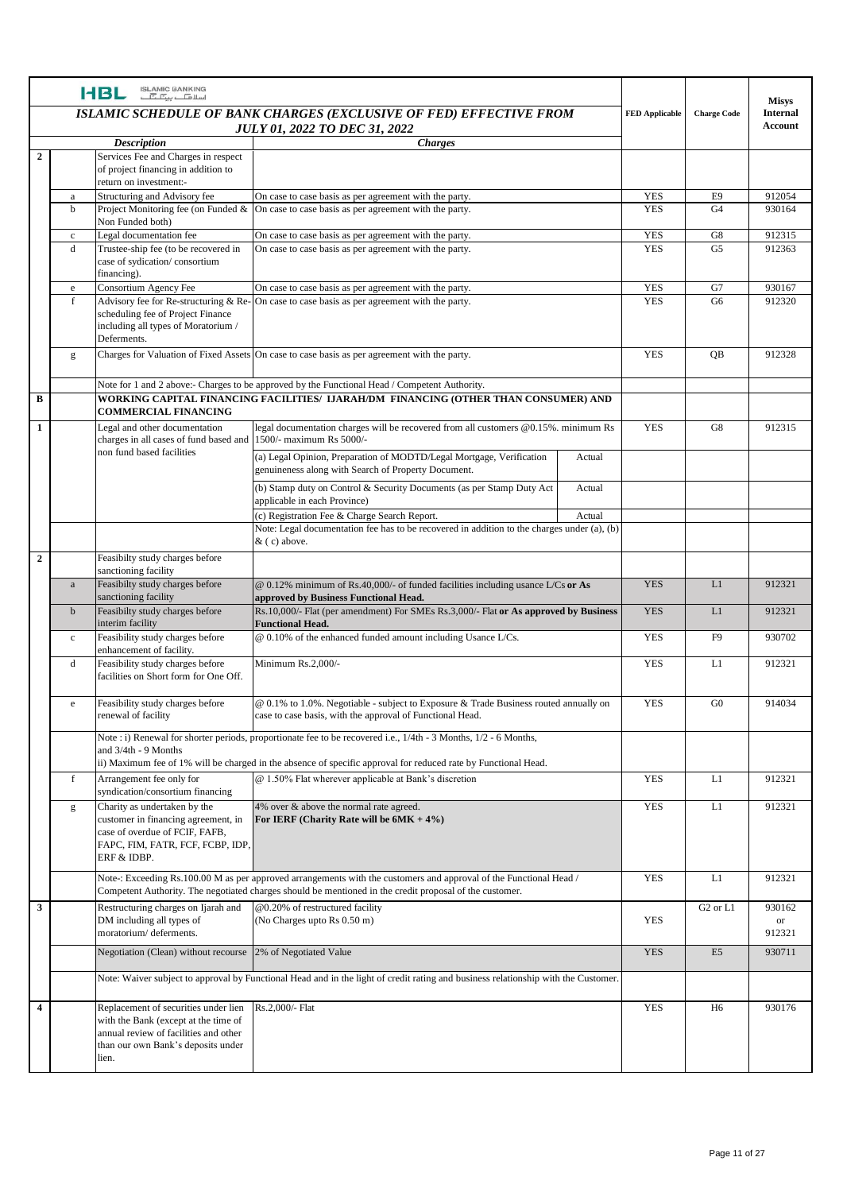| | | Description | Charges | | FED Applicable | Charge Code | Misys Internal Account |
|---|---|---|---|---|---|---|---|
| | | **ISLAMIC SCHEDULE OF BANK CHARGES (EXCLUSIVE OF FED) EFFECTIVE FROM JULY 01, 2022 TO DEC 31, 2022** | | | | | |
| **2** | | Services Fee and Charges in respect of project financing in addition to return on investment:- | | | | | |
| | a | Structuring and Advisory fee | On case to case basis as per agreement with the party. | | YES | E9 | 912054 |
| | b | Project Monitoring fee (on Funded & Non Funded both) | On case to case basis as per agreement with the party. | | YES | G4 | 930164 |
| | c | Legal documentation fee | On case to case basis as per agreement with the party. | | YES | G8 | 912315 |
| | d | Trustee-ship fee (to be recovered in case of sydication/ consortium financing). | On case to case basis as per agreement with the party. | | YES | G5 | 912363 |
| | e | Consortium Agency Fee | On case to case basis as per agreement with the party. | | YES | G7 | 930167 |
| | f | Advisory fee for Re-structuring & Re-scheduling fee of Project Finance including all types of Moratorium / Deferments. | On case to case basis as per agreement with the party. | | YES | G6 | 912320 |
| | g | Charges for Valuation of Fixed Assets | On case to case basis as per agreement with the party. | | YES | QB | 912328 |
| | | Note for 1 and 2 above:- Charges to be approved by the Functional Head / Competent Authority. | | | | | |
| **B** | | **WORKING CAPITAL FINANCING FACILITIES/ IJARAH/DM FINANCING (OTHER THAN CONSUMER) AND COMMERCIAL FINANCING** | | | | | |
| **1** | | Legal and other documentation charges in all cases of fund based and non fund based facilities | legal documentation charges will be recovered from all customers @0.15%. minimum Rs 1500/- maximum Rs 5000/- | | YES | G8 | 912315 |
| | | | (a) Legal Opinion, Preparation of MODTD/Legal Mortgage, Verification genuineness along with Search of Property Document. | Actual | | | |
| | | | (b) Stamp duty on Control & Security Documents (as per Stamp Duty Act applicable in each Province) | Actual | | | |
| | | | (c) Registration Fee & Charge Search Report. | Actual | | | |
| | | | Note: Legal documentation fee has to be recovered in addition to the charges under (a), (b) & ( c) above. | | | | |
| **2** | | Feasibilty study charges before sanctioning facility | | | | | |
| | a | Feasibilty study charges before sanctioning facility | @ 0.12% minimum of Rs.40,000/- of funded facilities including usance L/Cs **or As approved by Business Functional Head.** | | YES | L1 | 912321 |
| | b | Feasibilty study charges before interim facility | Rs.10,000/- Flat (per amendment) For SMEs Rs.3,000/- Flat **or As approved by Business Functional Head.** | | YES | L1 | 912321 |
| | c | Feasibility study charges before enhancement of facility. | @ 0.10% of the enhanced funded amount including Usance L/Cs. | | YES | F9 | 930702 |
| | d | Feasibility study charges before facilities on Short form for One Off. | Minimum Rs.2,000/- | | YES | L1 | 912321 |
| | e | Feasibility study charges before renewal of facility | @ 0.1% to 1.0%. Negotiable - subject to Exposure & Trade Business routed annually on case to case basis, with the approval of Functional Head. | | YES | G0 | 914034 |
| | | Note : i) Renewal for shorter periods, proportionate fee to be recovered i.e., 1/4th - 3 Months, 1/2 - 6 Months, and 3/4th - 9 Months<br>ii) Maximum fee of 1% will be charged in the absence of specific approval for reduced rate by Functional Head. | | | | | |
| | f | Arrangement fee only for syndication/consortium financing | @ 1.50% Flat wherever applicable at Bank's discretion | | YES | L1 | 912321 |
| | g | Charity as undertaken by the customer in financing agreement, in case of overdue of FCIF, FAFB, FAPC, FIM, FATR, FCF, FCBP, IDP, ERF & IDBP. | 4% over & above the normal rate agreed.<br>**For IERF (Charity Rate will be 6MK + 4%)** | | YES | L1 | 912321 |
| | | Note-: Exceeding Rs.100.00 M as per approved arrangements with the customers and approval of the Functional Head / Competent Authority. The negotiated charges should be mentioned in the credit proposal of the customer. | | | YES | L1 | 912321 |
| **3** | | Restructuring charges on Ijarah and DM including all types of moratorium/ deferments. | @0.20% of restructured facility<br>(No Charges upto Rs 0.50 m) | | YES | G2 or L1 | 930162 or 912321 |
| | | Negotiation (Clean) without recourse | 2% of Negotiated Value | | YES | E5 | 930711 |
| | | Note: Waiver subject to approval by Functional Head and in the light of credit rating and business relationship with the Customer. | | | | | |
| **4** | | Replacement of securities under lien with the Bank (except at the time of annual review of facilities and other than our own Bank's deposits under lien. | Rs.2,000/- Flat | | YES | H6 | 930176 |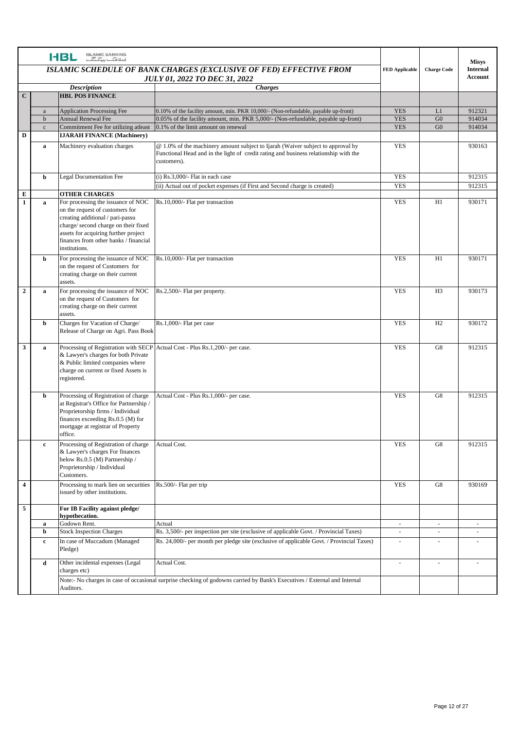| | | *Description* | *Charges* | FED Applicable | Charge Code | Misys Internal Account |
|---|---|---|---|---|---|---|
| | | ***ISLAMIC SCHEDULE OF BANK CHARGES (EXCLUSIVE OF FED) EFFECTIVE FROM JULY 01, 2022 TO DEC 31, 2022*** | | | | |
| **C** | | **HBL POS FINANCE** | | | | |
| | a | Application Processing Fee | 0.10% of the facility amount, min. PKR 10,000/- (Non-refundable, payable up-front) | YES | L1 | 912321 |
| | b | Annual Renewal Fee | 0.05% of the facility amount, min. PKR 5,000/- (Non-refundable, payable up-front) | YES | G0 | 914034 |
| | c | Commitment Fee for utilizing atleast | 0.1% of the limit amount on renewal | YES | G0 | 914034 |
| **D** | | **IJARAH FINANCE (Machinery)** | | | | |
| | **a** | Machinery evaluation charges | @ 1.0% of the machinery amount subject to Ijarah (Waiver subject to approval by Functional Head and in the light of credit rating and business relationship with the customers). | YES | | 930163 |
| | **b** | Legal Documentation Fee | (i) Rs.3,000/- Flat in each case | YES | | 912315 |
| | | | (ii) Actual out of pocket expenses (if First and Second charge is created) | YES | | 912315 |
| **E** | | **OTHER CHARGES** | | | | |
| **1** | **a** | For processing the issuance of NOC on the request of customers for creating additional / pari-passu charge/ second charge on their fixed assets for acquiring further project finances from other banks / financial institutions. | Rs.10,000/- Flat per transaction | YES | H1 | 930171 |
| | **b** | For processing the issuance of NOC on the request of Customers for creating charge on their current assets. | Rs.10,000/- Flat per transaction | YES | H1 | 930171 |
| **2** | **a** | For processing the issuance of NOC on the request of Customers for creating charge on their current assets. | Rs.2,500/- Flat per property. | YES | H3 | 930173 |
| | **b** | Charges for Vacation of Charge/ Release of Charge on Agri. Pass Book | Rs.1,000/- Flat per case | YES | H2 | 930172 |
| **3** | **a** | Processing of Registration with SECP & Lawyer's charges for both Private & Public limited companies where charge on current or fixed Assets is registered. | Actual Cost - Plus Rs.1,200/- per case. | YES | G8 | 912315 |
| | **b** | Processing of Registration of charge at Registrar's Office for Partnership / Proprietorship firms / Individual finances exceeding Rs.0.5 (M) for mortgage at registrar of Property office. | Actual Cost - Plus Rs.1,000/- per case. | YES | G8 | 912315 |
| | **c** | Processing of Registration of charge & Lawyer's charges For finances below Rs.0.5 (M) Partnership / Proprietorship / Individual Customers. | Actual Cost. | YES | G8 | 912315 |
| **4** | | Processing to mark lien on securities issued by other institutions. | Rs.500/- Flat per trip | YES | G8 | 930169 |
| **5** | | **For IB Facility against pledge/ hypothecation.** | | | | |
| | **a** | Godown Rent. | Actual | - | - | - |
| | **b** | Stock Inspection Charges | Rs. 3,500/- per inspection per site (exclusive of applicable Govt. / Provincial Taxes) | - | - | - |
| | **c** | In case of Muccadum (Managed Pledge) | Rs. 24,000/- per month per pledge site (exclusive of applicable Govt. / Provincial Taxes) | - | - | - |
| | **d** | Other incidental expenses (Legal charges etc) | Actual Cost. | - | - | - |
| | | Note:- No charges in case of occasional surprise checking of godowns carried by Bank's Executives / External and Internal Auditors. | | | | |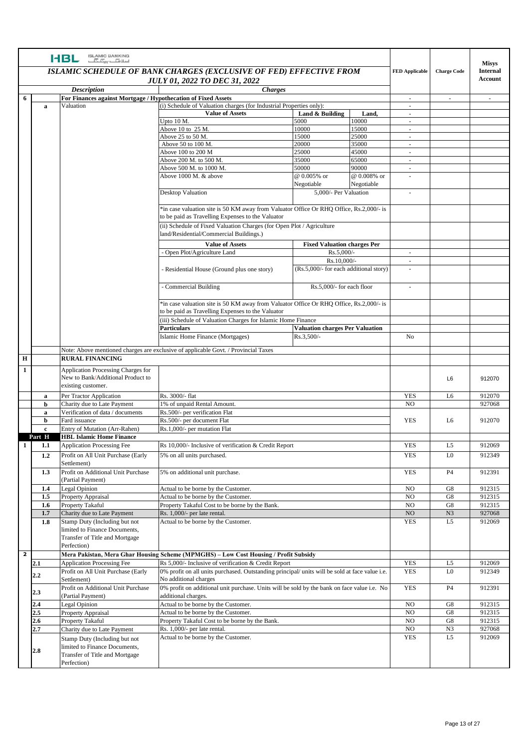**HBL ISLAMIC BANKING**

## ISLAMIC SCHEDULE OF BANK CHARGES (EXCLUSIVE OF FED) EFFECTIVE FROM JULY 01, 2022 TO DEC 31, 2022

| | | Description | Charges | | | FED Applicable | Charge Code | Misys Internal Account |
|---|---|---|---|---|---|---|---|---|
| 6 | | **For Finances against Mortgage / Hypothecation of Fixed Assets** | | | | - | - | - |
| | a | Valuation | (i) Schedule of Valuation charges (for Industrial Properties only): | | | - | | |
| | | | **Value of Assets** | **Land & Building** | **Land,** | - | | |
| | | | Upto 10 M. | 5000 | 10000 | - | | |
| | | | Above 10 to 25 M. | 10000 | 15000 | - | | |
| | | | Above 25 to 50 M. | 15000 | 25000 | - | | |
| | | | Above 50 to 100 M. | 20000 | 35000 | - | | |
| | | | Above 100 to 200 M | 25000 | 45000 | - | | |
| | | | Above 200 M. to 500 M. | 35000 | 65000 | - | | |
| | | | Above 500 M. to 1000 M. | 50000 | 90000 | - | | |
| | | | Above 1000 M. & above | @ 0.005% or Negotiable | @ 0.008% or Negotiable | - | | |
| | | | Desktop Valuation | 5,000/- Per Valuation | | - | | |
| | | | *in case valuation site is 50 KM away from Valuator Office Or RHQ Office, Rs.2,000/- is to be paid as Travelling Expenses to the Valuator | | | | | |
| | | | (ii) Schedule of Fixed Valuation Charges (for Open Plot / Agriculture land/Residential/Commercial Buildings.) | | | | | |
| | | | **Value of Assets** | **Fixed Valuation charges Per** | | | | |
| | | | - Open Plot/Agriculture Land | Rs.5,000/- | | - | | |
| | | | - Residential House (Ground plus one story) | Rs.10,000/- (Rs.5,000/- for each additional story) | | - | | |
| | | | - Commercial Building | Rs.5,000/- for each floor | | - | | |
| | | | *in case valuation site is 50 KM away from Valuator Office Or RHQ Office, Rs.2,000/- is to be paid as Travelling Expenses to the Valuator | | | | | |
| | | | (iii) Schedule of Valuation Charges for Islamic Home Finance | | | | | |
| | | | **Particulars** | **Valuation charges Per Valuation** | | | | |
| | | | Islamic Home Finance (Mortgages) | Rs.3,500/- | | No | | |
| | | Note: Above mentioned charges are exclusive of applicable Govt. / Provincial Taxes | | | | | | |
| **H** | | **RURAL FINANCING** | | | | | | |
| 1 | | Application Processing Charges for New to Bank/Additional Product to existing customer. | | | | | L6 | 912070 |
| | a | Per Tractor Application | Rs. 3000/- flat | | | YES | L6 | 912070 |
| | b | Charity due to Late Payment | 1% of unpaid Rental Amount. | | | NO | | 927068 |
| | a | Verification of data / documents | Rs.500/- per verification Flat | | | YES | L6 | 912070 |
| | b | Fard issuance | Rs.500/- per document Flat | | | | | |
| | c | Entry of Mutation (Arr-Rahen) | Rs.1,000/- per mutation Flat | | | | | |
| | **Part H** | **HBL Islamic Home Finance** | | | | | | |
| 1 | 1.1 | Application Processing Fee | Rs 10,000/- Inclusive of verification & Credit Report | | | YES | L5 | 912069 |
| | 1.2 | Profit on All Unit Purchase (Early Settlement) | 5% on all units purchased. | | | YES | L0 | 912349 |
| | 1.3 | Profit on Additional Unit Purchase (Partial Payment) | 5% on additional unit purchase. | | | YES | P4 | 912391 |
| | 1.4 | Legal Opinion | Actual to be borne by the Customer. | | | NO | G8 | 912315 |
| | 1.5 | Property Appraisal | Actual to be borne by the Customer. | | | NO | G8 | 912315 |
| | 1.6 | Property Takaful | Property Takaful Cost to be borne by the Bank. | | | NO | G8 | 912315 |
| | 1.7 | Charity due to Late Payment | Rs. 1,000/- per late rental. | | | NO | N3 | 927068 |
| | 1.8 | Stamp Duty (Including but not limited to Finance Documents, Transfer of Title and Mortgage Perfection) | Actual to be borne by the Customer. | | | YES | L5 | 912069 |
| 2 | | **Mera Pakistan, Mera Ghar Housing Scheme (MPMGHS) – Low Cost Housing / Profit Subsidy** | | | | | | |
| | 2.1 | Application Processing Fee | Rs 5,000/- Inclusive of verification & Credit Report | | | YES | L5 | 912069 |
| | 2.2 | Profit on All Unit Purchase (Early Settlement) | 0% profit on all units purchased. Outstanding principal/ units will be sold at face value i.e. No additional charges | | | YES | L0 | 912349 |
| | 2.3 | Profit on Additional Unit Purchase (Partial Payment) | 0% profit on additional unit purchase. Units will be sold by the bank on face value i.e. No additional charges. | | | YES | P4 | 912391 |
| | 2.4 | Legal Opinion | Actual to be borne by the Customer. | | | NO | G8 | 912315 |
| | 2.5 | Property Appraisal | Actual to be borne by the Customer. | | | NO | G8 | 912315 |
| | 2.6 | Property Takaful | Property Takaful Cost to be borne by the Bank. | | | NO | G8 | 912315 |
| | 2.7 | Charity due to Late Payment | Rs. 1,000/- per late rental. | | | NO | N3 | 927068 |
| | 2.8 | Stamp Duty (Including but not limited to Finance Documents, Transfer of Title and Mortgage Perfection) | Actual to be borne by the Customer. | | | YES | L5 | 912069 |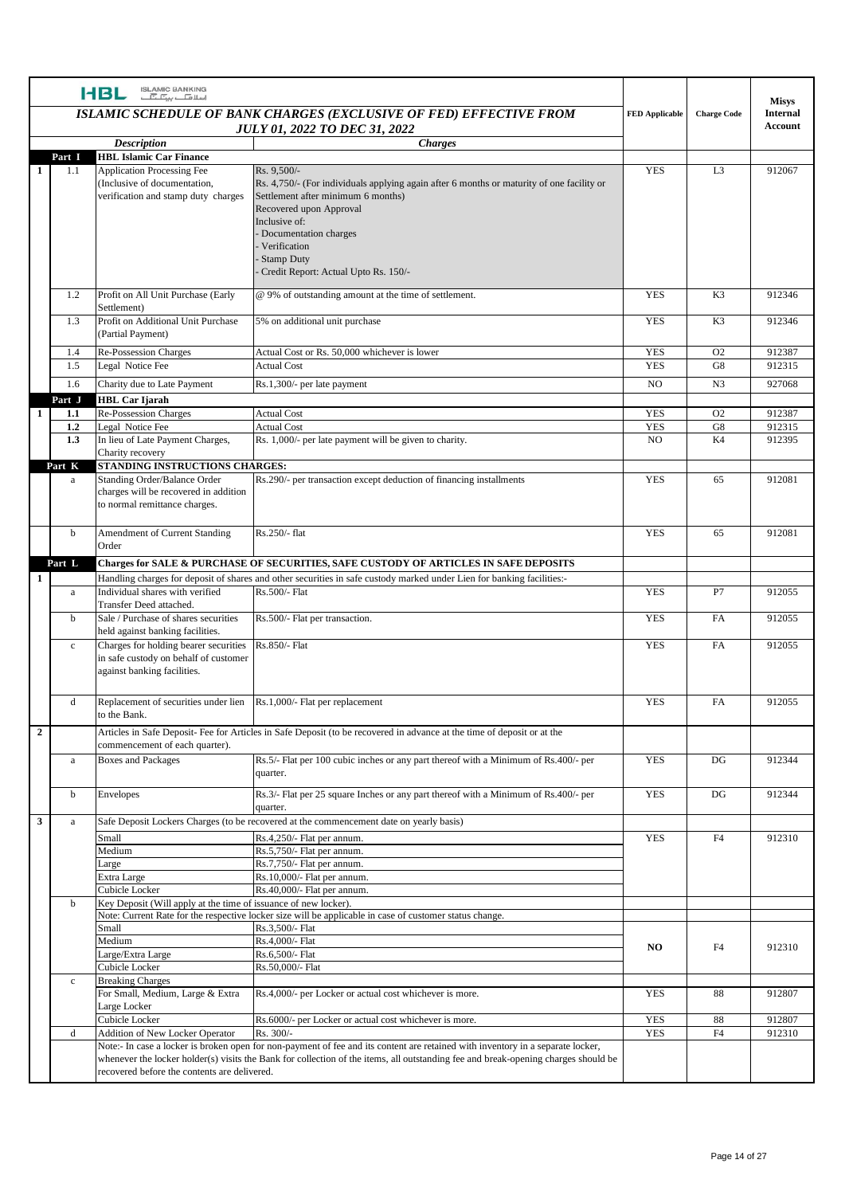# ISLAMIC SCHEDULE OF BANK CHARGES (EXCLUSIVE OF FED) EFFECTIVE FROM JULY 01, 2022 TO DEC 31, 2022

| | | Description | Charges | FED Applicable | Charge Code | Misys Internal Account |
|---|---|---|---|---|---|---|
| Part I | | **HBL Islamic Car Finance** | | | | |
| 1 | 1.1 | Application Processing Fee (Inclusive of documentation, verification and stamp duty charges | Rs. 9,500/-<br>Rs. 4,750/- (For individuals applying again after 6 months or maturity of one facility or Settlement after minimum 6 months)<br>Recovered upon Approval<br>Inclusive of:<br>- Documentation charges<br>- Verification<br>- Stamp Duty<br>- Credit Report: Actual Upto Rs. 150/- | YES | L3 | 912067 |
| | 1.2 | Profit on All Unit Purchase (Early Settlement) | @ 9% of outstanding amount at the time of settlement. | YES | K3 | 912346 |
| | 1.3 | Profit on Additional Unit Purchase (Partial Payment) | 5% on additional unit purchase | YES | K3 | 912346 |
| | 1.4 | Re-Possession Charges | Actual Cost or Rs. 50,000 whichever is lower | YES | O2 | 912387 |
| | 1.5 | Legal Notice Fee | Actual Cost | YES | G8 | 912315 |
| | 1.6 | Charity due to Late Payment | Rs.1,300/- per late payment | NO | N3 | 927068 |
| Part J | | **HBL Car Ijarah** | | | | |
| 1 | 1.1 | Re-Possession Charges | Actual Cost | YES | O2 | 912387 |
| | 1.2 | Legal Notice Fee | Actual Cost | YES | G8 | 912315 |
| | 1.3 | In lieu of Late Payment Charges, Charity recovery | Rs. 1,000/- per late payment will be given to charity. | NO | K4 | 912395 |
| Part K | | **STANDING INSTRUCTIONS CHARGES:** | | | | |
| | a | Standing Order/Balance Order charges will be recovered in addition to normal remittance charges. | Rs.290/- per transaction except deduction of financing installments | YES | 65 | 912081 |
| | b | Amendment of Current Standing Order | Rs.250/- flat | YES | 65 | 912081 |
| Part L | | **Charges for SALE & PURCHASE OF SECURITIES, SAFE CUSTODY OF ARTICLES IN SAFE DEPOSITS** | | | | |
| 1 | | Handling charges for deposit of shares and other securities in safe custody marked under Lien for banking facilities:- | | | | |
| | a | Individual shares with verified Transfer Deed attached. | Rs.500/- Flat | YES | P7 | 912055 |
| | b | Sale / Purchase of shares securities held against banking facilities. | Rs.500/- Flat per transaction. | YES | FA | 912055 |
| | c | Charges for holding bearer securities in safe custody on behalf of customer against banking facilities. | Rs.850/- Flat | YES | FA | 912055 |
| | d | Replacement of securities under lien to the Bank. | Rs.1,000/- Flat per replacement | YES | FA | 912055 |
| 2 | | Articles in Safe Deposit- Fee for Articles in Safe Deposit (to be recovered in advance at the time of deposit or at the commencement of each quarter). | | | | |
| | a | Boxes and Packages | Rs.5/- Flat per 100 cubic inches or any part thereof with a Minimum of Rs.400/- per quarter. | YES | DG | 912344 |
| | b | Envelopes | Rs.3/- Flat per 25 square Inches or any part thereof with a Minimum of Rs.400/- per quarter. | YES | DG | 912344 |
| 3 | a | Safe Deposit Lockers Charges (to be recovered at the commencement date on yearly basis) | | | | |
| | | Small | Rs.4,250/- Flat per annum. | YES | F4 | 912310 |
| | | Medium | Rs.5,750/- Flat per annum. | | | |
| | | Large | Rs.7,750/- Flat per annum. | | | |
| | | Extra Large | Rs.10,000/- Flat per annum. | | | |
| | | Cubicle Locker | Rs.40,000/- Flat per annum. | | | |
| | b | Key Deposit (Will apply at the time of issuance of new locker).<br>Note: Current Rate for the respective locker size will be applicable in case of customer status change. | | | | |
| | | Small | Rs.3,500/- Flat | NO | F4 | 912310 |
| | | Medium | Rs.4,000/- Flat | | | |
| | | Large/Extra Large | Rs.6,500/- Flat | | | |
| | | Cubicle Locker | Rs.50,000/- Flat | | | |
| | c | Breaking Charges | | | | |
| | | For Small, Medium, Large & Extra Large Locker | Rs.4,000/- per Locker or actual cost whichever is more. | YES | 88 | 912807 |
| | | Cubicle Locker | Rs.6000/- per Locker or actual cost whichever is more. | YES | 88 | 912807 |
| | d | Addition of New Locker Operator | Rs. 300/- | YES | F4 | 912310 |
| | | Note:- In case a locker is broken open for non-payment of fee and its content are retained with inventory in a separate locker, whenever the locker holder(s) visits the Bank for collection of the items, all outstanding fee and break-opening charges should be recovered before the contents are delivered. | | | | |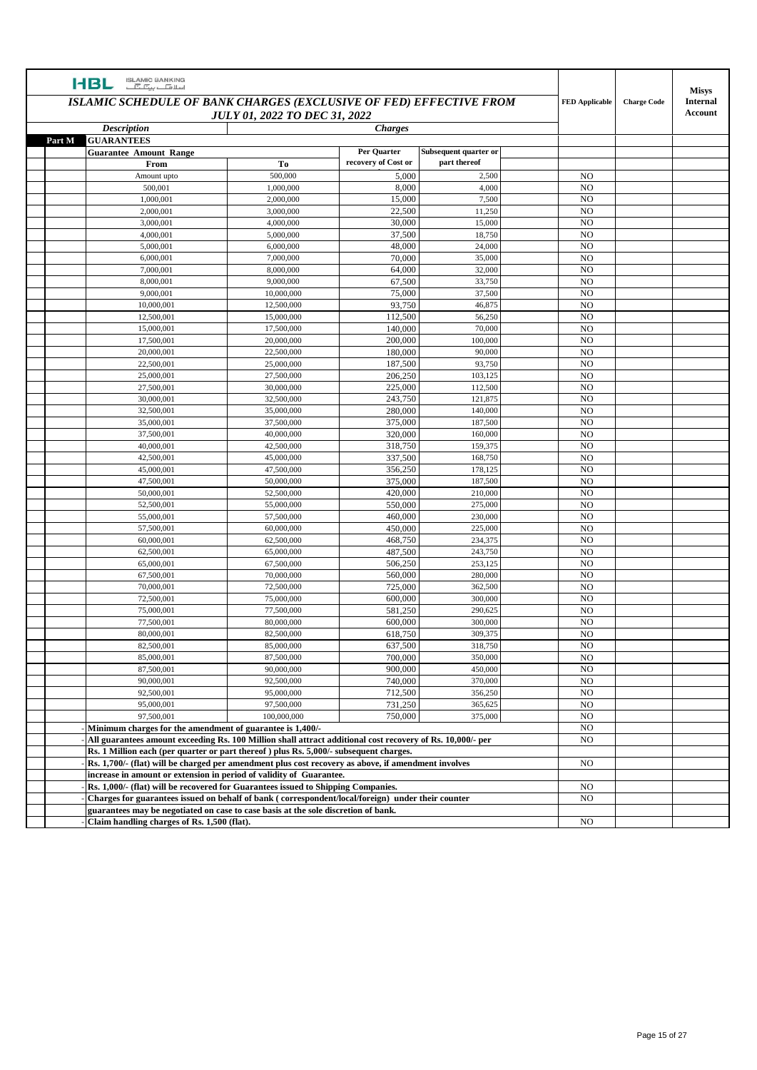HBL ISLAMIC BANKING

# ISLAMIC SCHEDULE OF BANK CHARGES (EXCLUSIVE OF FED) EFFECTIVE FROM JULY 01, 2022 TO DEC 31, 2022

| | Description | | Charges | | FED Applicable | Charge Code | Misys Internal Account |
|---|---|---|---|---|---|---|---|
| Part M | **GUARANTEES** | | | | | | |
| | **Guarantee Amount Range** | | **Per Quarter recovery of Cost or** | **Subsequent quarter or part thereof** | | | |
| | **From** | **To** | | | | | |
| | Amount upto | 500,000 | 5,000 | 2,500 | NO | | |
| | 500,001 | 1,000,000 | 8,000 | 4,000 | NO | | |
| | 1,000,001 | 2,000,000 | 15,000 | 7,500 | NO | | |
| | 2,000,001 | 3,000,000 | 22,500 | 11,250 | NO | | |
| | 3,000,001 | 4,000,000 | 30,000 | 15,000 | NO | | |
| | 4,000,001 | 5,000,000 | 37,500 | 18,750 | NO | | |
| | 5,000,001 | 6,000,000 | 48,000 | 24,000 | NO | | |
| | 6,000,001 | 7,000,000 | 70,000 | 35,000 | NO | | |
| | 7,000,001 | 8,000,000 | 64,000 | 32,000 | NO | | |
| | 8,000,001 | 9,000,000 | 67,500 | 33,750 | NO | | |
| | 9,000,001 | 10,000,000 | 75,000 | 37,500 | NO | | |
| | 10,000,001 | 12,500,000 | 93,750 | 46,875 | NO | | |
| | 12,500,001 | 15,000,000 | 112,500 | 56,250 | NO | | |
| | 15,000,001 | 17,500,000 | 140,000 | 70,000 | NO | | |
| | 17,500,001 | 20,000,000 | 200,000 | 100,000 | NO | | |
| | 20,000,001 | 22,500,000 | 180,000 | 90,000 | NO | | |
| | 22,500,001 | 25,000,000 | 187,500 | 93,750 | NO | | |
| | 25,000,001 | 27,500,000 | 206,250 | 103,125 | NO | | |
| | 27,500,001 | 30,000,000 | 225,000 | 112,500 | NO | | |
| | 30,000,001 | 32,500,000 | 243,750 | 121,875 | NO | | |
| | 32,500,001 | 35,000,000 | 280,000 | 140,000 | NO | | |
| | 35,000,001 | 37,500,000 | 375,000 | 187,500 | NO | | |
| | 37,500,001 | 40,000,000 | 320,000 | 160,000 | NO | | |
| | 40,000,001 | 42,500,000 | 318,750 | 159,375 | NO | | |
| | 42,500,001 | 45,000,000 | 337,500 | 168,750 | NO | | |
| | 45,000,001 | 47,500,000 | 356,250 | 178,125 | NO | | |
| | 47,500,001 | 50,000,000 | 375,000 | 187,500 | NO | | |
| | 50,000,001 | 52,500,000 | 420,000 | 210,000 | NO | | |
| | 52,500,001 | 55,000,000 | 550,000 | 275,000 | NO | | |
| | 55,000,001 | 57,500,000 | 460,000 | 230,000 | NO | | |
| | 57,500,001 | 60,000,000 | 450,000 | 225,000 | NO | | |
| | 60,000,001 | 62,500,000 | 468,750 | 234,375 | NO | | |
| | 62,500,001 | 65,000,000 | 487,500 | 243,750 | NO | | |
| | 65,000,001 | 67,500,000 | 506,250 | 253,125 | NO | | |
| | 67,500,001 | 70,000,000 | 560,000 | 280,000 | NO | | |
| | 70,000,001 | 72,500,000 | 725,000 | 362,500 | NO | | |
| | 72,500,001 | 75,000,000 | 600,000 | 300,000 | NO | | |
| | 75,000,001 | 77,500,000 | 581,250 | 290,625 | NO | | |
| | 77,500,001 | 80,000,000 | 600,000 | 300,000 | NO | | |
| | 80,000,001 | 82,500,000 | 618,750 | 309,375 | NO | | |
| | 82,500,001 | 85,000,000 | 637,500 | 318,750 | NO | | |
| | 85,000,001 | 87,500,000 | 700,000 | 350,000 | NO | | |
| | 87,500,001 | 90,000,000 | 900,000 | 450,000 | NO | | |
| | 90,000,001 | 92,500,000 | 740,000 | 370,000 | NO | | |
| | 92,500,001 | 95,000,000 | 712,500 | 356,250 | NO | | |
| | 95,000,001 | 97,500,000 | 731,250 | 365,625 | NO | | |
| | 97,500,001 | 100,000,000 | 750,000 | 375,000 | NO | | |
| | - **Minimum charges for the amendment of guarantee is 1,400/-** | | | | NO | | |
| | - **All guarantees amount exceeding Rs. 100 Million shall attract additional cost recovery of Rs. 10,000/- per Rs. 1 Million each (per quarter or part thereof ) plus Rs. 5,000/- subsequent charges.** | | | | NO | | |
| | - **Rs. 1,700/- (flat) will be charged per amendment plus cost recovery as above, if amendment involves increase in amount or extension in period of validity of Guarantee.** | | | | NO | | |
| | - **Rs. 1,000/- (flat) will be recovered for Guarantees issued to Shipping Companies.** | | | | NO | | |
| | - **Charges for guarantees issued on behalf of bank ( correspondent/local/foreign) under their counter guarantees may be negotiated on case to case basis at the sole discretion of bank.** | | | | NO | | |
| | - **Claim handling charges of Rs. 1,500 (flat).** | | | | NO | | |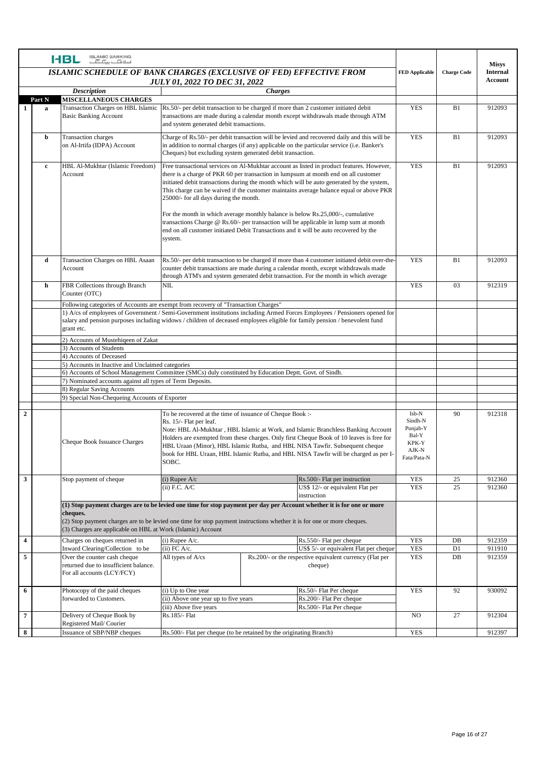**HBL ISLAMIC BANKING**

## ISLAMIC SCHEDULE OF BANK CHARGES (EXCLUSIVE OF FED) EFFECTIVE FROM JULY 01, 2022 TO DEC 31, 2022

| | | *Description* | *Charges* | | FED Applicable | Charge Code | Misys Internal Account |
|---|---|---|---|---|---|---|---|
| | **Part N** | **MISCELLANEOUS CHARGES** | | | | | |
| **1** | **a** | Transaction Charges on HBL Islamic Basic Banking Account | Rs.50/- per debit transaction to be charged if more than 2 customer initiated debit transactions are made during a calendar month except withdrawals made through ATM and system generated debit transactions. | | YES | B1 | 912093 |
| | **b** | Transaction charges on Al-Irtifa (IDPA) Account | Charge of Rs.50/- per debit transaction will be levied and recovered daily and this will be in addition to normal charges (if any) applicable on the particular service (i.e. Banker's Cheques) but excluding system generated debit transaction. | | YES | B1 | 912093 |
| | **c** | HBL Al-Mukhtar (Islamic Freedom) Account | Free transactional services on Al-Mukhtar account as listed in product features. However, there is a charge of PKR 60 per transaction in lumpsum at month end on all customer initiated debit transactions during the month which will be auto generated by the system, This charge can be waived if the customer maintains average balance equal or above PKR 25000/- for all days during the month.<br><br>For the month in which average monthly balance is below Rs.25,000/-, cumulative transactions Charge @ Rs.60/- per transaction will be applicable in lump sum at month end on all customer initiated Debit Transactions and it will be auto recovered by the system. | | YES | B1 | 912093 |
| | **d** | Transaction Charges on HBL Asaan Account | Rs.50/- per debit transaction to be charged if more than 4 customer initiated debit over-the-counter debit transactions are made during a calendar month, except withdrawals made through ATM's and system generated debit transaction. For the month in which average | | YES | B1 | 912093 |
| | **h** | FBR Collections through Branch Counter (OTC) | NIL | | YES | 03 | 912319 |
| | | Following categories of Accounts are exempt from recovery of "Transaction Charges" | | | | | |
| | | 1) A/cs of employees of Government / Semi-Government institutions including Armed Forces Employees / Pensioners opened for salary and pension purposes including widows / children of deceased employees eligible for family pension / benevolent fund grant etc. | | | | | |
| | | 2) Accounts of Mustehiqeen of Zakat | | | | | |
| | | 3) Accounts of Students | | | | | |
| | | 4) Accounts of Deceased | | | | | |
| | | 5) Accounts in Inactive and Unclaimed categories | | | | | |
| | | 6) Accounts of School Management Committee (SMCs) duly constituted by Education Deptt. Govt. of Sindh. | | | | | |
| | | 7) Nominated accounts against all types of Term Deposits. | | | | | |
| | | 8) Regular Saving Accounts | | | | | |
| | | 9) Special Non-Chequeing Accounts of Exporter | | | | | |
| **2** | | Cheque Book Issuance Charges | To be recovered at the time of issuance of Cheque Book :-<br>Rs. 15/- Flat per leaf.<br>Note: HBL Al-Mukhtar , HBL Islamic at Work, and Islamic Branchless Banking Account Holders are exempted from these charges. Only first Cheque Book of 10 leaves is free for HBL Uraan (Minor), HBL Islamic Rutba, and HBL NISA Tawfir. Subsequent cheque book for HBL Uraan, HBL Islamic Rutba, and HBL NISA Tawfir will be charged as per I-SOBC. | | Isb-N<br>Sindh-N<br>Punjab-Y<br>Bal-Y<br>KPK-Y<br>AJK-N<br>Fata/Pata-N | 90 | 912318 |
| **3** | | Stop payment of cheque | (i) Rupee A/c | Rs.500/- Flat per instruction | YES | 25 | 912360 |
| | | | (ii) F.C. A/C | US$ 12/- or equivalent Flat per instruction | YES | 25 | 912360 |
| | | **(1) Stop payment charges are to be levied one time for stop payment per day per Account whether it is for one or more cheques.**<br>(2) Stop payment charges are to be levied one time for stop payment instructions whether it is for one or more cheques.<br>(3) Charges are applicable on HBL at Work (Islamic) Account | | | | | |
| **4** | | Charges on cheques returned in Inward Clearing/Collection to be | (i) Rupee A/c. | Rs.550/- Flat per cheque | YES | DB | 912359 |
| | | | (ii) FC A/c. | US$ 5/- or equivalent Flat per cheque | YES | D1 | 911910 |
| **5** | | Over the counter cash cheque returned due to insufficient balance. For all accounts (LCY/FCY) | All types of A/cs | Rs.200/- or the respective equivalent currency (Flat per cheque) | YES | DB | 912359 |
| **6** | | Photocopy of the paid cheques forwarded to Customers. | (i) Up to One year | Rs.50/- Flat Per cheque | YES | 92 | 930092 |
| | | | (ii) Above one year up to five years | Rs.200/- Flat Per cheque | | | |
| | | | (iii) Above five years | Rs.500/- Flat Per cheque | | | |
| **7** | | Delivery of Cheque Book by Registered Mail/ Courier | Rs.185/- Flat | | NO | 27 | 912304 |
| **8** | | Issuance of SBP/NBP cheques | Rs.500/- Flat per cheque (to be retained by the originating Branch) | | YES | | 912397 |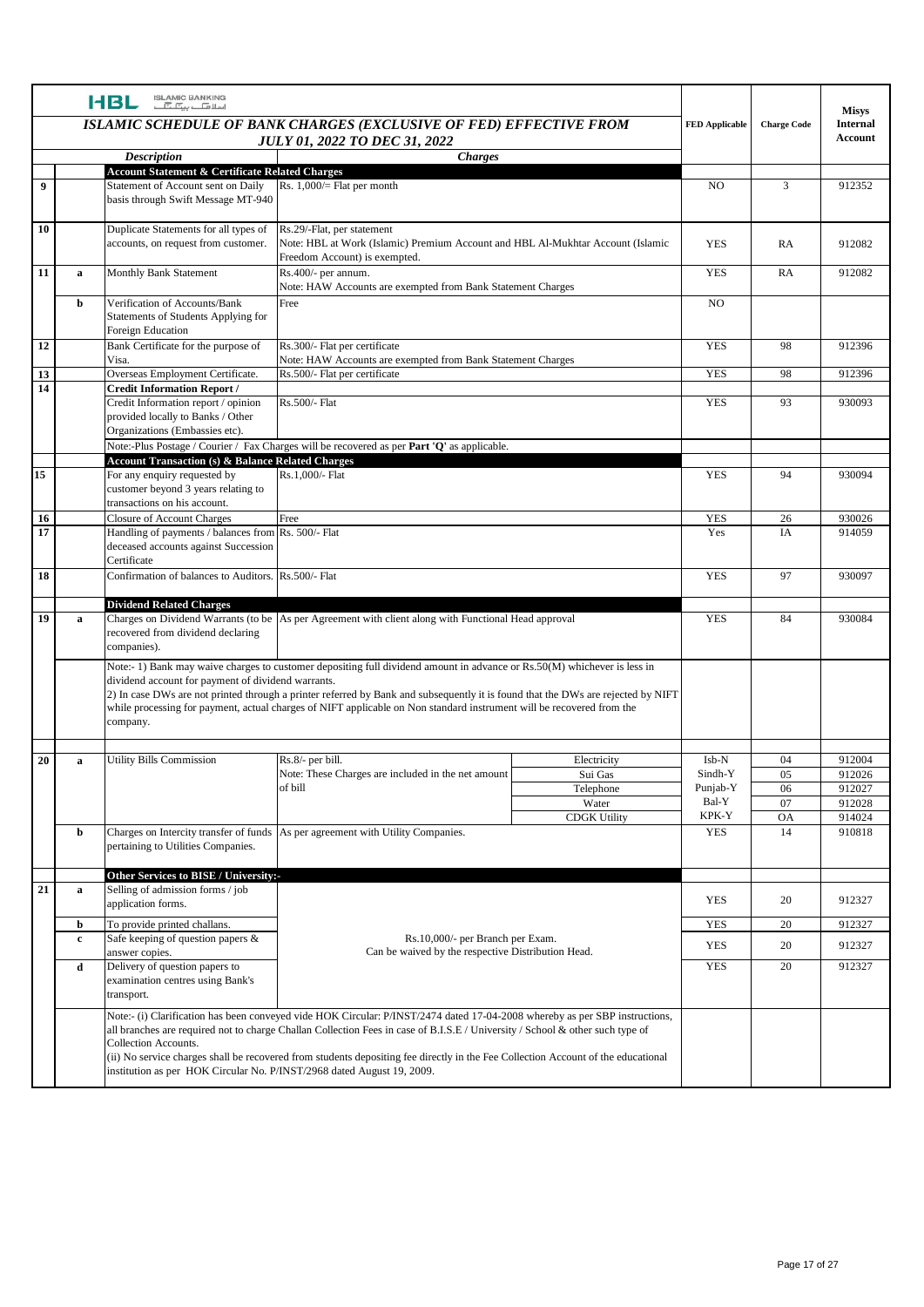HBL ISLAMIC BANKING

| | | *ISLAMIC SCHEDULE OF BANK CHARGES (EXCLUSIVE OF FED) EFFECTIVE FROM JULY 01, 2022 TO DEC 31, 2022* | | | FED Applicable | Charge Code | Misys Internal Account |
|---|---|---|---|---|---|---|---|
| | | *Description* | *Charges* | | | | |
| | | **Account Statement & Certificate Related Charges** | | | | | |
| 9 | | Statement of Account sent on Daily basis through Swift Message MT-940 | Rs. 1,000/= Flat per month | | NO | 3 | 912352 |
| 10 | | Duplicate Statements for all types of accounts, on request from customer. | Rs.29/-Flat, per statement<br>Note: HBL at Work (Islamic) Premium Account and HBL Al-Mukhtar Account (Islamic Freedom Account) is exempted. | | YES | RA | 912082 |
| 11 | a | Monthly Bank Statement | Rs.400/- per annum.<br>Note: HAW Accounts are exempted from Bank Statement Charges | | YES | RA | 912082 |
| | b | Verification of Accounts/Bank Statements of Students Applying for Foreign Education | Free | | NO | | |
| 12 | | Bank Certificate for the purpose of Visa. | Rs.300/- Flat per certificate<br>Note: HAW Accounts are exempted from Bank Statement Charges | | YES | 98 | 912396 |
| 13 | | Overseas Employment Certificate. | Rs.500/- Flat per certificate | | YES | 98 | 912396 |
| 14 | | **Credit Information Report /** | | | | | |
| | | Credit Information report / opinion provided locally to Banks / Other Organizations (Embassies etc). | Rs.500/- Flat | | YES | 93 | 930093 |
| | | Note:-Plus Postage / Courier / Fax Charges will be recovered as per **Part 'Q'** as applicable. | | | | | |
| | | **Account Transaction (s) & Balance Related Charges** | | | | | |
| 15 | | For any enquiry requested by customer beyond 3 years relating to transactions on his account. | Rs.1,000/- Flat | | YES | 94 | 930094 |
| 16 | | Closure of Account Charges | Free | | YES | 26 | 930026 |
| 17 | | Handling of payments / balances from deceased accounts against Succession Certificate | Rs. 500/- Flat | | Yes | IA | 914059 |
| 18 | | Confirmation of balances to Auditors. | Rs.500/- Flat | | YES | 97 | 930097 |
| | | **Dividend Related Charges** | | | | | |
| 19 | a | Charges on Dividend Warrants (to be recovered from dividend declaring companies). | As per Agreement with client along with Functional Head approval | | YES | 84 | 930084 |
| | | Note:- 1) Bank may waive charges to customer depositing full dividend amount in advance or Rs.50(M) whichever is less in dividend account for payment of dividend warrants.<br>2) In case DWs are not printed through a printer referred by Bank and subsequently it is found that the DWs are rejected by NIFT while processing for payment, actual charges of NIFT applicable on Non standard instrument will be recovered from the company. | | | | | |
| 20 | a | Utility Bills Commission | Rs.8/- per bill.<br>Note: These Charges are included in the net amount of bill | Electricity | Isb-N | 04 | 912004 |
| | | | | Sui Gas | Sindh-Y | 05 | 912026 |
| | | | | Telephone | Punjab-Y | 06 | 912027 |
| | | | | Water | Bal-Y | 07 | 912028 |
| | | | | CDGK Utility | KPK-Y | OA | 914024 |
| | b | Charges on Intercity transfer of funds pertaining to Utilities Companies. | As per agreement with Utility Companies. | | YES | 14 | 910818 |
| | | **Other Services to BISE / University:-** | | | | | |
| 21 | a | Selling of admission forms / job application forms. | Rs.10,000/- per Branch per Exam.<br>Can be waived by the respective Distribution Head. | | YES | 20 | 912327 |
| | b | To provide printed challans. | | | YES | 20 | 912327 |
| | c | Safe keeping of question papers & answer copies. | | | YES | 20 | 912327 |
| | d | Delivery of question papers to examination centres using Bank's transport. | | | YES | 20 | 912327 |
| | | Note:- (i) Clarification has been conveyed vide HOK Circular: P/INST/2474 dated 17-04-2008 whereby as per SBP instructions, all branches are required not to charge Challan Collection Fees in case of B.I.S.E / University / School & other such type of Collection Accounts.<br>(ii) No service charges shall be recovered from students depositing fee directly in the Fee Collection Account of the educational institution as per HOK Circular No. P/INST/2968 dated August 19, 2009. | | | | | |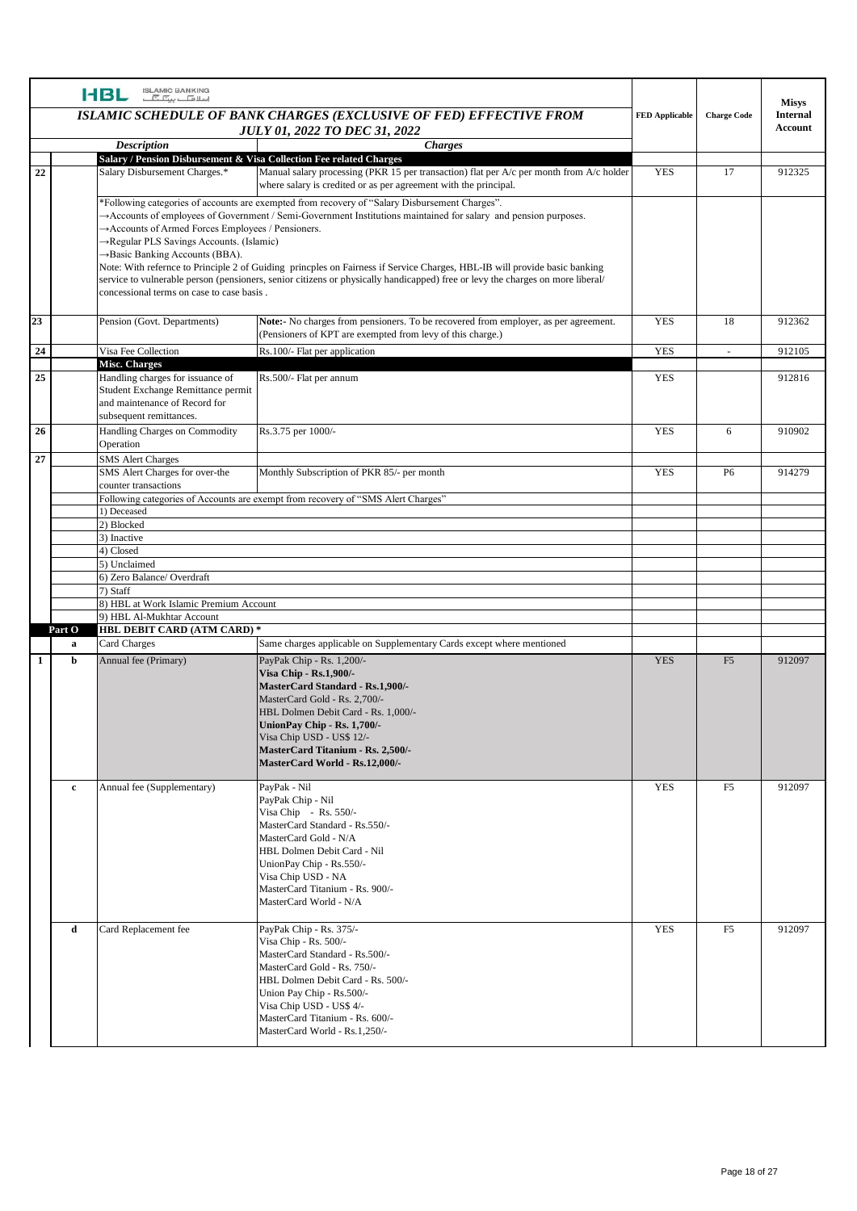# ISLAMIC SCHEDULE OF BANK CHARGES (EXCLUSIVE OF FED) EFFECTIVE FROM JULY 01, 2022 TO DEC 31, 2022

| | | Description | Charges | FED Applicable | Charge Code | Misys Internal Account |
|---|---|---|---|---|---|---|
| | | **Salary / Pension Disbursement & Visa Collection Fee related Charges** | | | | |
| 22 | | Salary Disbursement Charges.* | Manual salary processing (PKR 15 per transaction) flat per A/c per month from A/c holder where salary is credited or as per agreement with the principal. | YES | 17 | 912325 |
| | | *Following categories of accounts are exempted from recovery of "Salary Disbursement Charges".<br>→Accounts of employees of Government / Semi-Government Institutions maintained for salary and pension purposes.<br>→Accounts of Armed Forces Employees / Pensioners.<br>→Regular PLS Savings Accounts. (Islamic)<br>→Basic Banking Accounts (BBA).<br>Note: With refernce to Principle 2 of Guiding princples on Fairness if Service Charges, HBL-IB will provide basic banking service to vulnerable person (pensioners, senior citizens or physically handicapped) free or levy the charges on more liberal/ concessional terms on case to case basis . | | | | |
| 23 | | Pension (Govt. Departments) | **Note:-** No charges from pensioners. To be recovered from employer, as per agreement. (Pensioners of KPT are exempted from levy of this charge.) | YES | 18 | 912362 |
| 24 | | Visa Fee Collection | Rs.100/- Flat per application | YES | - | 912105 |
| | | **Misc. Charges** | | | | |
| 25 | | Handling charges for issuance of Student Exchange Remittance permit and maintenance of Record for subsequent remittances. | Rs.500/- Flat per annum | YES | | 912816 |
| 26 | | Handling Charges on Commodity Operation | Rs.3.75 per 1000/- | YES | 6 | 910902 |
| 27 | | SMS Alert Charges | | | | |
| | | SMS Alert Charges for over-the counter transactions | Monthly Subscription of PKR 85/- per month | YES | P6 | 914279 |
| | | Following categories of Accounts are exempt from recovery of "SMS Alert Charges" | | | | |
| | | 1) Deceased | | | | |
| | | 2) Blocked | | | | |
| | | 3) Inactive | | | | |
| | | 4) Closed | | | | |
| | | 5) Unclaimed | | | | |
| | | 6) Zero Balance/ Overdraft | | | | |
| | | 7) Staff | | | | |
| | | 8) HBL at Work Islamic Premium Account | | | | |
| | | 9) HBL Al-Mukhtar Account | | | | |
| | **Part O** | **HBL DEBIT CARD (ATM CARD) *** | | | | |
| | a | Card Charges | Same charges applicable on Supplementary Cards except where mentioned | | | |
| 1 | b | Annual fee (Primary) | PayPak Chip - Rs. 1,200/-<br>**Visa Chip - Rs.1,900/-**<br>**MasterCard Standard - Rs.1,900/-**<br>MasterCard Gold - Rs. 2,700/-<br>HBL Dolmen Debit Card - Rs. 1,000/-<br>**UnionPay Chip - Rs. 1,700/-**<br>Visa Chip USD - US$ 12/-<br>**MasterCard Titanium - Rs. 2,500/-**<br>**MasterCard World - Rs.12,000/-** | YES | F5 | 912097 |
| | c | Annual fee (Supplementary) | PayPak - Nil<br>PayPak Chip - Nil<br>Visa Chip - Rs. 550/-<br>MasterCard Standard - Rs.550/-<br>MasterCard Gold - N/A<br>HBL Dolmen Debit Card - Nil<br>UnionPay Chip - Rs.550/-<br>Visa Chip USD - NA<br>MasterCard Titanium - Rs. 900/-<br>MasterCard World - N/A | YES | F5 | 912097 |
| | d | Card Replacement fee | PayPak Chip - Rs. 375/-<br>Visa Chip - Rs. 500/-<br>MasterCard Standard - Rs.500/-<br>MasterCard Gold - Rs. 750/-<br>HBL Dolmen Debit Card - Rs. 500/-<br>Union Pay Chip - Rs.500/-<br>Visa Chip USD - US$ 4/-<br>MasterCard Titanium - Rs. 600/-<br>MasterCard World - Rs.1,250/- | YES | F5 | 912097 |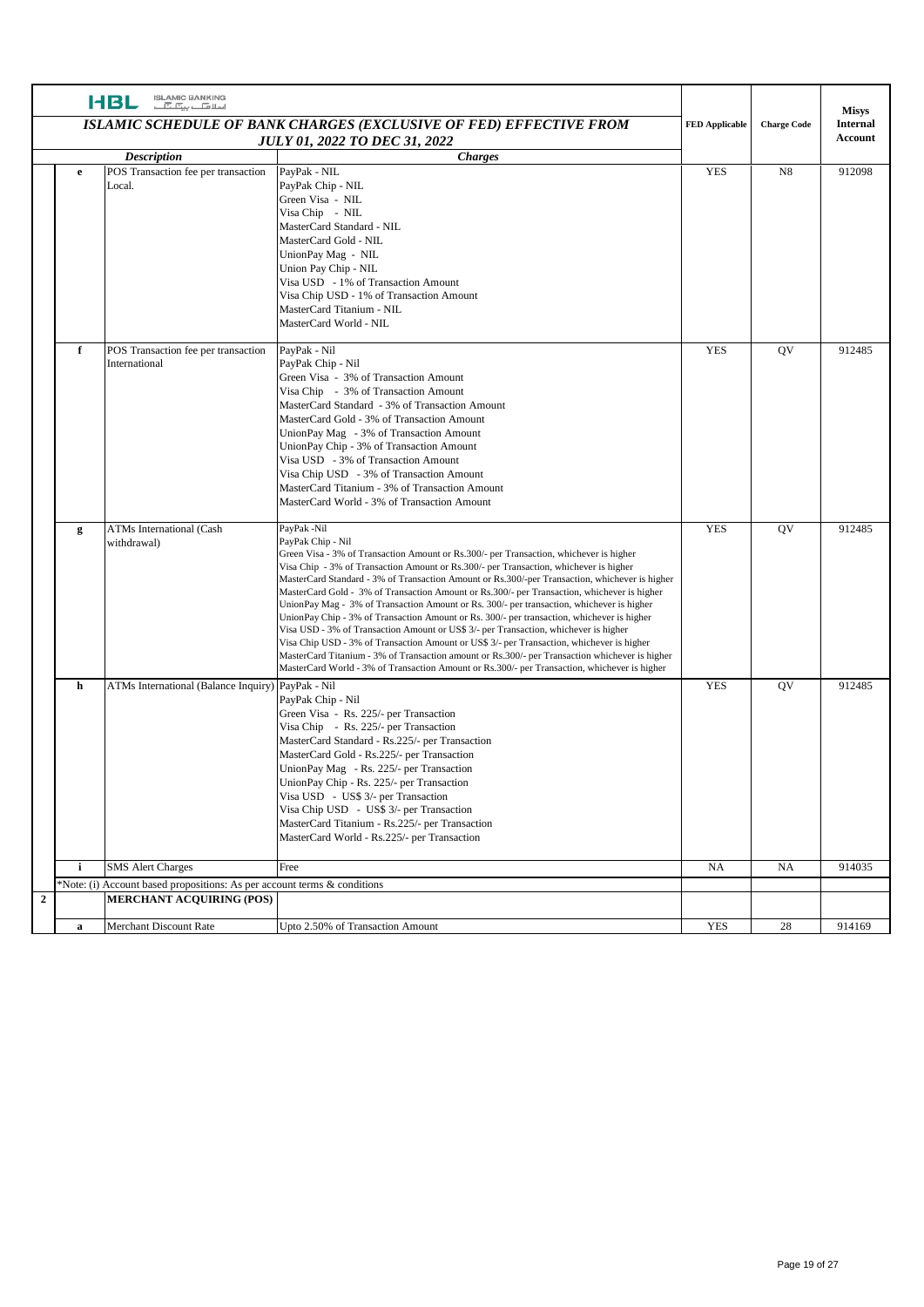| | | Description | Charges | FED Applicable | Charge Code | Misys Internal Account |
|---|---|---|---|---|---|---|
| | | ***ISLAMIC SCHEDULE OF BANK CHARGES (EXCLUSIVE OF FED) EFFECTIVE FROM JULY 01, 2022 TO DEC 31, 2022*** | | | | |
| | **e** | POS Transaction fee per transaction Local. | PayPak - NIL<br>PayPak Chip - NIL<br>Green Visa - NIL<br>Visa Chip - NIL<br>MasterCard Standard - NIL<br>MasterCard Gold - NIL<br>UnionPay Mag - NIL<br>Union Pay Chip - NIL<br>Visa USD - 1% of Transaction Amount<br>Visa Chip USD - 1% of Transaction Amount<br>MasterCard Titanium - NIL<br>MasterCard World - NIL | YES | N8 | 912098 |
| | **f** | POS Transaction fee per transaction International | PayPak - Nil<br>PayPak Chip - Nil<br>Green Visa - 3% of Transaction Amount<br>Visa Chip - 3% of Transaction Amount<br>MasterCard Standard - 3% of Transaction Amount<br>MasterCard Gold - 3% of Transaction Amount<br>UnionPay Mag - 3% of Transaction Amount<br>UnionPay Chip - 3% of Transaction Amount<br>Visa USD - 3% of Transaction Amount<br>Visa Chip USD - 3% of Transaction Amount<br>MasterCard Titanium - 3% of Transaction Amount<br>MasterCard World - 3% of Transaction Amount | YES | QV | 912485 |
| | **g** | ATMs International (Cash withdrawal) | PayPak -Nil<br>PayPak Chip - Nil<br>Green Visa - 3% of Transaction Amount or Rs.300/- per Transaction, whichever is higher<br>Visa Chip - 3% of Transaction Amount or Rs.300/- per Transaction, whichever is higher<br>MasterCard Standard - 3% of Transaction Amount or Rs.300/-per Transaction, whichever is higher<br>MasterCard Gold - 3% of Transaction Amount or Rs.300/- per Transaction, whichever is higher<br>UnionPay Mag - 3% of Transaction Amount or Rs. 300/- per transaction, whichever is higher<br>UnionPay Chip - 3% of Transaction Amount or Rs. 300/- per transaction, whichever is higher<br>Visa USD - 3% of Transaction Amount or US$ 3/- per Transaction, whichever is higher<br>Visa Chip USD - 3% of Transaction Amount or US$ 3/- per Transaction, whichever is higher<br>MasterCard Titanium - 3% of Transaction amount or Rs.300/- per Transaction whichever is higher<br>MasterCard World - 3% of Transaction Amount or Rs.300/- per Transaction, whichever is higher | YES | QV | 912485 |
| | **h** | ATMs International (Balance Inquiry) | PayPak - Nil<br>PayPak Chip - Nil<br>Green Visa - Rs. 225/- per Transaction<br>Visa Chip - Rs. 225/- per Transaction<br>MasterCard Standard - Rs.225/- per Transaction<br>MasterCard Gold - Rs.225/- per Transaction<br>UnionPay Mag - Rs. 225/- per Transaction<br>UnionPay Chip - Rs. 225/- per Transaction<br>Visa USD - US$ 3/- per Transaction<br>Visa Chip USD - US$ 3/- per Transaction<br>MasterCard Titanium - Rs.225/- per Transaction<br>MasterCard World - Rs.225/- per Transaction | YES | QV | 912485 |
| | **i** | SMS Alert Charges | Free | NA | NA | 914035 |
| | *Note: (i) Account based propositions: As per account terms & conditions | | | | | |
| **2** | | **MERCHANT ACQUIRING (POS)** | | | | |
| | **a** | Merchant Discount Rate | Upto 2.50% of Transaction Amount | YES | 28 | 914169 |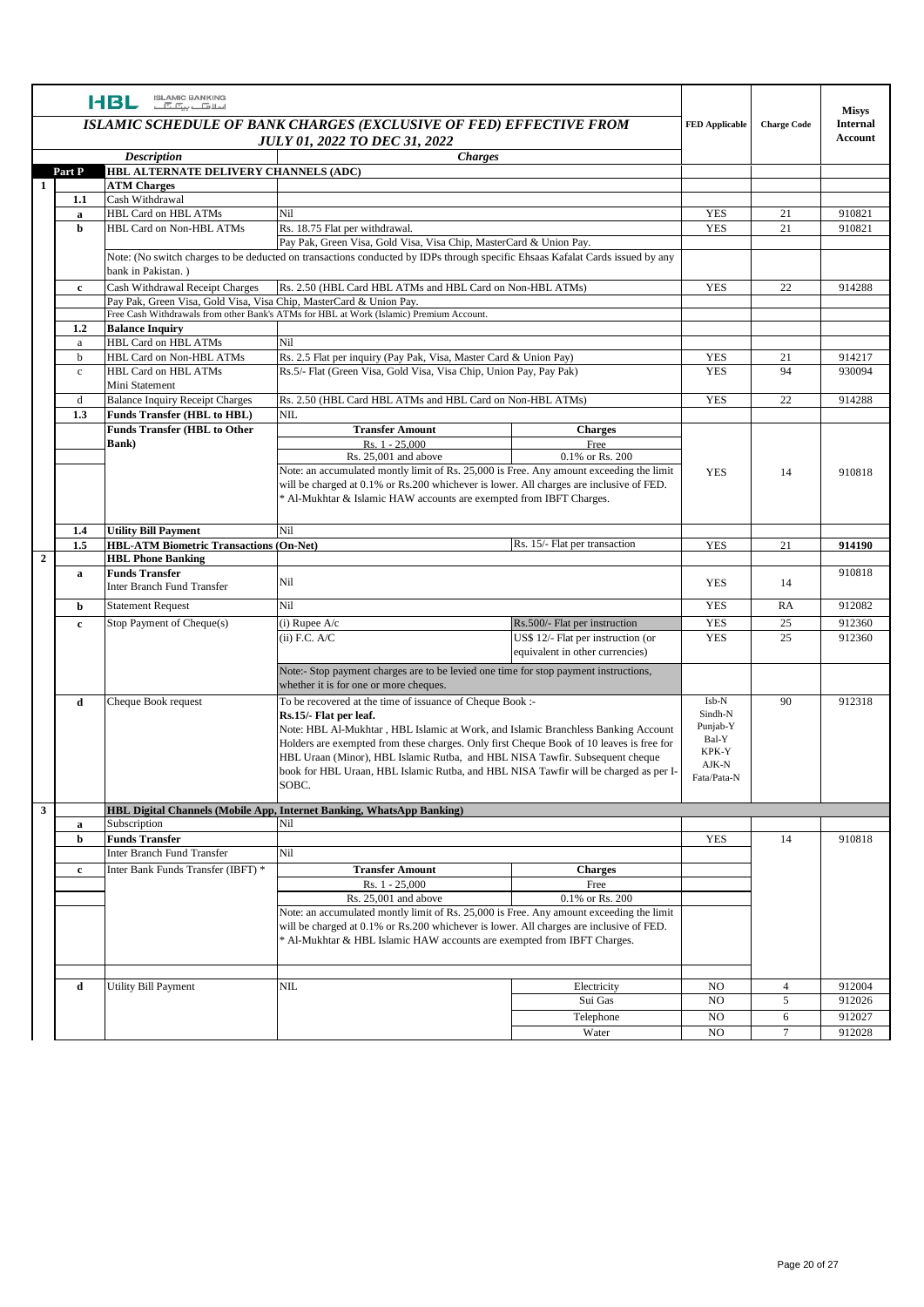**HBL ISLAMIC BANKING**

## ISLAMIC SCHEDULE OF BANK CHARGES (EXCLUSIVE OF FED) EFFECTIVE FROM JULY 01, 2022 TO DEC 31, 2022

| | | Description | Charges | | FED Applicable | Charge Code | Misys Internal Account |
|---|---|---|---|---|---|---|---|
| | **Part P** | **HBL ALTERNATE DELIVERY CHANNELS (ADC)** | | | | | |
| **1** | | **ATM Charges** | | | | | |
| | **1.1** | Cash Withdrawal | | | | | |
| | **a** | HBL Card on HBL ATMs | Nil | | YES | 21 | 910821 |
| | **b** | HBL Card on Non-HBL ATMs | Rs. 18.75 Flat per withdrawal. | | YES | 21 | 910821 |
| | | | Pay Pak, Green Visa, Gold Visa, Visa Chip, MasterCard & Union Pay. | | | | |
| | | Note: (No switch charges to be deducted on transactions conducted by IDPs through specific Ehsaas Kafalat Cards issued by any bank in Pakistan. ) | | | | | |
| | **c** | Cash Withdrawal Receipt Charges | Rs. 2.50 (HBL Card HBL ATMs and HBL Card on Non-HBL ATMs) | | YES | 22 | 914288 |
| | | Pay Pak, Green Visa, Gold Visa, Visa Chip, MasterCard & Union Pay. | | | | | |
| | | Free Cash Withdrawals from other Bank's ATMs for HBL at Work (Islamic) Premium Account. | | | | | |
| | **1.2** | **Balance Inquiry** | | | | | |
| | a | HBL Card on HBL ATMs | Nil | | | | |
| | b | HBL Card on Non-HBL ATMs | Rs. 2.5 Flat per inquiry (Pay Pak, Visa, Master Card & Union Pay) | | YES | 21 | 914217 |
| | c | HBL Card on HBL ATMs Mini Statement | Rs.5/- Flat (Green Visa, Gold Visa, Visa Chip, Union Pay, Pay Pak) | | YES | 94 | 930094 |
| | d | Balance Inquiry Receipt Charges | Rs. 2.50 (HBL Card HBL ATMs and HBL Card on Non-HBL ATMs) | | YES | 22 | 914288 |
| | **1.3** | **Funds Transfer (HBL to HBL)** | NIL | | | | |
| | | **Funds Transfer (HBL to Other Bank)** | **Transfer Amount** | **Charges** | YES | 14 | 910818 |
| | | | Rs. 1 - 25,000 | Free | | | |
| | | | Rs. 25,001 and above | 0.1% or Rs. 200 | | | |
| | | | Note: an accumulated montly limit of Rs. 25,000 is Free. Any amount exceeding the limit will be charged at 0.1% or Rs.200 whichever is lower. All charges are inclusive of FED. * Al-Mukhtar & Islamic HAW accounts are exempted from IBFT Charges. | | | | |
| | **1.4** | **Utility Bill Payment** | Nil | | | | |
| | **1.5** | **HBL-ATM Biometric Transactions (On-Net)** | | Rs. 15/- Flat per transaction | YES | 21 | **914190** |
| **2** | | **HBL Phone Banking** | | | | | |
| | **a** | **Funds Transfer** Inter Branch Fund Transfer | Nil | | YES | 14 | 910818 |
| | **b** | Statement Request | Nil | | YES | RA | 912082 |
| | **c** | Stop Payment of Cheque(s) | (i) Rupee A/c | Rs.500/- Flat per instruction | YES | 25 | 912360 |
| | | | (ii) F.C. A/C | US$ 12/- Flat per instruction (or equivalent in other currencies) | YES | 25 | 912360 |
| | | | Note:- Stop payment charges are to be levied one time for stop payment instructions, whether it is for one or more cheques. | | | | |
| | **d** | Cheque Book request | To be recovered at the time of issuance of Cheque Book :- **Rs.15/- Flat per leaf.** Note: HBL Al-Mukhtar , HBL Islamic at Work, and Islamic Branchless Banking Account Holders are exempted from these charges. Only first Cheque Book of 10 leaves is free for HBL Uraan (Minor), HBL Islamic Rutba, and HBL NISA Tawfir. Subsequent cheque book for HBL Uraan, HBL Islamic Rutba, and HBL NISA Tawfir will be charged as per I-SOBC. | | Isb-N Sindh-N Punjab-Y Bal-Y KPK-Y AJK-N Fata/Pata-N | 90 | 912318 |
| **3** | | **HBL Digital Channels (Mobile App, Internet Banking, WhatsApp Banking)** | | | | | |
| | **a** | Subscription | Nil | | | | |
| | **b** | **Funds Transfer** | | | YES | 14 | 910818 |
| | | Inter Branch Fund Transfer | Nil | | | | |
| | **c** | Inter Bank Funds Transfer (IBFT) * | **Transfer Amount** | **Charges** | | | |
| | | | Rs. 1 - 25,000 | Free | | | |
| | | | Rs. 25,001 and above | 0.1% or Rs. 200 | | | |
| | | | Note: an accumulated montly limit of Rs. 25,000 is Free. Any amount exceeding the limit will be charged at 0.1% or Rs.200 whichever is lower. All charges are inclusive of FED. * Al-Mukhtar & HBL Islamic HAW accounts are exempted from IBFT Charges. | | | | |
| | **d** | Utility Bill Payment | NIL | Electricity | NO | 4 | 912004 |
| | | | | Sui Gas | NO | 5 | 912026 |
| | | | | Telephone | NO | 6 | 912027 |
| | | | | Water | NO | 7 | 912028 |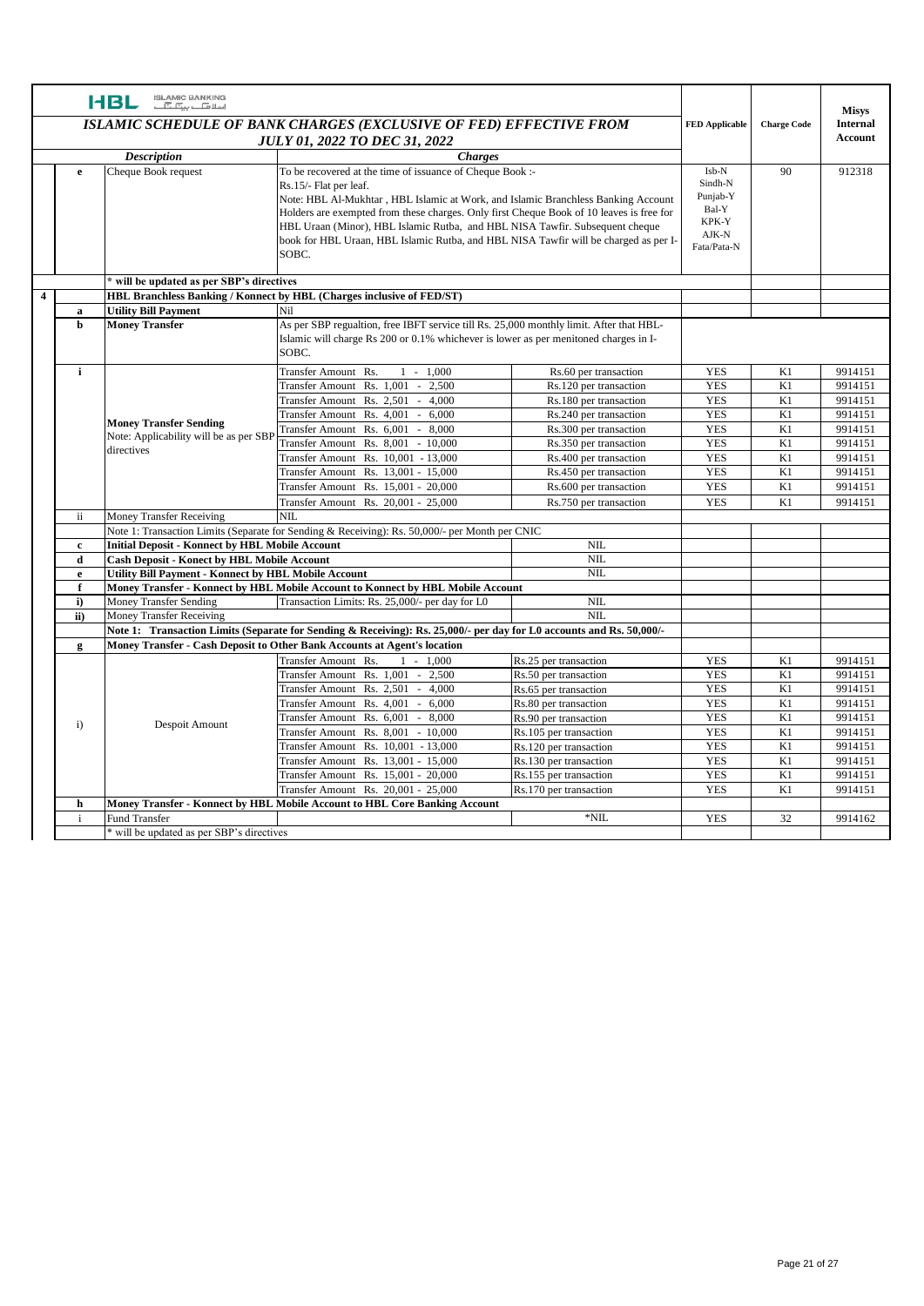**HBL** ISLAMIC BANKING

## ISLAMIC SCHEDULE OF BANK CHARGES (EXCLUSIVE OF FED) EFFECTIVE FROM JULY 01, 2022 TO DEC 31, 2022

| | | Description | Charges | | FED Applicable | Charge Code | Misys Internal Account |
|---|---|---|---|---|---|---|---|
| | e | Cheque Book request | To be recovered at the time of issuance of Cheque Book :- Rs.15/- Flat per leaf. Note: HBL Al-Mukhtar , HBL Islamic at Work, and Islamic Branchless Banking Account Holders are exempted from these charges. Only first Cheque Book of 10 leaves is free for HBL Uraan (Minor), HBL Islamic Rutba, and HBL NISA Tawfir. Subsequent cheque book for HBL Uraan, HBL Islamic Rutba, and HBL NISA Tawfir will be charged as per I-SOBC. | | Isb-N Sindh-N Punjab-Y Bal-Y KPK-Y AJK-N Fata/Pata-N | 90 | 912318 |
| | | * will be updated as per SBP's directives | | | | | |
| 4 | | **HBL Branchless Banking / Konnect by HBL (Charges inclusive of FED/ST)** | | | | | |
| | a | **Utility Bill Payment** | Nil | | | | |
| | b | **Money Transfer** | As per SBP regualtion, free IBFT service till Rs. 25,000 monthly limit. After that HBL-Islamic will charge Rs 200 or 0.1% whichever is lower as per menitoned charges in I-SOBC. | | | | |
| | i | **Money Transfer Sending** Note: Applicability will be as per SBP directives | Transfer Amount Rs. 1 - 1,000 | Rs.60 per transaction | YES | K1 | 9914151 |
| | | | Transfer Amount Rs. 1,001 - 2,500 | Rs.120 per transaction | YES | K1 | 9914151 |
| | | | Transfer Amount Rs. 2,501 - 4,000 | Rs.180 per transaction | YES | K1 | 9914151 |
| | | | Transfer Amount Rs. 4,001 - 6,000 | Rs.240 per transaction | YES | K1 | 9914151 |
| | | | Transfer Amount Rs. 6,001 - 8,000 | Rs.300 per transaction | YES | K1 | 9914151 |
| | | | Transfer Amount Rs. 8,001 - 10,000 | Rs.350 per transaction | YES | K1 | 9914151 |
| | | | Transfer Amount Rs. 10,001 - 13,000 | Rs.400 per transaction | YES | K1 | 9914151 |
| | | | Transfer Amount Rs. 13,001 - 15,000 | Rs.450 per transaction | YES | K1 | 9914151 |
| | | | Transfer Amount Rs. 15,001 - 20,000 | Rs.600 per transaction | YES | K1 | 9914151 |
| | | | Transfer Amount Rs. 20,001 - 25,000 | Rs.750 per transaction | YES | K1 | 9914151 |
| | ii | Money Transfer Receiving | NIL | | | | |
| | | Note 1: Transaction Limits (Separate for Sending & Receiving): Rs. 50,000/- per Month per CNIC | | | | | |
| | c | **Initial Deposit - Konnect by HBL Mobile Account** | | NIL | | | |
| | d | **Cash Deposit - Konect by HBL Mobile Account** | | NIL | | | |
| | e | **Utility Bill Payment - Konnect by HBL Mobile Account** | | NIL | | | |
| | f | **Money Transfer - Konnect by HBL Mobile Account to Konnect by HBL Mobile Account** | | | | | |
| | i) | Money Transfer Sending | Transaction Limits: Rs. 25,000/- per day for L0 | NIL | | | |
| | ii) | Money Transfer Receiving | | NIL | | | |
| | | **Note 1: Transaction Limits (Separate for Sending & Receiving): Rs. 25,000/- per day for L0 accounts and Rs. 50,000/-** | | | | | |
| | g | **Money Transfer - Cash Deposit to Other Bank Accounts at Agent's location** | | | | | |
| | i) | Despoit Amount | Transfer Amount Rs. 1 - 1,000 | Rs.25 per transaction | YES | K1 | 9914151 |
| | | | Transfer Amount Rs. 1,001 - 2,500 | Rs.50 per transaction | YES | K1 | 9914151 |
| | | | Transfer Amount Rs. 2,501 - 4,000 | Rs.65 per transaction | YES | K1 | 9914151 |
| | | | Transfer Amount Rs. 4,001 - 6,000 | Rs.80 per transaction | YES | K1 | 9914151 |
| | | | Transfer Amount Rs. 6,001 - 8,000 | Rs.90 per transaction | YES | K1 | 9914151 |
| | | | Transfer Amount Rs. 8,001 - 10,000 | Rs.105 per transaction | YES | K1 | 9914151 |
| | | | Transfer Amount Rs. 10,001 - 13,000 | Rs.120 per transaction | YES | K1 | 9914151 |
| | | | Transfer Amount Rs. 13,001 - 15,000 | Rs.130 per transaction | YES | K1 | 9914151 |
| | | | Transfer Amount Rs. 15,001 - 20,000 | Rs.155 per transaction | YES | K1 | 9914151 |
| | | | Transfer Amount Rs. 20,001 - 25,000 | Rs.170 per transaction | YES | K1 | 9914151 |
| | h | **Money Transfer - Konnect by HBL Mobile Account to HBL Core Banking Account** | | | | | |
| | i | Fund Transfer | | *NIL | YES | 32 | 9914162 |
| | | * will be updated as per SBP's directives | | | | | |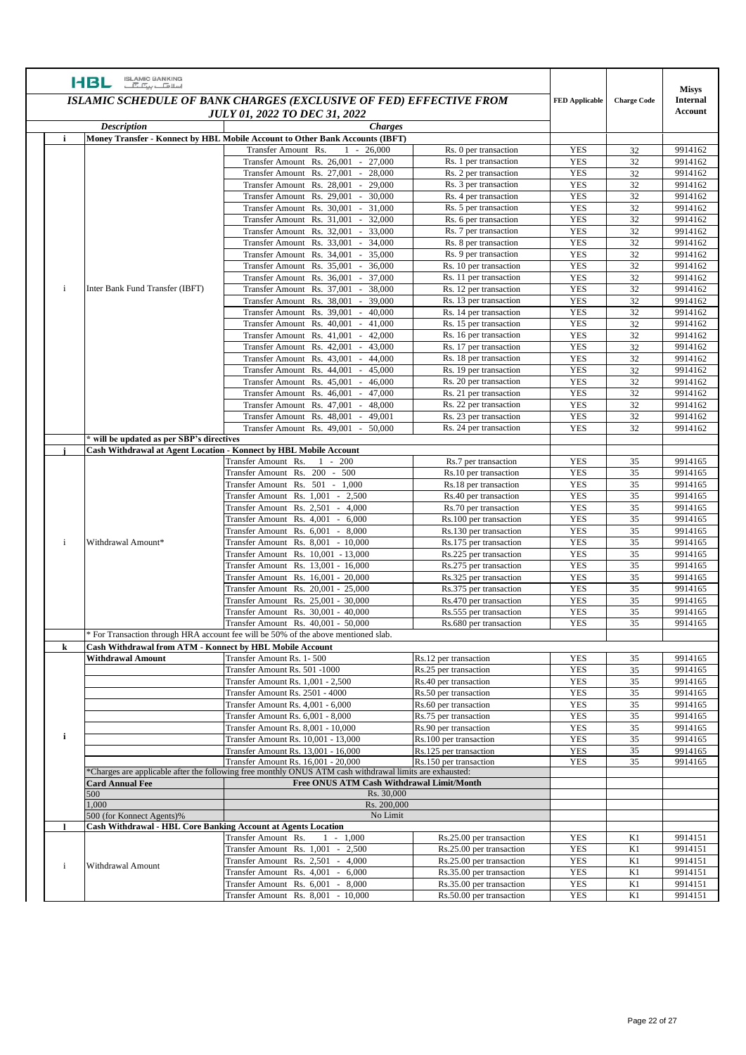HBL ISLAMIC BANKING

| ISLAMIC SCHEDULE OF BANK CHARGES (EXCLUSIVE OF FED) EFFECTIVE FROM JULY 01, 2022 TO DEC 31, 2022 | | | | FED Applicable | Charge Code | Misys Internal Account |
|---|---|---|---|---|---|---|
| | **Description** | **Charges** | | | | |
| **i** | **Money Transfer - Konnect by HBL Mobile Account to Other Bank Accounts (IBFT)** | | | | | |
| i | Inter Bank Fund Transfer (IBFT) | Transfer Amount Rs. 1 - 26,000 | Rs. 0 per transaction | YES | 32 | 9914162 |
| | | Transfer Amount Rs. 26,001 - 27,000 | Rs. 1 per transaction | YES | 32 | 9914162 |
| | | Transfer Amount Rs. 27,001 - 28,000 | Rs. 2 per transaction | YES | 32 | 9914162 |
| | | Transfer Amount Rs. 28,001 - 29,000 | Rs. 3 per transaction | YES | 32 | 9914162 |
| | | Transfer Amount Rs. 29,001 - 30,000 | Rs. 4 per transaction | YES | 32 | 9914162 |
| | | Transfer Amount Rs. 30,001 - 31,000 | Rs. 5 per transaction | YES | 32 | 9914162 |
| | | Transfer Amount Rs. 31,001 - 32,000 | Rs. 6 per transaction | YES | 32 | 9914162 |
| | | Transfer Amount Rs. 32,001 - 33,000 | Rs. 7 per transaction | YES | 32 | 9914162 |
| | | Transfer Amount Rs. 33,001 - 34,000 | Rs. 8 per transaction | YES | 32 | 9914162 |
| | | Transfer Amount Rs. 34,001 - 35,000 | Rs. 9 per transaction | YES | 32 | 9914162 |
| | | Transfer Amount Rs. 35,001 - 36,000 | Rs. 10 per transaction | YES | 32 | 9914162 |
| | | Transfer Amount Rs. 36,001 - 37,000 | Rs. 11 per transaction | YES | 32 | 9914162 |
| | | Transfer Amount Rs. 37,001 - 38,000 | Rs. 12 per transaction | YES | 32 | 9914162 |
| | | Transfer Amount Rs. 38,001 - 39,000 | Rs. 13 per transaction | YES | 32 | 9914162 |
| | | Transfer Amount Rs. 39,001 - 40,000 | Rs. 14 per transaction | YES | 32 | 9914162 |
| | | Transfer Amount Rs. 40,001 - 41,000 | Rs. 15 per transaction | YES | 32 | 9914162 |
| | | Transfer Amount Rs. 41,001 - 42,000 | Rs. 16 per transaction | YES | 32 | 9914162 |
| | | Transfer Amount Rs. 42,001 - 43,000 | Rs. 17 per transaction | YES | 32 | 9914162 |
| | | Transfer Amount Rs. 43,001 - 44,000 | Rs. 18 per transaction | YES | 32 | 9914162 |
| | | Transfer Amount Rs. 44,001 - 45,000 | Rs. 19 per transaction | YES | 32 | 9914162 |
| | | Transfer Amount Rs. 45,001 - 46,000 | Rs. 20 per transaction | YES | 32 | 9914162 |
| | | Transfer Amount Rs. 46,001 - 47,000 | Rs. 21 per transaction | YES | 32 | 9914162 |
| | | Transfer Amount Rs. 47,001 - 48,000 | Rs. 22 per transaction | YES | 32 | 9914162 |
| | | Transfer Amount Rs. 48,001 - 49,001 | Rs. 23 per transaction | YES | 32 | 9914162 |
| | | Transfer Amount Rs. 49,001 - 50,000 | Rs. 24 per transaction | YES | 32 | 9914162 |
| | * will be updated as per SBP's directives | | | | | |
| **j** | **Cash Withdrawal at Agent Location - Konnect by HBL Mobile Account** | | | | | |
| i | Withdrawal Amount* | Transfer Amount Rs. 1 - 200 | Rs.7 per transaction | YES | 35 | 9914165 |
| | | Transfer Amount Rs. 200 - 500 | Rs.10 per transaction | YES | 35 | 9914165 |
| | | Transfer Amount Rs. 501 - 1,000 | Rs.18 per transaction | YES | 35 | 9914165 |
| | | Transfer Amount Rs. 1,001 - 2,500 | Rs.40 per transaction | YES | 35 | 9914165 |
| | | Transfer Amount Rs. 2,501 - 4,000 | Rs.70 per transaction | YES | 35 | 9914165 |
| | | Transfer Amount Rs. 4,001 - 6,000 | Rs.100 per transaction | YES | 35 | 9914165 |
| | | Transfer Amount Rs. 6,001 - 8,000 | Rs.130 per transaction | YES | 35 | 9914165 |
| | | Transfer Amount Rs. 8,001 - 10,000 | Rs.175 per transaction | YES | 35 | 9914165 |
| | | Transfer Amount Rs. 10,001 - 13,000 | Rs.225 per transaction | YES | 35 | 9914165 |
| | | Transfer Amount Rs. 13,001 - 16,000 | Rs.275 per transaction | YES | 35 | 9914165 |
| | | Transfer Amount Rs. 16,001 - 20,000 | Rs.325 per transaction | YES | 35 | 9914165 |
| | | Transfer Amount Rs. 20,001 - 25,000 | Rs.375 per transaction | YES | 35 | 9914165 |
| | | Transfer Amount Rs. 25,001 - 30,000 | Rs.470 per transaction | YES | 35 | 9914165 |
| | | Transfer Amount Rs. 30,001 - 40,000 | Rs.555 per transaction | YES | 35 | 9914165 |
| | | Transfer Amount Rs. 40,001 - 50,000 | Rs.680 per transaction | YES | 35 | 9914165 |
| | * For Transaction through HRA account fee will be 50% of the above mentioned slab. | | | | | |
| **k** | **Cash Withdrawal from ATM - Konnect by HBL Mobile Account** | | | | | |
| i | **Withdrawal Amount** | Transfer Amount Rs. 1- 500 | Rs.12 per transaction | YES | 35 | 9914165 |
| | | Transfer Amount Rs. 501 -1000 | Rs.25 per transaction | YES | 35 | 9914165 |
| | | Transfer Amount Rs. 1,001 - 2,500 | Rs.40 per transaction | YES | 35 | 9914165 |
| | | Transfer Amount Rs. 2501 - 4000 | Rs.50 per transaction | YES | 35 | 9914165 |
| | | Transfer Amount Rs. 4,001 - 6,000 | Rs.60 per transaction | YES | 35 | 9914165 |
| | | Transfer Amount Rs. 6,001 - 8,000 | Rs.75 per transaction | YES | 35 | 9914165 |
| | | Transfer Amount Rs. 8,001 - 10,000 | Rs.90 per transaction | YES | 35 | 9914165 |
| | | Transfer Amount Rs. 10,001 - 13,000 | Rs.100 per transaction | YES | 35 | 9914165 |
| | | Transfer Amount Rs. 13,001 - 16,000 | Rs.125 per transaction | YES | 35 | 9914165 |
| | | Transfer Amount Rs. 16,001 - 20,000 | Rs.150 per transaction | YES | 35 | 9914165 |
| | *Charges are applicable after the following free monthly ONUS ATM cash withdrawal limits are exhausted: | | | | | |
| | **Card Annual Fee** | **Free ONUS ATM Cash Withdrawal Limit/Month** | | | | |
| | 500 | Rs. 30,000 | | | | |
| | 1,000 | Rs. 200,000 | | | | |
| | 500 (for Konnect Agents)% | No Limit | | | | |
| **l** | **Cash Withdrawal - HBL Core Banking Account at Agents Location** | | | | | |
| i | Withdrawal Amount | Transfer Amount Rs. 1 - 1,000 | Rs.25.00 per transaction | YES | K1 | 9914151 |
| | | Transfer Amount Rs. 1,001 - 2,500 | Rs.25.00 per transaction | YES | K1 | 9914151 |
| | | Transfer Amount Rs. 2,501 - 4,000 | Rs.25.00 per transaction | YES | K1 | 9914151 |
| | | Transfer Amount Rs. 4,001 - 6,000 | Rs.35.00 per transaction | YES | K1 | 9914151 |
| | | Transfer Amount Rs. 6,001 - 8,000 | Rs.35.00 per transaction | YES | K1 | 9914151 |
| | | Transfer Amount Rs. 8,001 - 10,000 | Rs.50.00 per transaction | YES | K1 | 9914151 |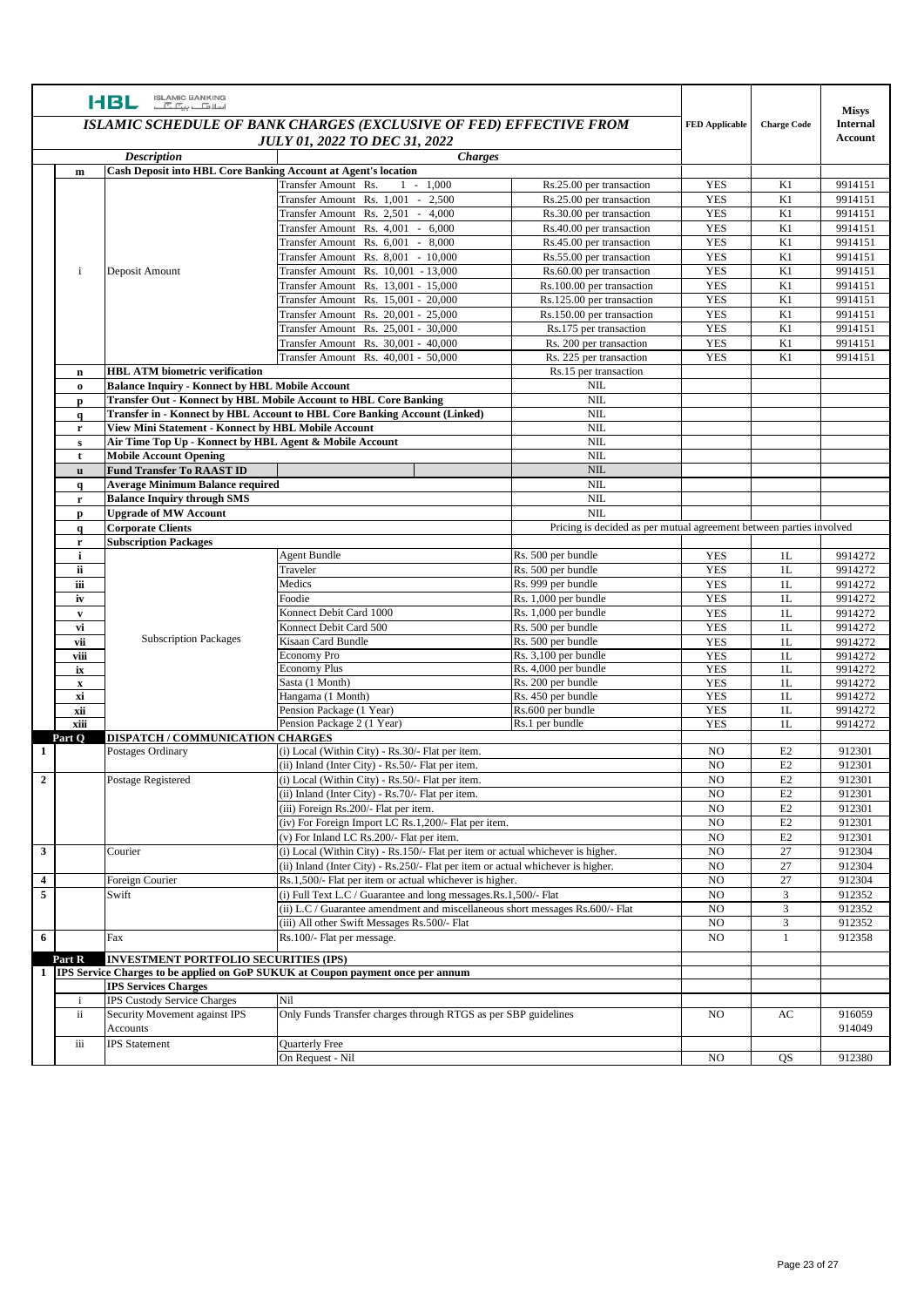HBL ISLAMIC BANKING

## ISLAMIC SCHEDULE OF BANK CHARGES (EXCLUSIVE OF FED) EFFECTIVE FROM JULY 01, 2022 TO DEC 31, 2022

| | | Description | Charges | | FED Applicable | Charge Code | Misys Internal Account |
|---|---|---|---|---|---|---|---|
| | m | **Cash Deposit into HBL Core Banking Account at Agent's location** | | | | | |
| | i | Deposit Amount | Transfer Amount Rs. 1 - 1,000 | Rs.25.00 per transaction | YES | K1 | 9914151 |
| | | | Transfer Amount Rs. 1,001 - 2,500 | Rs.25.00 per transaction | YES | K1 | 9914151 |
| | | | Transfer Amount Rs. 2,501 - 4,000 | Rs.30.00 per transaction | YES | K1 | 9914151 |
| | | | Transfer Amount Rs. 4,001 - 6,000 | Rs.40.00 per transaction | YES | K1 | 9914151 |
| | | | Transfer Amount Rs. 6,001 - 8,000 | Rs.45.00 per transaction | YES | K1 | 9914151 |
| | | | Transfer Amount Rs. 8,001 - 10,000 | Rs.55.00 per transaction | YES | K1 | 9914151 |
| | | | Transfer Amount Rs. 10,001 - 13,000 | Rs.60.00 per transaction | YES | K1 | 9914151 |
| | | | Transfer Amount Rs. 13,001 - 15,000 | Rs.100.00 per transaction | YES | K1 | 9914151 |
| | | | Transfer Amount Rs. 15,001 - 20,000 | Rs.125.00 per transaction | YES | K1 | 9914151 |
| | | | Transfer Amount Rs. 20,001 - 25,000 | Rs.150.00 per transaction | YES | K1 | 9914151 |
| | | | Transfer Amount Rs. 25,001 - 30,000 | Rs.175 per transaction | YES | K1 | 9914151 |
| | | | Transfer Amount Rs. 30,001 - 40,000 | Rs. 200 per transaction | YES | K1 | 9914151 |
| | | | Transfer Amount Rs. 40,001 - 50,000 | Rs. 225 per transaction | YES | K1 | 9914151 |
| | n | **HBL ATM biometric verification** | | Rs.15 per transaction | | | |
| | o | **Balance Inquiry - Konnect by HBL Mobile Account** | | NIL | | | |
| | p | **Transfer Out - Konnect by HBL Mobile Account to HBL Core Banking** | | NIL | | | |
| | q | **Transfer in - Konnect by HBL Account to HBL Core Banking Account (Linked)** | | NIL | | | |
| | r | **View Mini Statement - Konnect by HBL Mobile Account** | | NIL | | | |
| | s | **Air Time Top Up - Konnect by HBL Agent & Mobile Account** | | NIL | | | |
| | t | **Mobile Account Opening** | | NIL | | | |
| | u | **Fund Transfer To RAAST ID** | | NIL | | | |
| | q | **Average Minimum Balance required** | | NIL | | | |
| | r | **Balance Inquiry through SMS** | | NIL | | | |
| | p | **Upgrade of MW Account** | | NIL | | | |
| | q | **Corporate Clients** | | Pricing is decided as per mutual agreement between parties involved | | | |
| | r | **Subscription Packages** | | | | | |
| | i | Subscription Packages | Agent Bundle | Rs. 500 per bundle | YES | 1L | 9914272 |
| | ii | | Traveler | Rs. 500 per bundle | YES | 1L | 9914272 |
| | iii | | Medics | Rs. 999 per bundle | YES | 1L | 9914272 |
| | iv | | Foodie | Rs. 1,000 per bundle | YES | 1L | 9914272 |
| | v | | Konnect Debit Card 1000 | Rs. 1,000 per bundle | YES | 1L | 9914272 |
| | vi | | Konnect Debit Card 500 | Rs. 500 per bundle | YES | 1L | 9914272 |
| | vii | | Kisaan Card Bundle | Rs. 500 per bundle | YES | 1L | 9914272 |
| | viii | | Economy Pro | Rs. 3,100 per bundle | YES | 1L | 9914272 |
| | ix | | Economy Plus | Rs. 4,000 per bundle | YES | 1L | 9914272 |
| | x | | Sasta (1 Month) | Rs. 200 per bundle | YES | 1L | 9914272 |
| | xi | | Hangama (1 Month) | Rs. 450 per bundle | YES | 1L | 9914272 |
| | xii | | Pension Package (1 Year) | Rs.600 per bundle | YES | 1L | 9914272 |
| | xiii | | Pension Package 2 (1 Year) | Rs.1 per bundle | YES | 1L | 9914272 |
| | **Part Q** | **DISPATCH / COMMUNICATION CHARGES** | | | | | |
| **1** | | Postages Ordinary | (i) Local (Within City) - Rs.30/- Flat per item. | | NO | E2 | 912301 |
| | | | (ii) Inland (Inter City) - Rs.50/- Flat per item. | | NO | E2 | 912301 |
| **2** | | Postage Registered | (i) Local (Within City) - Rs.50/- Flat per item. | | NO | E2 | 912301 |
| | | | (ii) Inland (Inter City) - Rs.70/- Flat per item. | | NO | E2 | 912301 |
| | | | (iii) Foreign Rs.200/- Flat per item. | | NO | E2 | 912301 |
| | | | (iv) For Foreign Import LC Rs.1,200/- Flat per item. | | NO | E2 | 912301 |
| | | | (v) For Inland LC Rs.200/- Flat per item. | | NO | E2 | 912301 |
| **3** | | Courier | (i) Local (Within City) - Rs.150/- Flat per item or actual whichever is higher. | | NO | 27 | 912304 |
| | | | (ii) Inland (Inter City) - Rs.250/- Flat per item or actual whichever is higher. | | NO | 27 | 912304 |
| **4** | | Foreign Courier | Rs.1,500/- Flat per item or actual whichever is higher. | | NO | 27 | 912304 |
| **5** | | Swift | (i) Full Text L.C / Guarantee and long messages.Rs.1,500/- Flat | | NO | 3 | 912352 |
| | | | (ii) L.C / Guarantee amendment and miscellaneous short messages Rs.600/- Flat | | NO | 3 | 912352 |
| | | | (iii) All other Swift Messages Rs.500/- Flat | | NO | 3 | 912352 |
| **6** | | Fax | Rs.100/- Flat per message. | | NO | 1 | 912358 |
| | **Part R** | **INVESTMENT PORTFOLIO SECURITIES (IPS)** | | | | | |
| **1** | **IPS Service Charges to be applied on GoP SUKUK at Coupon payment once per annum** | | | | | | |
| | | **IPS Services Charges** | | | | | |
| | i | IPS Custody Service Charges | Nil | | | | |
| | ii | Security Movement against IPS Accounts | Only Funds Transfer charges through RTGS as per SBP guidelines | | NO | AC | 916059 914049 |
| | iii | IPS Statement | Quarterly Free | | | | |
| | | | On Request - Nil | | NO | QS | 912380 |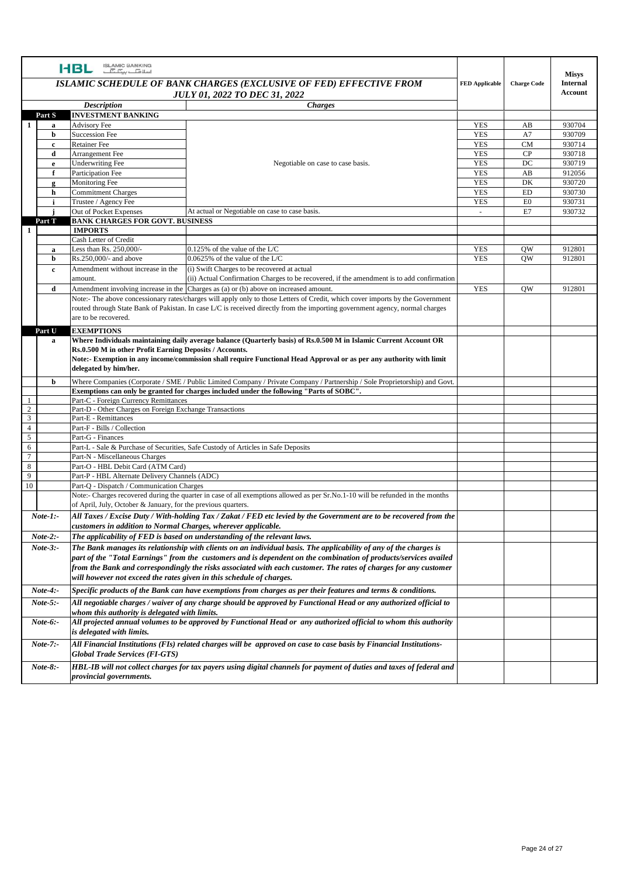HBL ISLAMIC BANKING

## ISLAMIC SCHEDULE OF BANK CHARGES (EXCLUSIVE OF FED) EFFECTIVE FROM JULY 01, 2022 TO DEC 31, 2022

| | | *Description* | *Charges* | FED Applicable | Charge Code | Misys Internal Account |
|---|---|---|---|---|---|---|
| **Part S** | | **INVESTMENT BANKING** | | | | |
| **1** | **a** | Advisory Fee | Negotiable on case to case basis. | YES | AB | 930704 |
| | **b** | Succession Fee | | YES | A7 | 930709 |
| | **c** | Retainer Fee | | YES | CM | 930714 |
| | **d** | Arrangement Fee | | YES | CP | 930718 |
| | **e** | Underwriting Fee | | YES | DC | 930719 |
| | **f** | Participation Fee | | YES | AB | 912056 |
| | **g** | Monitoring Fee | | YES | DK | 930720 |
| | **h** | Commitment Charges | | YES | ED | 930730 |
| | **i** | Trustee / Agency Fee | | YES | E0 | 930731 |
| | **j** | Out of Pocket Expenses | At actual or Negotiable on case to case basis. | - | E7 | 930732 |
| **Part T** | | **BANK CHARGES FOR GOVT. BUSINESS** | | | | |
| **1** | | **IMPORTS** | | | | |
| | | Cash Letter of Credit | | | | |
| | **a** | Less than Rs. 250,000/- | 0.125% of the value of the L/C | YES | QW | 912801 |
| | **b** | Rs.250,000/- and above | 0.0625% of the value of the L/C | YES | QW | 912801 |
| | **c** | Amendment without increase in the amount. | (i) Swift Charges to be recovered at actual<br>(ii) Actual Confirmation Charges to be recovered, if the amendment is to add confirmation | | | |
| | **d** | Amendment involving increase in the | Charges as (a) or (b) above on increased amount. | YES | QW | 912801 |
| | | Note:- The above concessionary rates/charges will apply only to those Letters of Credit, which cover imports by the Government routed through State Bank of Pakistan. In case L/C is received directly from the importing government agency, normal charges are to be recovered. | | | | |
| **Part U** | | **EXEMPTIONS** | | | | |
| | **a** | **Where Individuals maintaining daily average balance (Quarterly basis) of Rs.0.500 M in Islamic Current Account OR Rs.0.500 M in other Profit Earning Deposits / Accounts.**<br>**Note:- Exemption in any income/commission shall require Functional Head Approval or as per any authority with limit delegated by him/her.** | | | | |
| | **b** | Where Companies (Corporate / SME / Public Limited Company / Private Company / Partnership / Sole Proprietorship) and Govt. | | | | |
| | | **Exemptions can only be granted for charges included under the following "Parts of SOBC".** | | | | |
| 1 | | Part-C - Foreign Currency Remittances | | | | |
| 2 | | Part-D - Other Charges on Foreign Exchange Transactions | | | | |
| 3 | | Part-E - Remittances | | | | |
| 4 | | Part-F - Bills / Collection | | | | |
| 5 | | Part-G - Finances | | | | |
| 6 | | Part-L - Sale & Purchase of Securities, Safe Custody of Articles in Safe Deposits | | | | |
| 7 | | Part-N - Miscellaneous Charges | | | | |
| 8 | | Part-O - HBL Debit Card (ATM Card) | | | | |
| 9 | | Part-P - HBL Alternate Delivery Channels (ADC) | | | | |
| 10 | | Part-Q - Dispatch / Communication Charges | | | | |
| | | Note:- Charges recovered during the quarter in case of all exemptions allowed as per Sr.No.1-10 will be refunded in the months of April, July, October & January, for the previous quarters. | | | | |
| *Note-1:-* | | ***All Taxes / Excise Duty / With-holding Tax / Zakat / FED etc levied by the Government are to be recovered from the customers in addition to Normal Charges, wherever applicable.*** | | | | |
| *Note-2:-* | | ***The applicability of FED is based on understanding of the relevant laws.*** | | | | |
| *Note-3:-* | | ***The Bank manages its relationship with clients on an individual basis. The applicability of any of the charges is part of the "Total Earnings" from the customers and is dependent on the combination of products/services availed from the Bank and correspondingly the risks associated with each customer. The rates of charges for any customer will however not exceed the rates given in this schedule of charges.*** | | | | |
| *Note-4:-* | | ***Specific products of the Bank can have exemptions from charges as per their features and terms & conditions.*** | | | | |
| *Note-5:-* | | ***All negotiable charges / waiver of any charge should be approved by Functional Head or any authorized official to whom this authority is delegated with limits.*** | | | | |
| *Note-6:-* | | ***All projected annual volumes to be approved by Functional Head or any authorized official to whom this authority is delegated with limits.*** | | | | |
| *Note-7:-* | | ***All Financial Institutions (FIs) related charges will be approved on case to case basis by Financial Institutions-Global Trade Services (FI-GTS)*** | | | | |
| *Note-8:-* | | ***HBL-IB will not collect charges for tax payers using digital channels for payment of duties and taxes of federal and provincial governments.*** | | | | |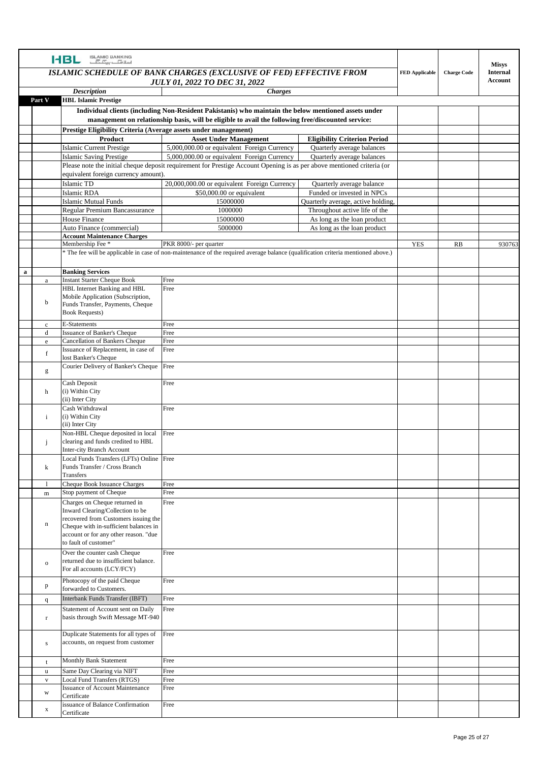HBL ISLAMIC BANKING

| | | ***ISLAMIC SCHEDULE OF BANK CHARGES (EXCLUSIVE OF FED) EFFECTIVE FROM JULY 01, 2022 TO DEC 31, 2022*** | | | **FED Applicable** | **Charge Code** | **Misys Internal Account** |
|---|---|---|---|---|---|---|---|
| | | ***Description*** | ***Charges*** | | | | |
| **Part V** | | **HBL Islamic Prestige** | | | | | |
| | | **Individual clients (including Non-Resident Pakistanis) who maintain the below mentioned assets under management on relationship basis, will be eligible to avail the following free/discounted service:** | | | | | |
| | | **Prestige Eligibility Criteria (Average assets under management)** | | | | | |
| | | **Product** | **Asset Under Management** | **Eligibility Criterion Period** | | | |
| | | Islamic Current Prestige | 5,000,000.00 or equivalent Foreign Currency | Quarterly average balances | | | |
| | | Islamic Saving Prestige | 5,000,000.00 or equivalent Foreign Currency | Quarterly average balances | | | |
| | | Please note the initial cheque deposit requirement for Prestige Account Opening is as per above mentioned criteria (or equivalent foreign currency amount). | | | | | |
| | | Islamic TD | 20,000,000.00 or equivalent Foreign Currency | Quarterly average balance | | | |
| | | Islamic RDA | $50,000.00 or equivalent | Funded or invested in NPCs | | | |
| | | Islamic Mutual Funds | 15000000 | Quarterly average, active holding, | | | |
| | | Regular Premium Bancassurance | 1000000 | Throughout active life of the | | | |
| | | House Finance | 15000000 | As long as the loan product | | | |
| | | Auto Finance (commercial) | 5000000 | As long as the loan product | | | |
| | | **Account Maintenance Charges** | | | | | |
| | | Membership Fee * | PKR 8000/- per quarter | | YES | RB | 930763 |
| | | * The fee will be applicable in case of non-maintenance of the required average balance (qualification criteria mentioned above.) | | | | | |
| **a** | | **Banking Services** | | | | | |
| | a | Instant Starter Cheque Book | Free | | | | |
| | b | HBL Internet Banking and HBL Mobile Application (Subscription, Funds Transfer, Payments, Cheque Book Requests) | Free | | | | |
| | c | E-Statements | Free | | | | |
| | d | Issuance of Banker's Cheque | Free | | | | |
| | e | Cancellation of Bankers Cheque | Free | | | | |
| | f | Issuance of Replacement, in case of lost Banker's Cheque | Free | | | | |
| | g | Courier Delivery of Banker's Cheque | Free | | | | |
| | h | Cash Deposit<br>(i) Within City<br>(ii) Inter City | Free | | | | |
| | i | Cash Withdrawal<br>(i) Within City<br>(ii) Inter City | Free | | | | |
| | j | Non-HBL Cheque deposited in local clearing and funds credited to HBL Inter-city Branch Account | Free | | | | |
| | k | Local Funds Transfers (LFTs) Online Funds Transfer / Cross Branch Transfers | Free | | | | |
| | l | Cheque Book Issuance Charges | Free | | | | |
| | m | Stop payment of Cheque | Free | | | | |
| | n | Charges on Cheque returned in Inward Clearing/Collection to be recovered from Customers issuing the Cheque with in-sufficient balances in account or for any other reason. "due to fault of customer" | Free | | | | |
| | o | Over the counter cash Cheque returned due to insufficient balance. For all accounts (LCY/FCY) | Free | | | | |
| | p | Photocopy of the paid Cheque forwarded to Customers. | Free | | | | |
| | q | Interbank Funds Transfer (IBFT) | Free | | | | |
| | r | Statement of Account sent on Daily basis through Swift Message MT-940 | Free | | | | |
| | s | Duplicate Statements for all types of accounts, on request from customer | Free | | | | |
| | t | Monthly Bank Statement | Free | | | | |
| | u | Same Day Clearing via NIFT | Free | | | | |
| | v | Local Fund Transfers (RTGS) | Free | | | | |
| | w | Issuance of Account Maintenance Certificate | Free | | | | |
| | x | issuance of Balance Confirmation Certificate | Free | | | | |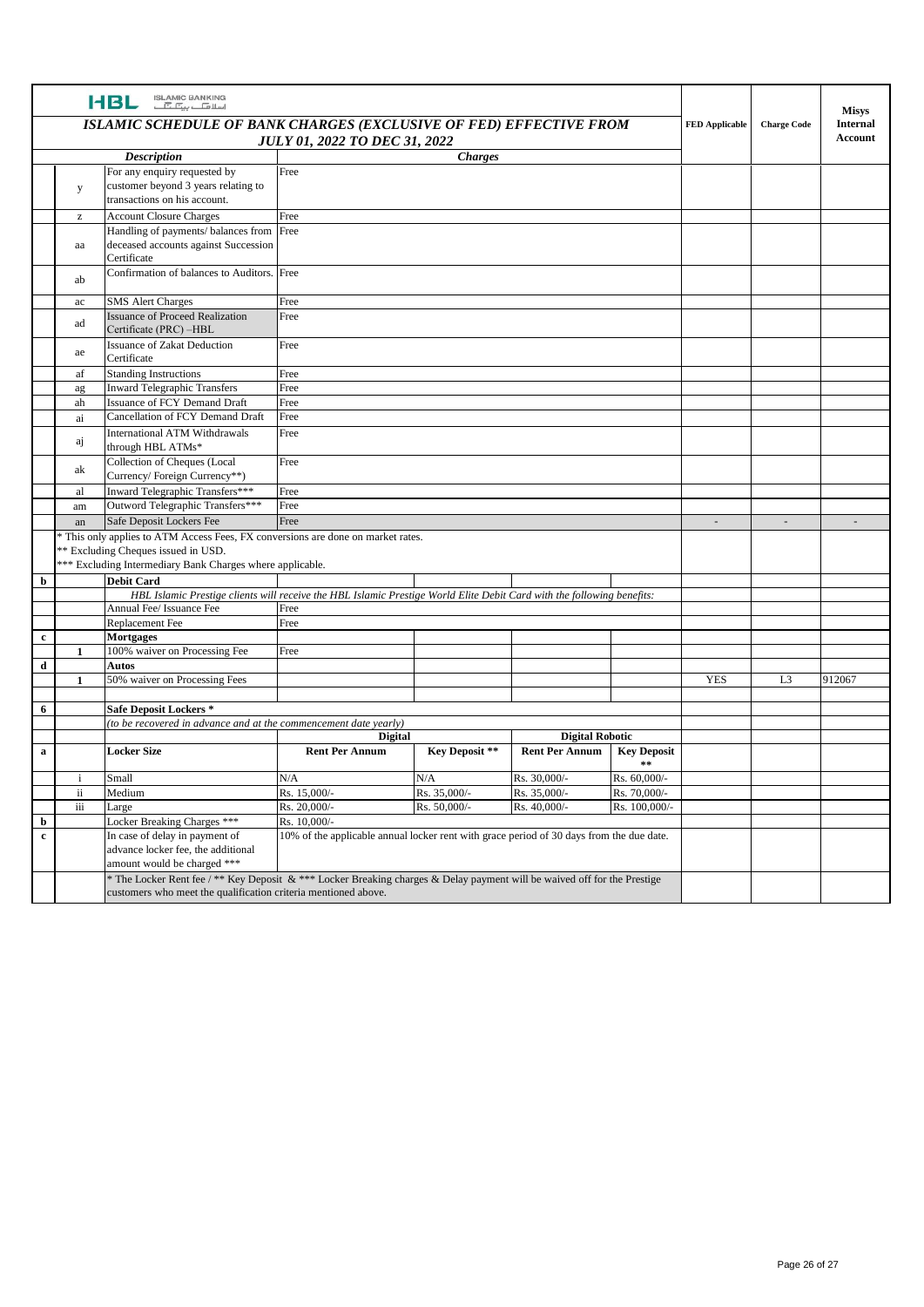| | | HBL ISLAMIC BANKING<br>*ISLAMIC SCHEDULE OF BANK CHARGES (EXCLUSIVE OF FED) EFFECTIVE FROM JULY 01, 2022 TO DEC 31, 2022* | | | | | FED Applicable | Charge Code | Misys Internal Account |
|---|---|---|---|---|---|---|---|---|---|
| | | ***Description*** | ***Charges*** | | | | | | |
| | y | For any enquiry requested by customer beyond 3 years relating to transactions on his account. | Free | | | | | | |
| | z | Account Closure Charges | Free | | | | | | |
| | aa | Handling of payments/ balances from deceased accounts against Succession Certificate | Free | | | | | | |
| | ab | Confirmation of balances to Auditors. | Free | | | | | | |
| | ac | SMS Alert Charges | Free | | | | | | |
| | ad | Issuance of Proceed Realization Certificate (PRC) –HBL | Free | | | | | | |
| | ae | Issuance of Zakat Deduction Certificate | Free | | | | | | |
| | af | Standing Instructions | Free | | | | | | |
| | ag | Inward Telegraphic Transfers | Free | | | | | | |
| | ah | Issuance of FCY Demand Draft | Free | | | | | | |
| | ai | Cancellation of FCY Demand Draft | Free | | | | | | |
| | aj | International ATM Withdrawals through HBL ATMs* | Free | | | | | | |
| | ak | Collection of Cheques (Local Currency/ Foreign Currency**) | Free | | | | | | |
| | al | Inward Telegraphic Transfers*** | Free | | | | | | |
| | am | Outword Telegraphic Transfers*** | Free | | | | | | |
| | an | Safe Deposit Lockers Fee | Free | | | | - | - | - |
| | | * This only applies to ATM Access Fees, FX conversions are done on market rates.<br>** Excluding Cheques issued in USD.<br>*** Excluding Intermediary Bank Charges where applicable. | | | | | | | |
| **b** | | **Debit Card** | | | | | | | |
| | | *HBL Islamic Prestige clients will receive the HBL Islamic Prestige World Elite Debit Card with the following benefits:* | | | | | | | |
| | | Annual Fee/ Issuance Fee | Free | | | | | | |
| | | Replacement Fee | Free | | | | | | |
| **c** | | **Mortgages** | | | | | | | |
| | **1** | 100% waiver on Processing Fee | Free | | | | | | |
| **d** | | **Autos** | | | | | | | |
| | **1** | 50% waiver on Processing Fees | | | | | YES | L3 | 912067 |
| **6** | | **Safe Deposit Lockers *** | | | | | | | |
| | | *(to be recovered in advance and at the commencement date yearly)* | | | | | | | |
| | | | **Digital** | | **Digital Robotic** | | | | |
| **a** | | **Locker Size** | **Rent Per Annum** | **Key Deposit **** | **Rent Per Annum** | **Key Deposit **** | | | |
| | i | Small | N/A | N/A | Rs. 30,000/- | Rs. 60,000/- | | | |
| | ii | Medium | Rs. 15,000/- | Rs. 35,000/- | Rs. 35,000/- | Rs. 70,000/- | | | |
| | iii | Large | Rs. 20,000/- | Rs. 50,000/- | Rs. 40,000/- | Rs. 100,000/- | | | |
| **b** | | Locker Breaking Charges *** | Rs. 10,000/- | | | | | | |
| **c** | | In case of delay in payment of advance locker fee, the additional amount would be charged *** | 10% of the applicable annual locker rent with grace period of 30 days from the due date. | | | | | | |
| | | * The Locker Rent fee / ** Key Deposit & *** Locker Breaking charges & Delay payment will be waived off for the Prestige customers who meet the qualification criteria mentioned above. | | | | | | | |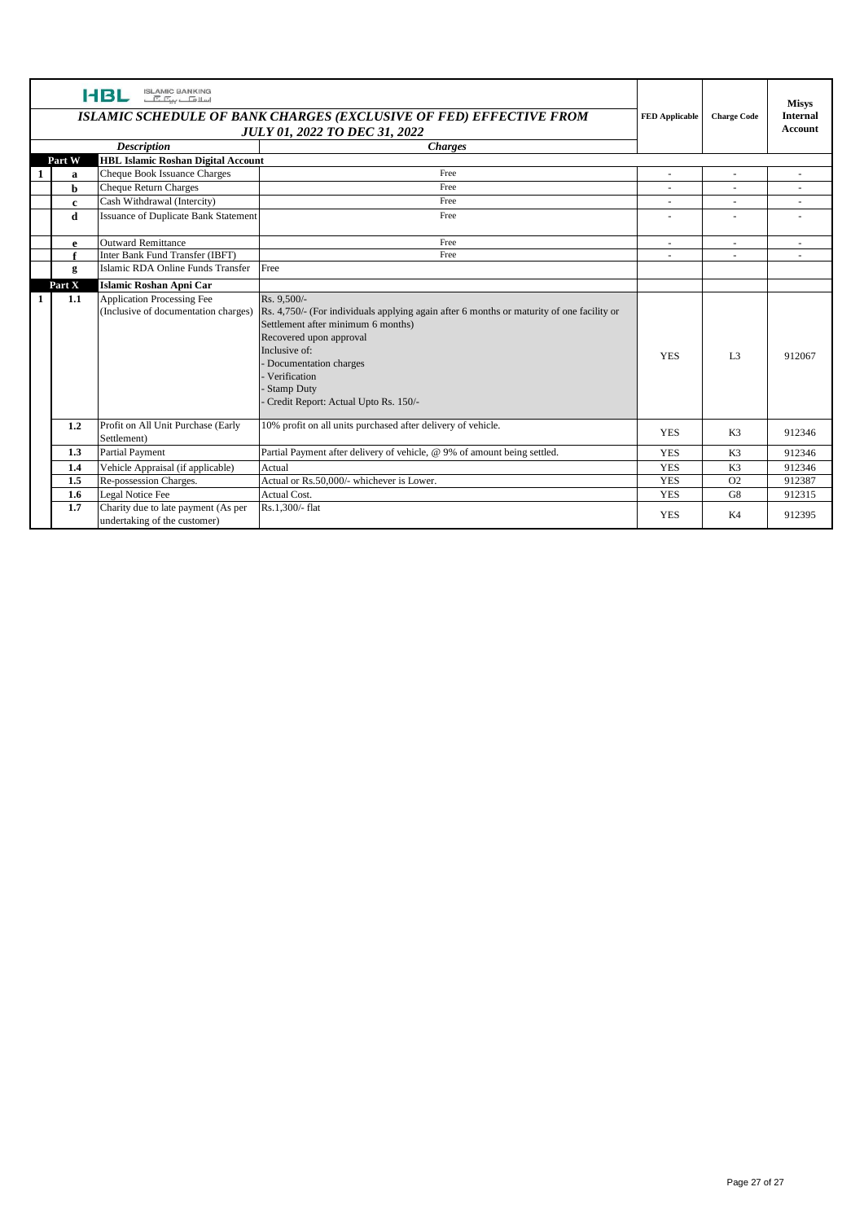**HBL ISLAMIC BANKING**

| | | Description | Charges | FED Applicable | Charge Code | Misys Internal Account |
|---|---|---|---|---|---|---|
| | | ***ISLAMIC SCHEDULE OF BANK CHARGES (EXCLUSIVE OF FED) EFFECTIVE FROM JULY 01, 2022 TO DEC 31, 2022*** | | | | |
| | **Part W** | **HBL Islamic Roshan Digital Account** | | | | |
| 1 | a | Cheque Book Issuance Charges | Free | - | - | - |
| | b | Cheque Return Charges | Free | - | - | - |
| | c | Cash Withdrawal (Intercity) | Free | - | - | - |
| | d | Issuance of Duplicate Bank Statement | Free | - | - | - |
| | e | Outward Remittance | Free | - | - | - |
| | f | Inter Bank Fund Transfer (IBFT) | Free | - | - | - |
| | g | Islamic RDA Online Funds Transfer | Free | | | |
| | **Part X** | **Islamic Roshan Apni Car** | | | | |
| 1 | 1.1 | Application Processing Fee (Inclusive of documentation charges) | Rs. 9,500/-<br>Rs. 4,750/- (For individuals applying again after 6 months or maturity of one facility or Settlement after minimum 6 months)<br>Recovered upon approval<br>Inclusive of:<br>- Documentation charges<br>- Verification<br>- Stamp Duty<br>- Credit Report: Actual Upto Rs. 150/- | YES | L3 | 912067 |
| | 1.2 | Profit on All Unit Purchase (Early Settlement) | 10% profit on all units purchased after delivery of vehicle. | YES | K3 | 912346 |
| | 1.3 | Partial Payment | Partial Payment after delivery of vehicle, @ 9% of amount being settled. | YES | K3 | 912346 |
| | 1.4 | Vehicle Appraisal (if applicable) | Actual | YES | K3 | 912346 |
| | 1.5 | Re-possession Charges. | Actual or Rs.50,000/- whichever is Lower. | YES | O2 | 912387 |
| | 1.6 | Legal Notice Fee | Actual Cost. | YES | G8 | 912315 |
| | 1.7 | Charity due to late payment (As per undertaking of the customer) | Rs.1,300/- flat | YES | K4 | 912395 |